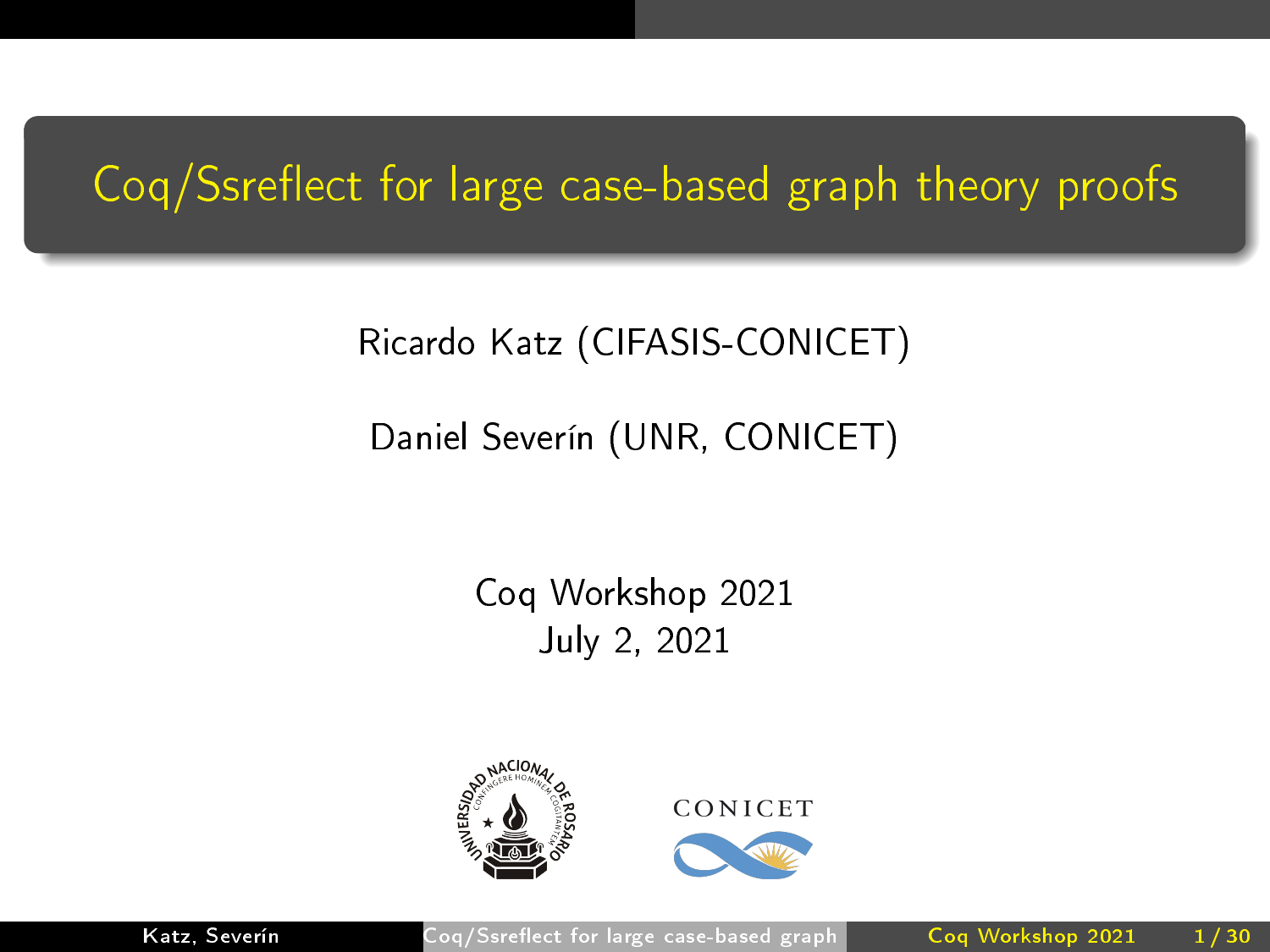# Coq/Ssreflect for large case-based graph theory proofs

Ricardo Katz (CIFASIS-CONICET)

Daniel Severín (UNR, CONICET)

Coq Workshop 2021
July 2, 2021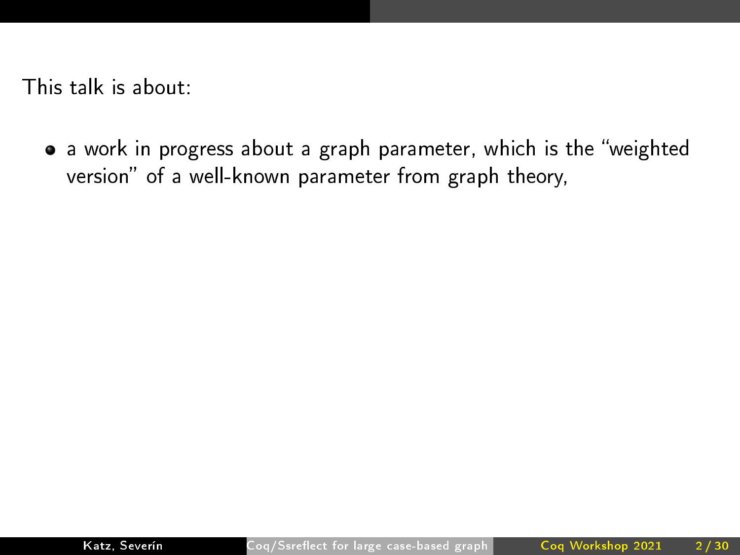This talk is about:

- a work in progress about a graph parameter, which is the "weighted version" of a well-known parameter from graph theory,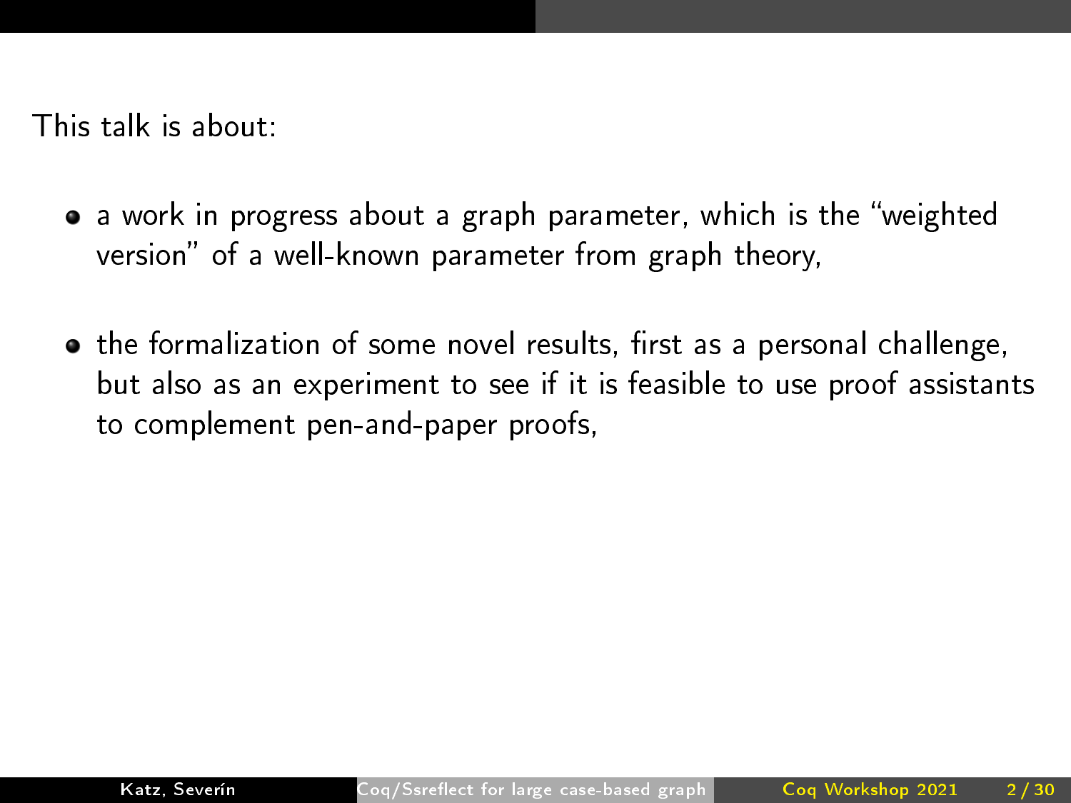This talk is about:

- a work in progress about a graph parameter, which is the "weighted version" of a well-known parameter from graph theory,
- the formalization of some novel results, first as a personal challenge, but also as an experiment to see if it is feasible to use proof assistants to complement pen-and-paper proofs,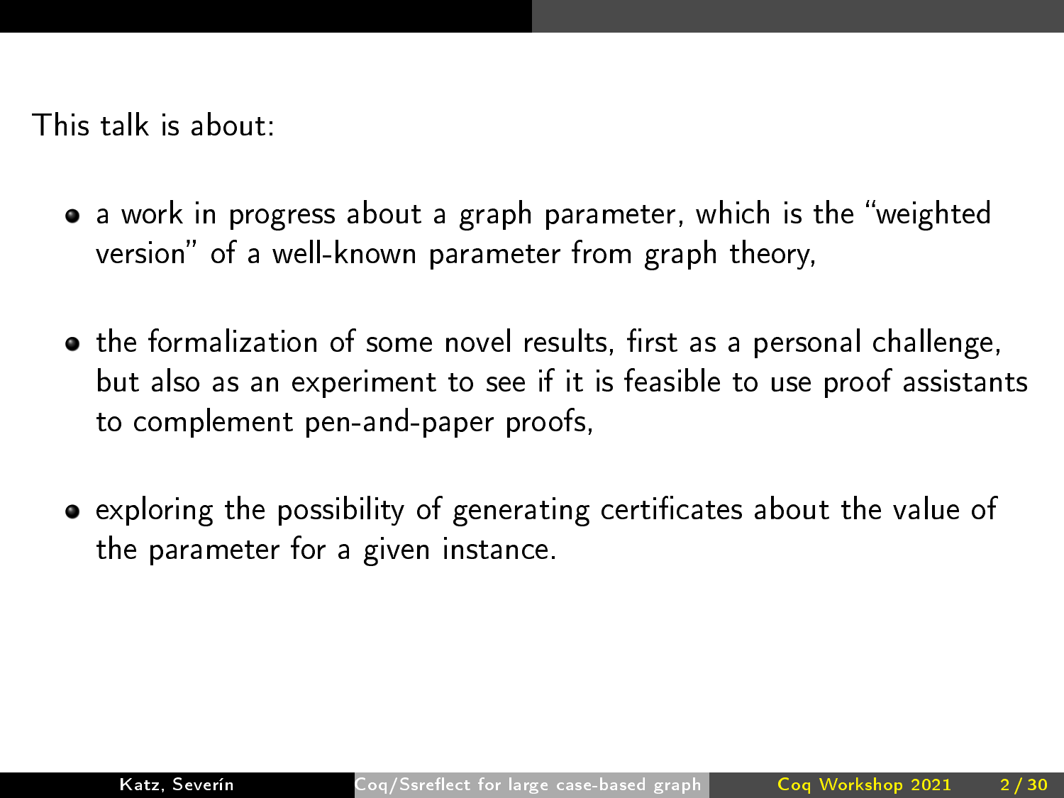This talk is about:

- a work in progress about a graph parameter, which is the "weighted version" of a well-known parameter from graph theory,
- the formalization of some novel results, first as a personal challenge, but also as an experiment to see if it is feasible to use proof assistants to complement pen-and-paper proofs,
- exploring the possibility of generating certificates about the value of the parameter for a given instance.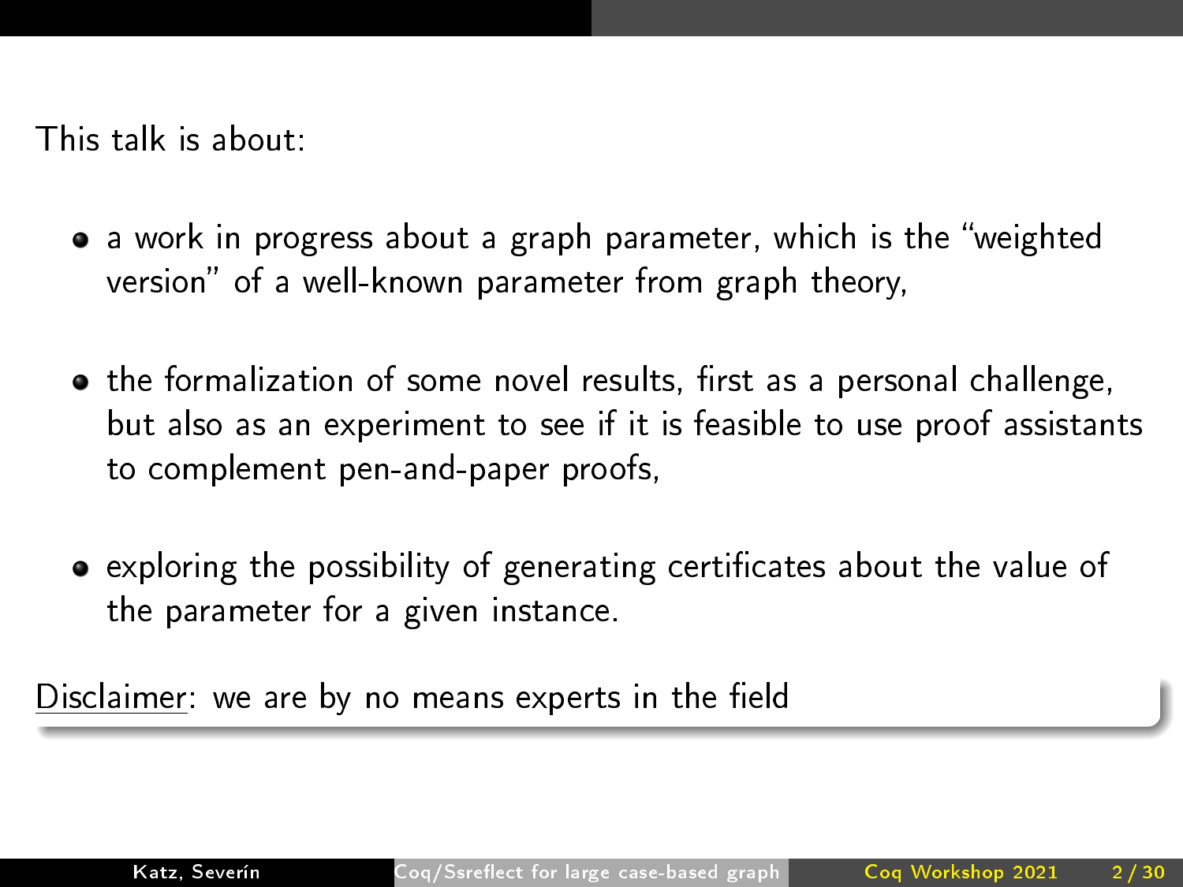This talk is about:

- a work in progress about a graph parameter, which is the "weighted version" of a well-known parameter from graph theory,
- the formalization of some novel results, first as a personal challenge, but also as an experiment to see if it is feasible to use proof assistants to complement pen-and-paper proofs,
- exploring the possibility of generating certificates about the value of the parameter for a given instance.

Disclaimer: we are by no means experts in the field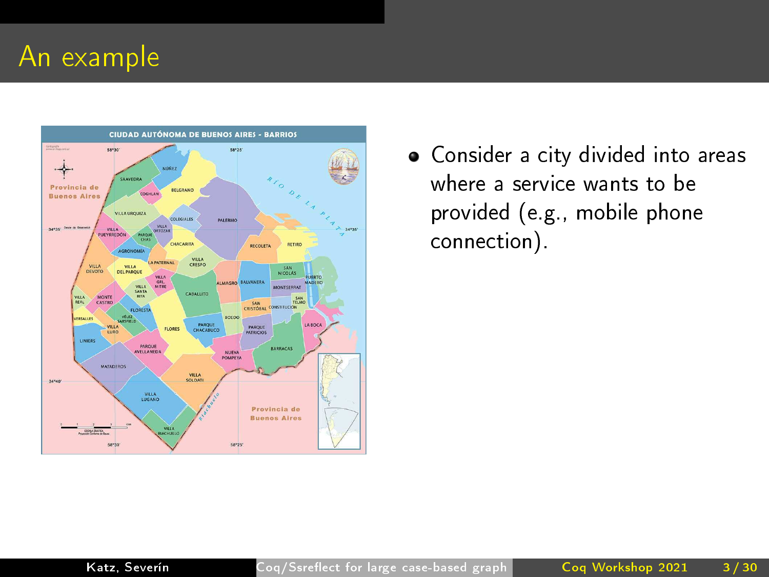# An example

- Consider a city divided into areas where a service wants to be provided (e.g., mobile phone connection).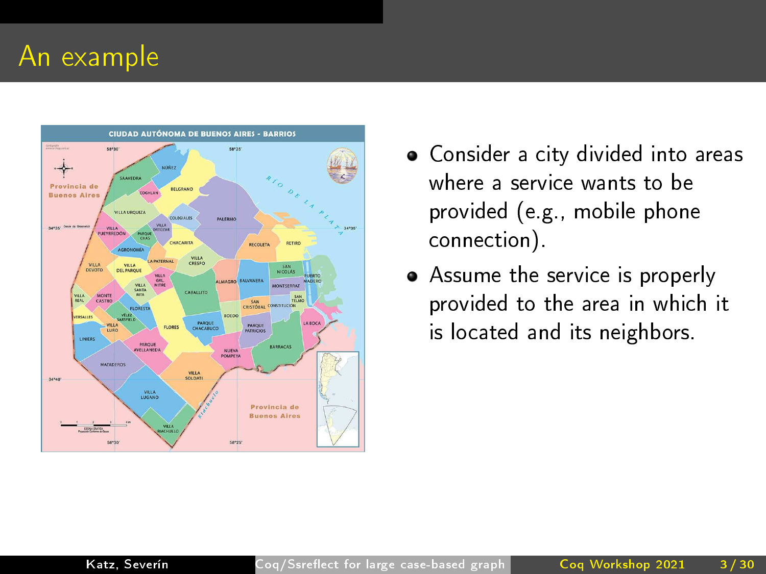# An example

- Consider a city divided into areas where a service wants to be provided (e.g., mobile phone connection).
- Assume the service is properly provided to the area in which it is located and its neighbors.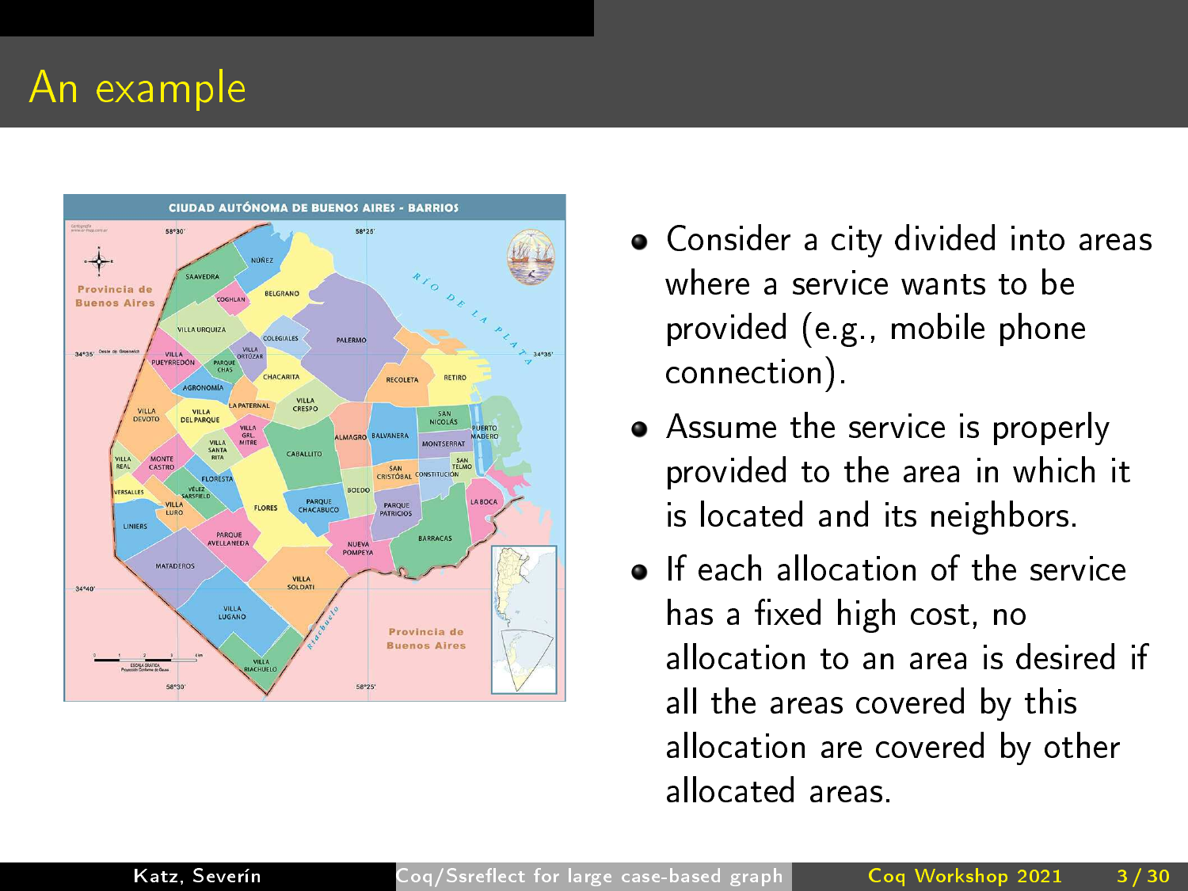# An example

- Consider a city divided into areas where a service wants to be provided (e.g., mobile phone connection).
- Assume the service is properly provided to the area in which it is located and its neighbors.
- If each allocation of the service has a fixed high cost, no allocation to an area is desired if all the areas covered by this allocation are covered by other allocated areas.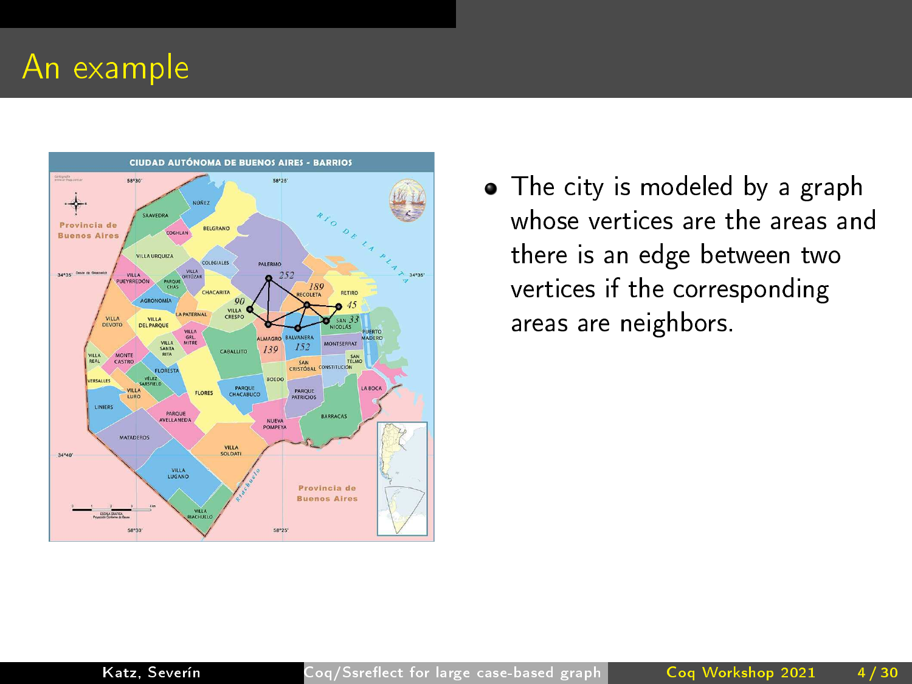# An example

- The city is modeled by a graph whose vertices are the areas and there is an edge between two vertices if the corresponding areas are neighbors.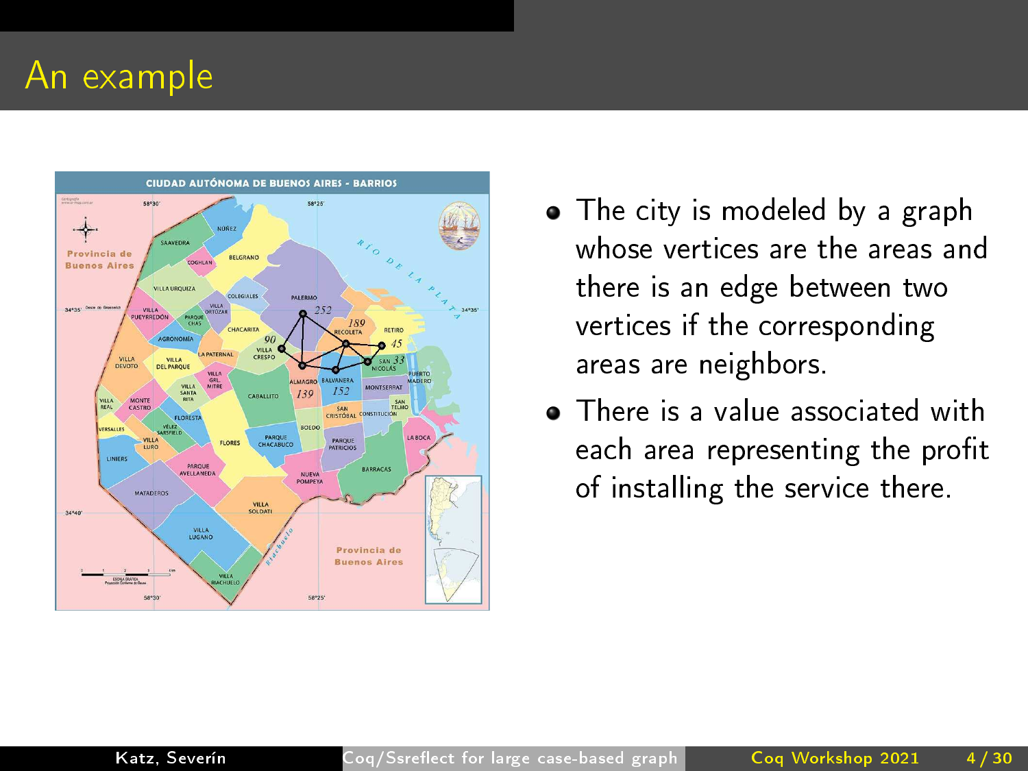# An example

- The city is modeled by a graph whose vertices are the areas and there is an edge between two vertices if the corresponding areas are neighbors.
- There is a value associated with each area representing the profit of installing the service there.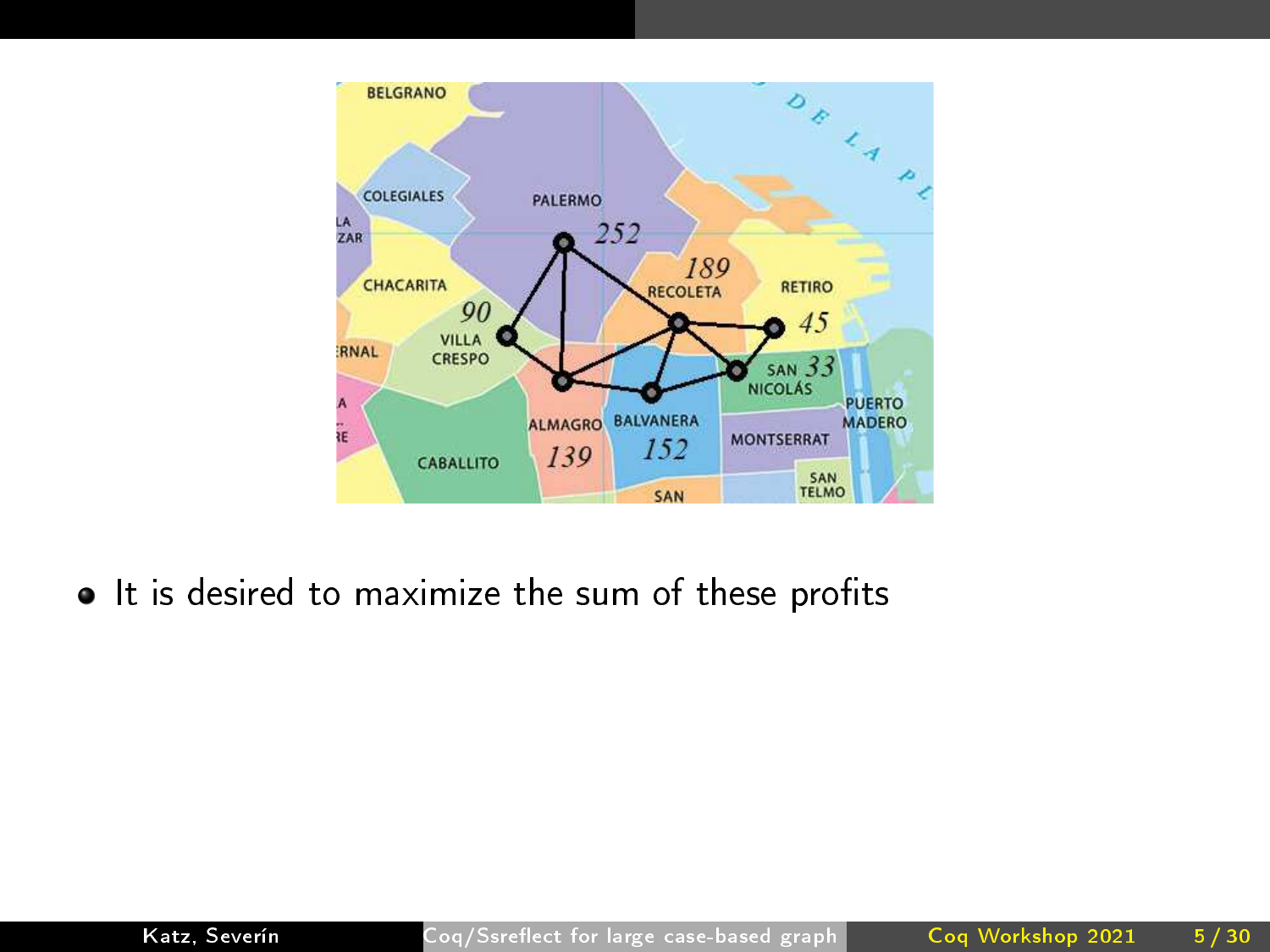- It is desired to maximize the sum of these profits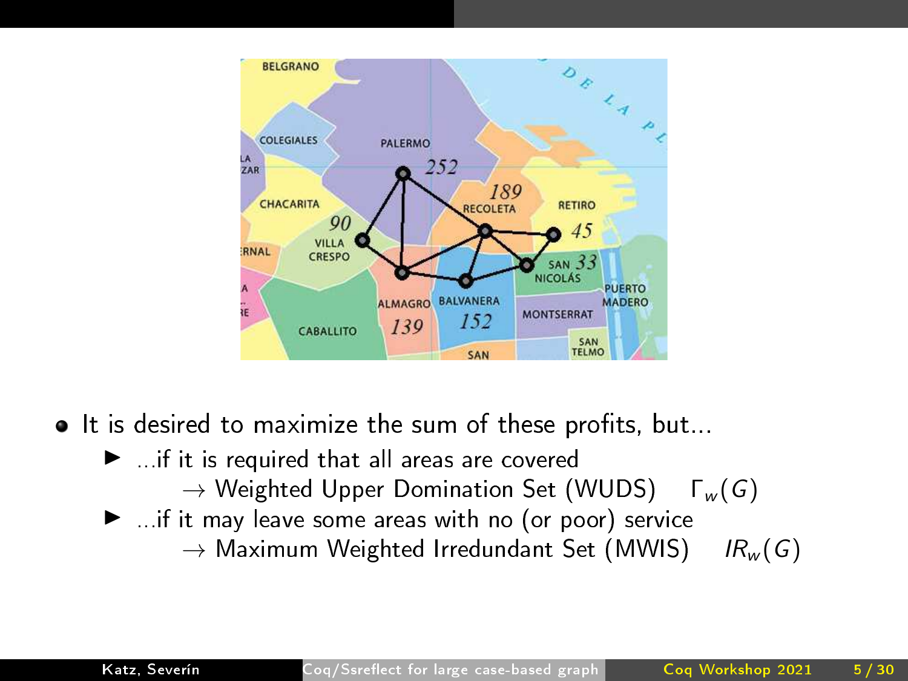- It is desired to maximize the sum of these profits, but...
  - ...if it is required that all areas are covered
    
    $\rightarrow$ Weighted Upper Domination Set (WUDS) $\Gamma_w(G)$
  - ...if it may leave some areas with no (or poor) service
    
    $\rightarrow$ Maximum Weighted Irredundant Set (MWIS) $IR_w(G)$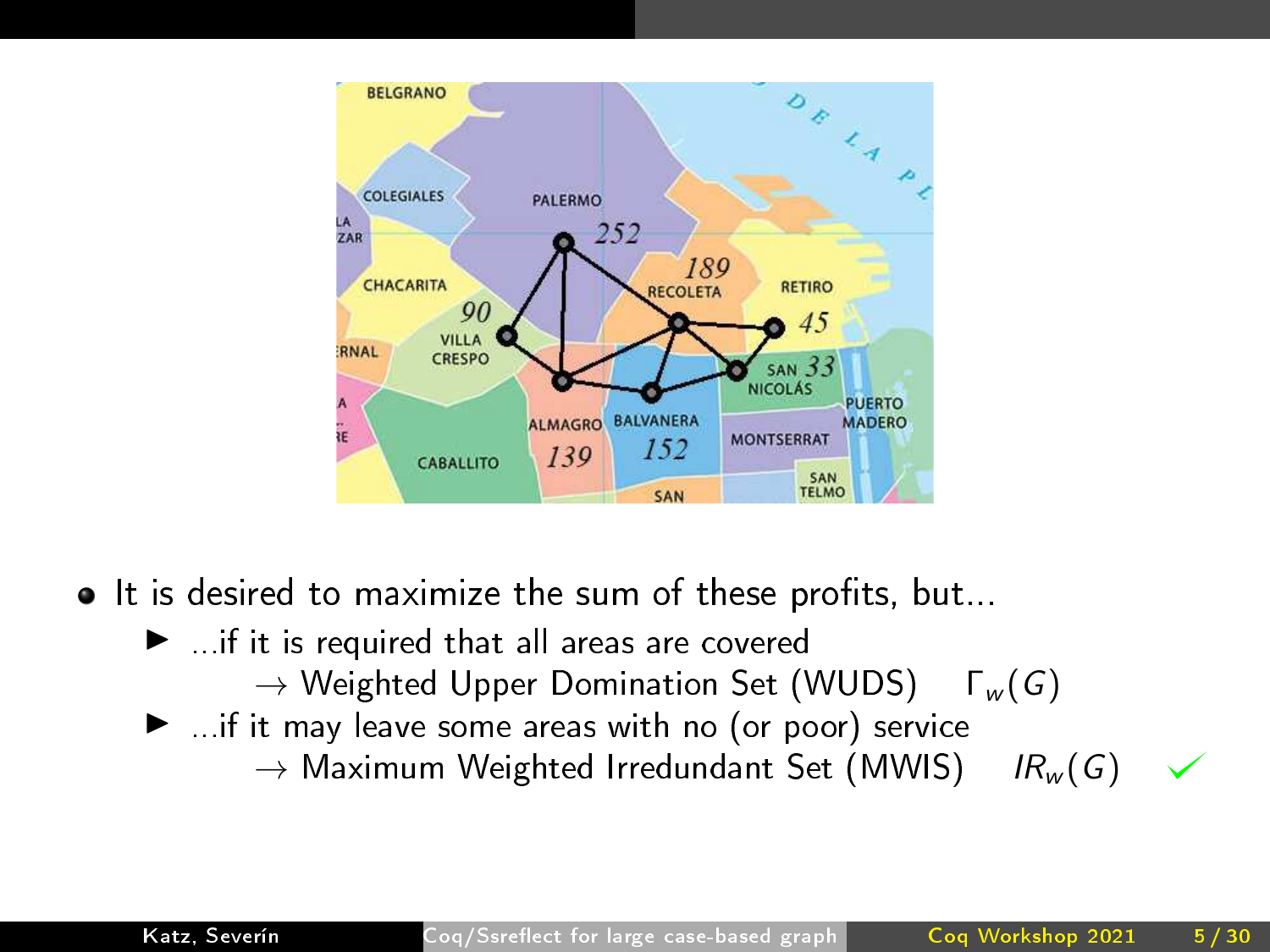- It is desired to maximize the sum of these profits, but...
  - ...if it is required that all areas are covered
    - $\rightarrow$ Weighted Upper Domination Set (WUDS) $\Gamma_w(G)$
  - ...if it may leave some areas with no (or poor) service
    - $\rightarrow$ Maximum Weighted Irredundant Set (MWIS) $IR_w(G)$ ✓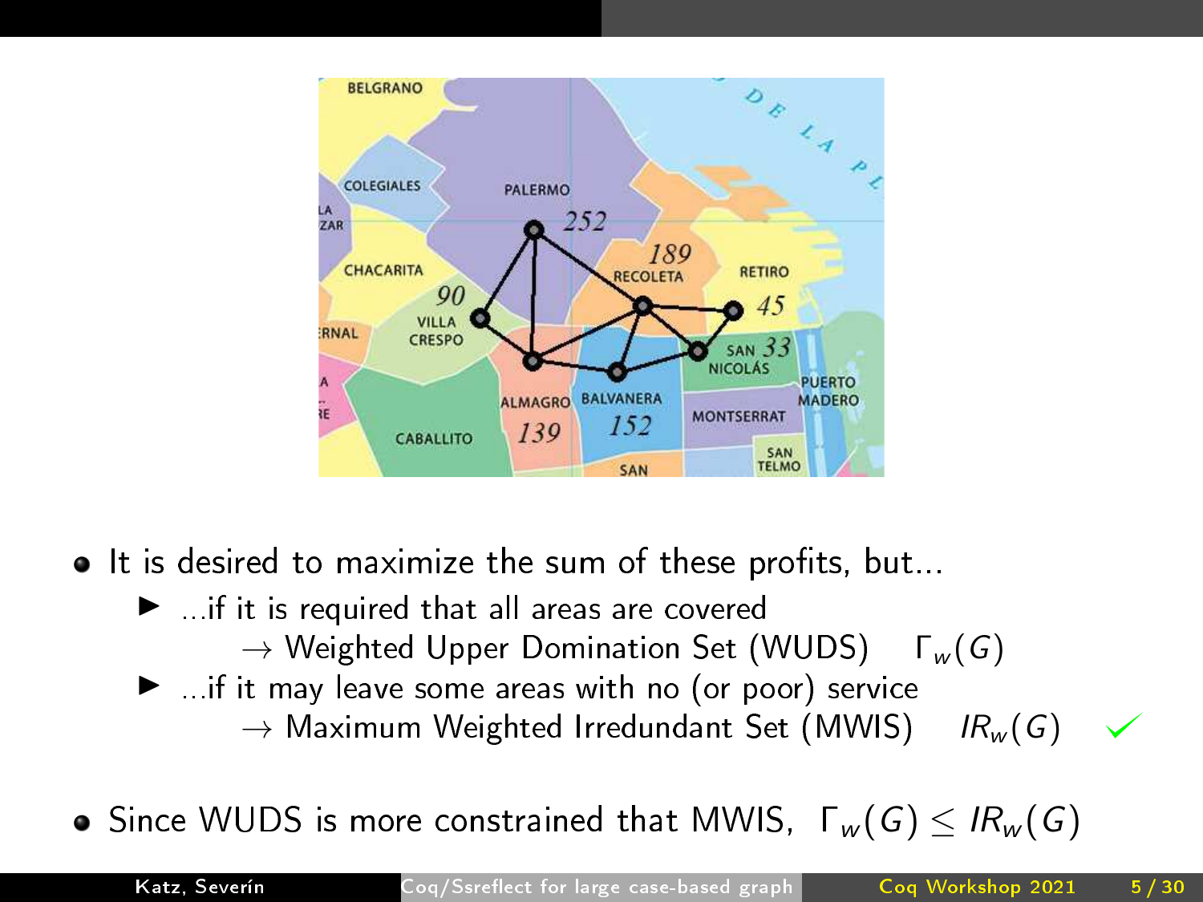- It is desired to maximize the sum of these profits, but...
  - ...if it is required that all areas are covered
    $\rightarrow$ Weighted Upper Domination Set (WUDS) $\Gamma_w(G)$
  - ...if it may leave some areas with no (or poor) service
    $\rightarrow$ Maximum Weighted Irredundant Set (MWIS) $IR_w(G)$ ✓

- Since WUDS is more constrained that MWIS, $\Gamma_w(G) \leq IR_w(G)$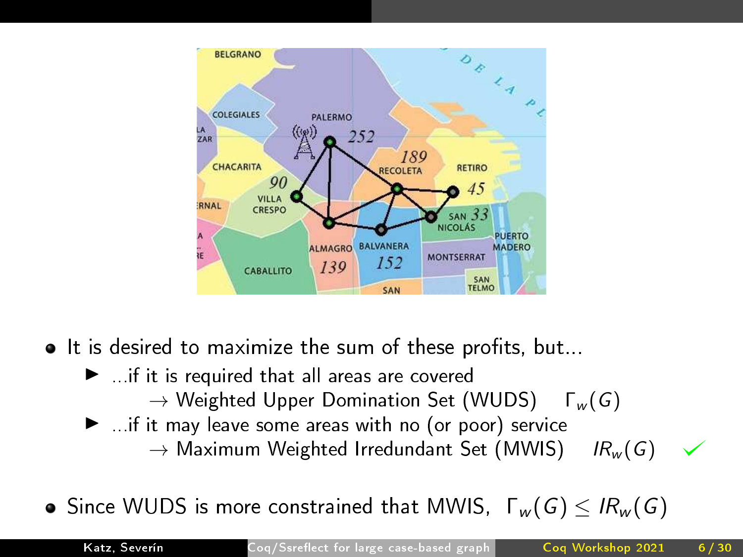- It is desired to maximize the sum of these profits, but...
  - ...if it is required that all areas are covered
    → Weighted Upper Domination Set (WUDS) $\Gamma_w(G)$
  - ...if it may leave some areas with no (or poor) service
    → Maximum Weighted Irredundant Set (MWIS) $IR_w(G)$ ✓
- Since WUDS is more constrained that MWIS, $\Gamma_w(G) \leq IR_w(G)$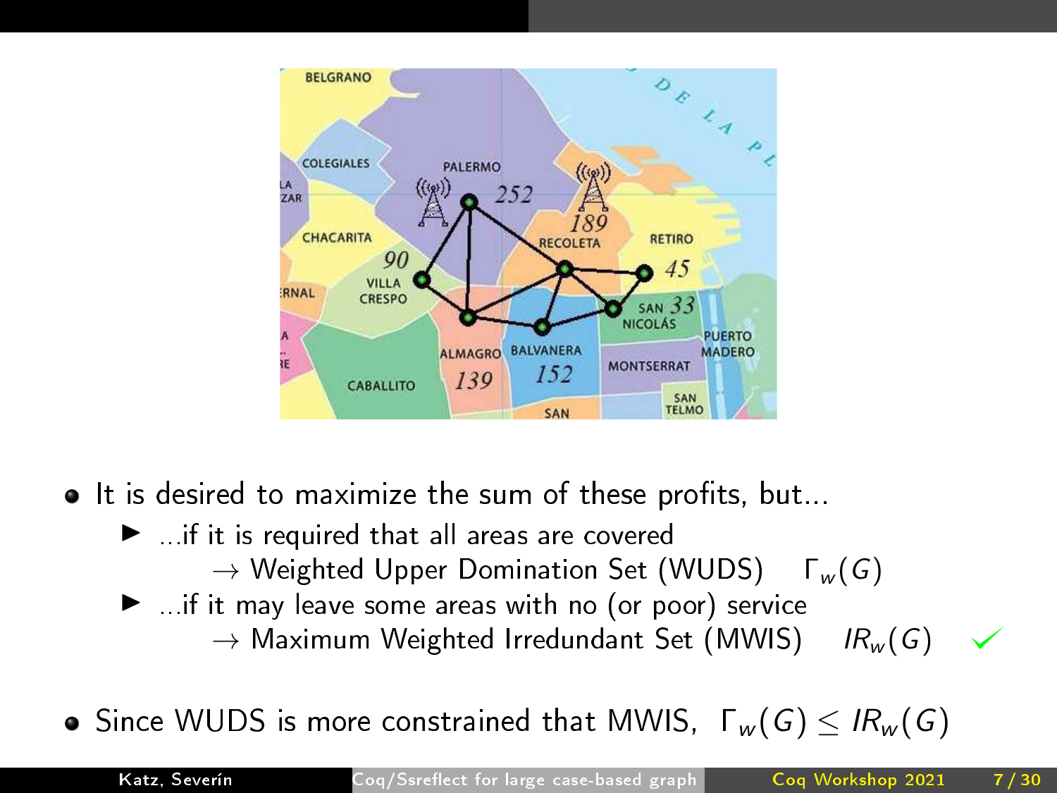- It is desired to maximize the sum of these profits, but...
  - ...if it is required that all areas are covered
    → Weighted Upper Domination Set (WUDS)   $\Gamma_w(G)$
  - ...if it may leave some areas with no (or poor) service
    → Maximum Weighted Irredundant Set (MWIS)   $IR_w(G)$ ✓

- Since WUDS is more constrained that MWIS, $\Gamma_w(G) \leq IR_w(G)$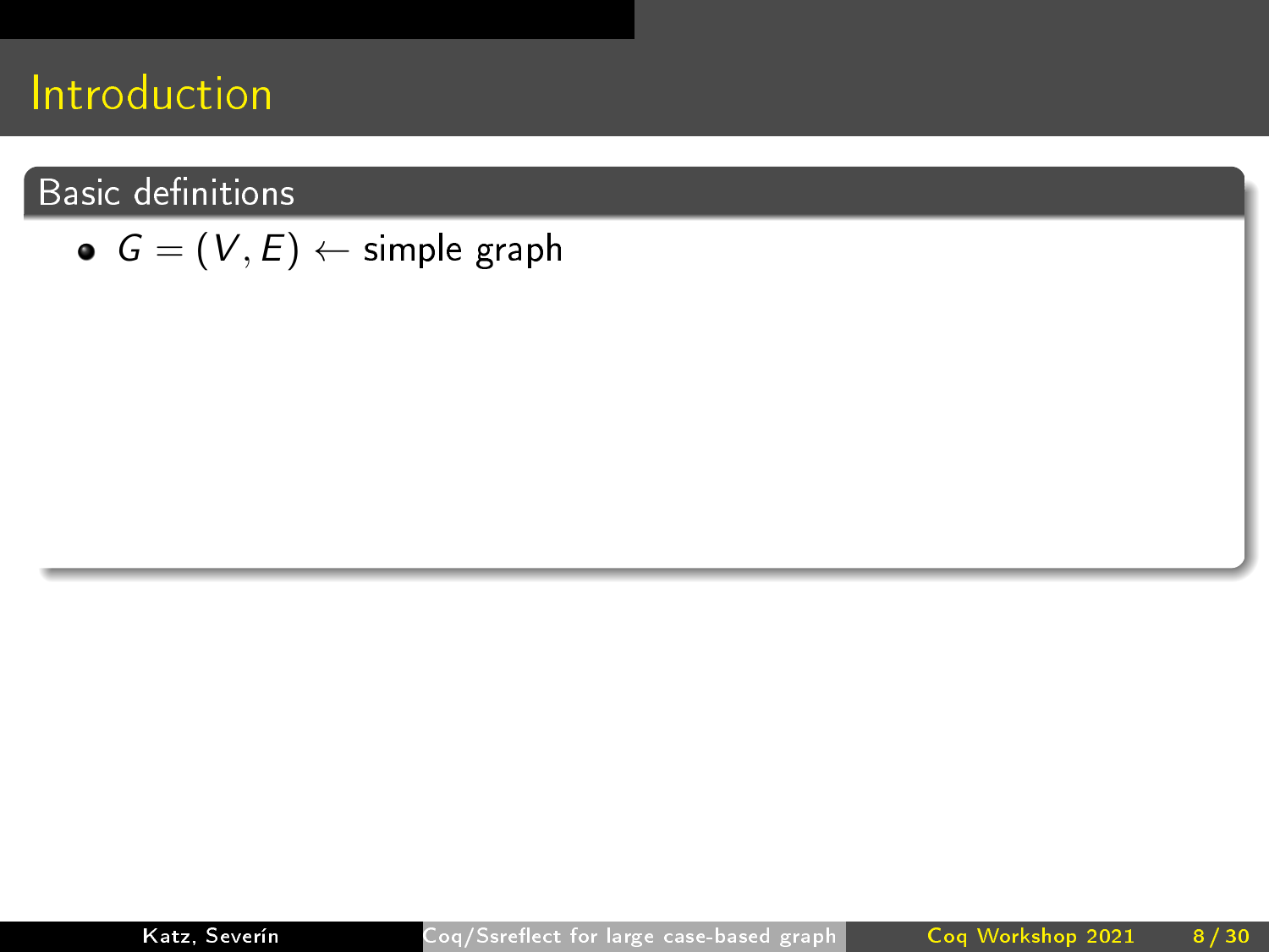# Introduction

## Basic definitions

- $G = (V, E) \leftarrow$ simple graph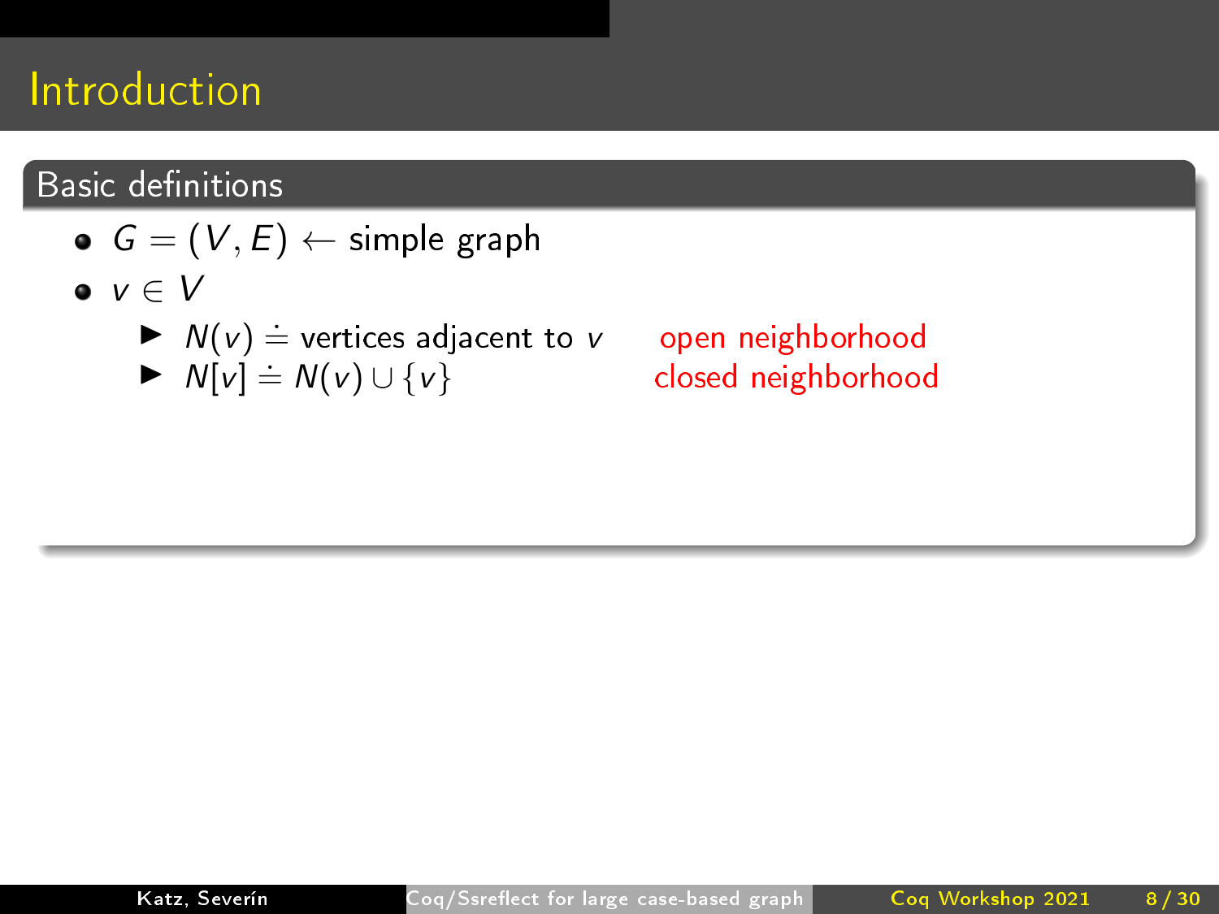# Introduction

## Basic definitions

- $G = (V, E) \leftarrow$ simple graph
- $v \in V$
  - $N(v) \doteq$ vertices adjacent to $v$ — open neighborhood
  - $N[v] \doteq N(v) \cup \{v\}$ — closed neighborhood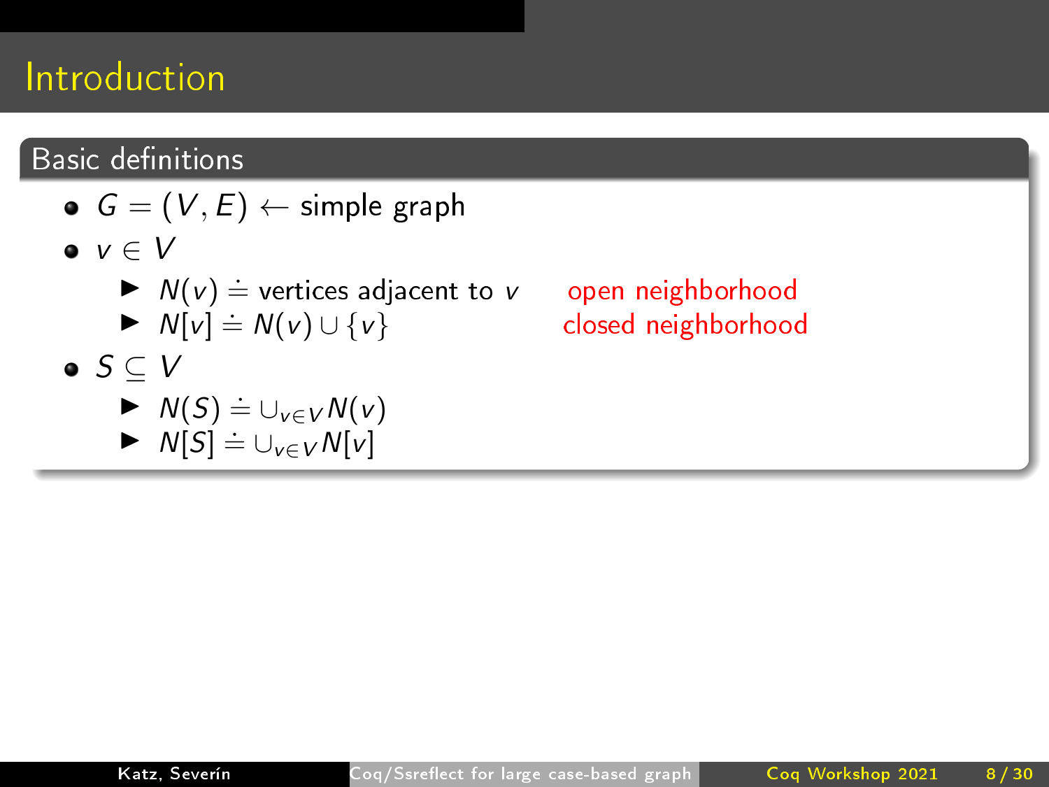# Introduction

## Basic definitions

- $G = (V, E) \leftarrow$ simple graph
- $v \in V$
  - $N(v) \doteq$ vertices adjacent to $v$ — open neighborhood
  - $N[v] \doteq N(v) \cup \{v\}$ — closed neighborhood
- $S \subseteq V$
  - $N(S) \doteq \cup_{v \in V} N(v)$
  - $N[S] \doteq \cup_{v \in V} N[v]$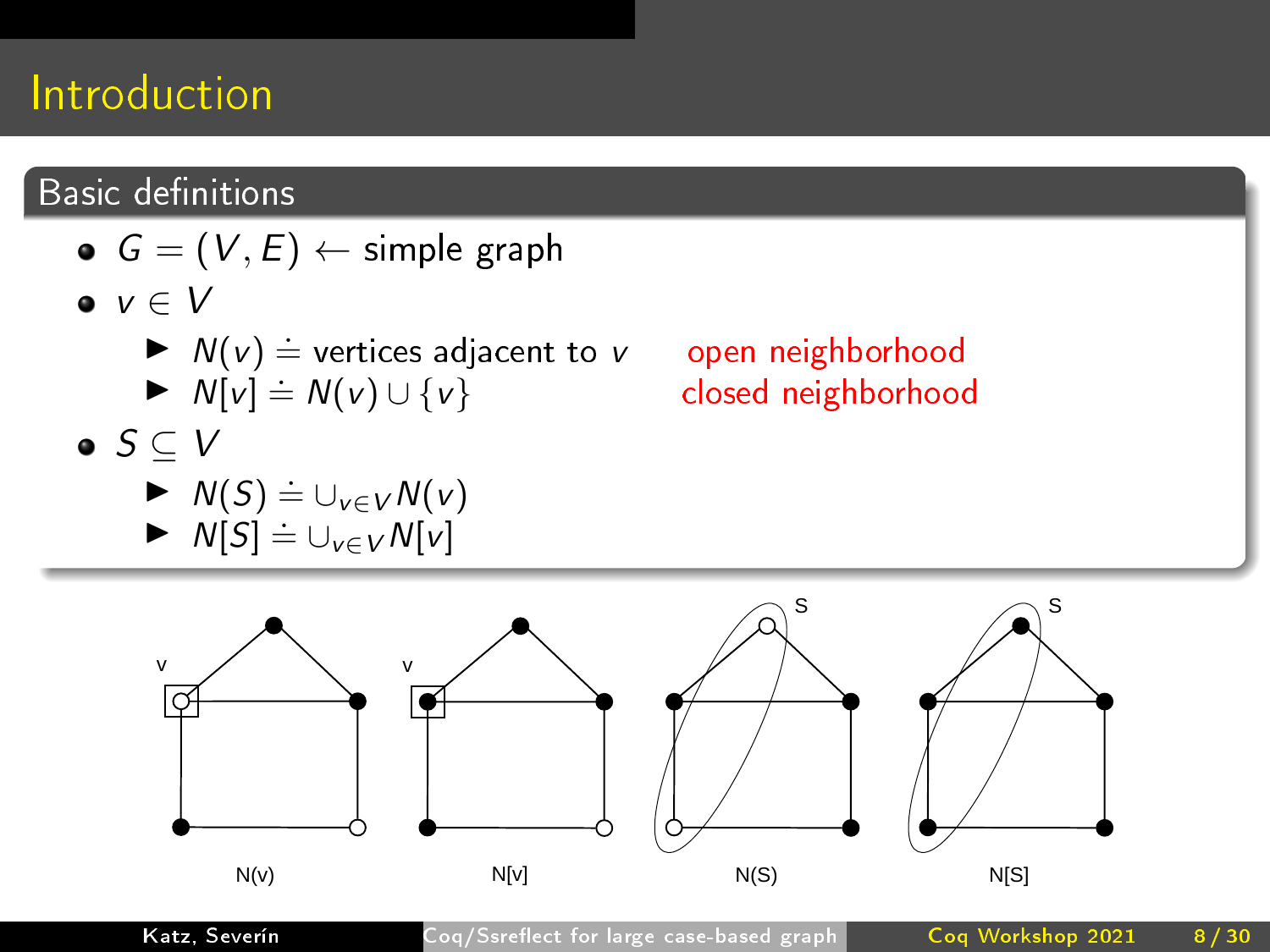# Introduction

## Basic definitions

- $G = (V, E) \leftarrow$ simple graph
- $v \in V$
  - $N(v) \doteq$ vertices adjacent to $v$ — open neighborhood
  - $N[v] \doteq N(v) \cup \{v\}$ — closed neighborhood
- $S \subseteq V$
  - $N(S) \doteq \cup_{v \in V} N(v)$
  - $N[S] \doteq \cup_{v \in V} N[v]$

N(v) N[v] N(S) N[S]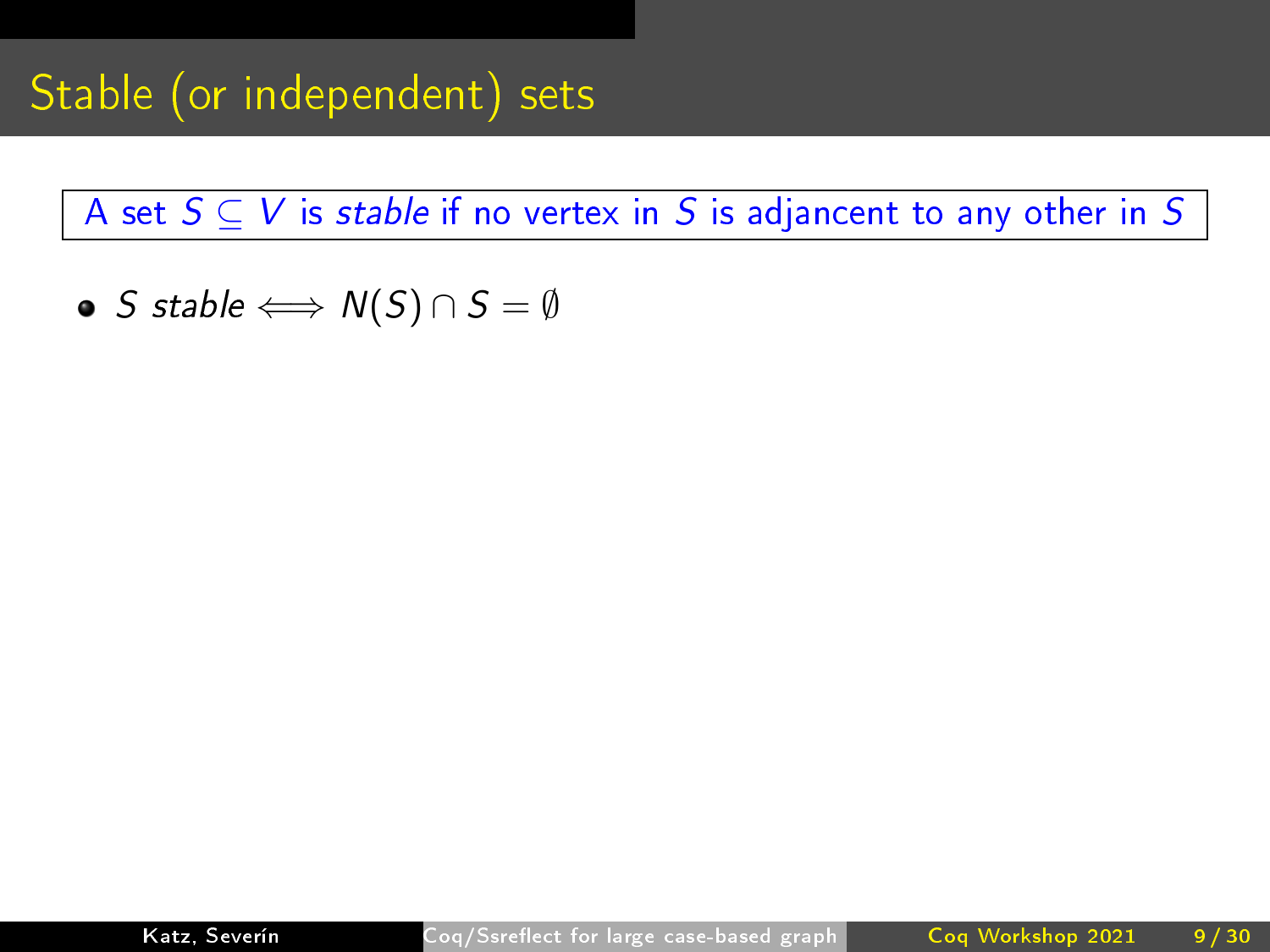# Stable (or independent) sets

A set $S \subseteq V$ is *stable* if no vertex in $S$ is adjancent to any other in $S$

- $S$ *stable* $\iff N(S) \cap S = \emptyset$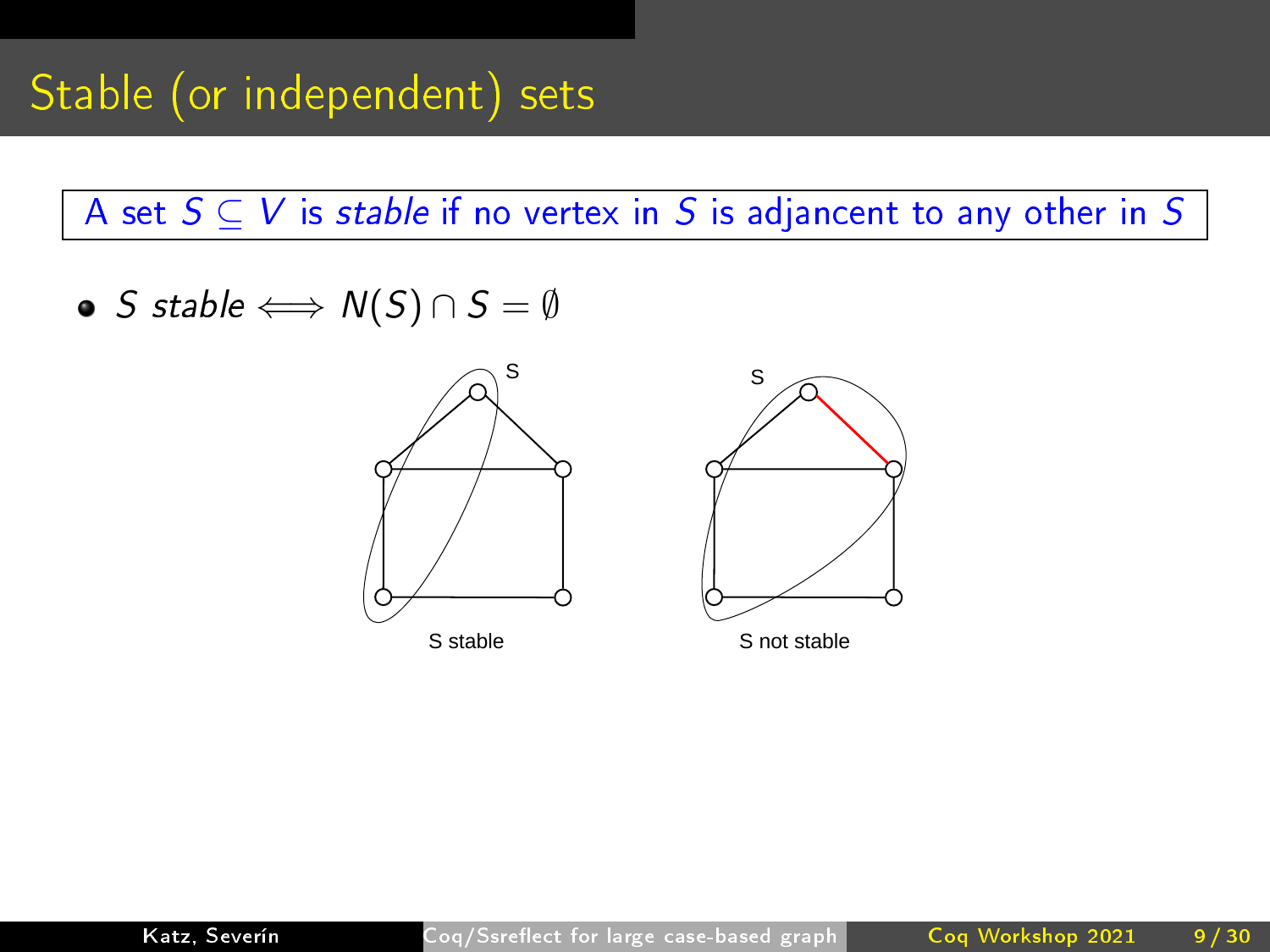# Stable (or independent) sets

A set $S \subseteq V$ is *stable* if no vertex in $S$ is adjancent to any other in $S$

- $S$ *stable* $\iff N(S) \cap S = \emptyset$

S stable

S not stable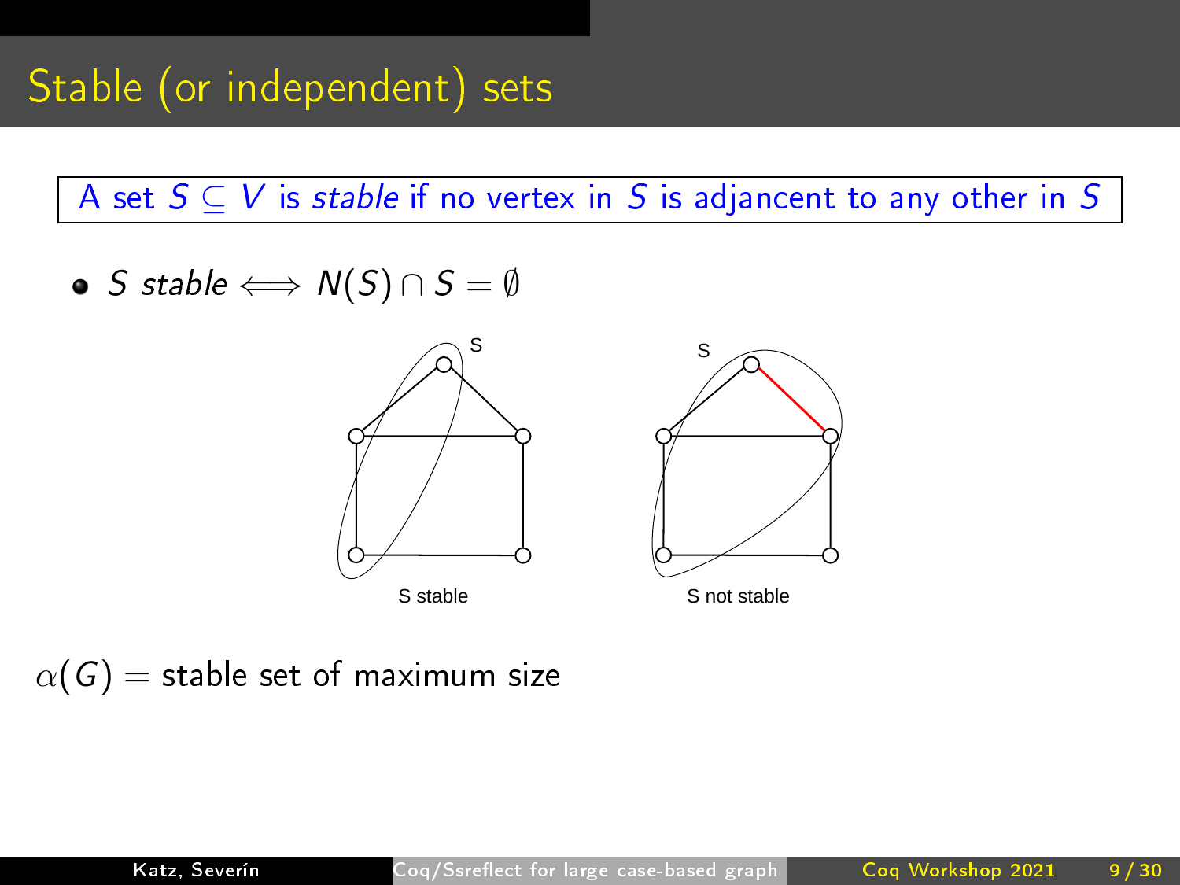# Stable (or independent) sets

A set $S \subseteq V$ is *stable* if no vertex in $S$ is adjancent to any other in $S$

- $S$ *stable* $\iff N(S) \cap S = \emptyset$

S stable

S not stable

$\alpha(G)$ = stable set of maximum size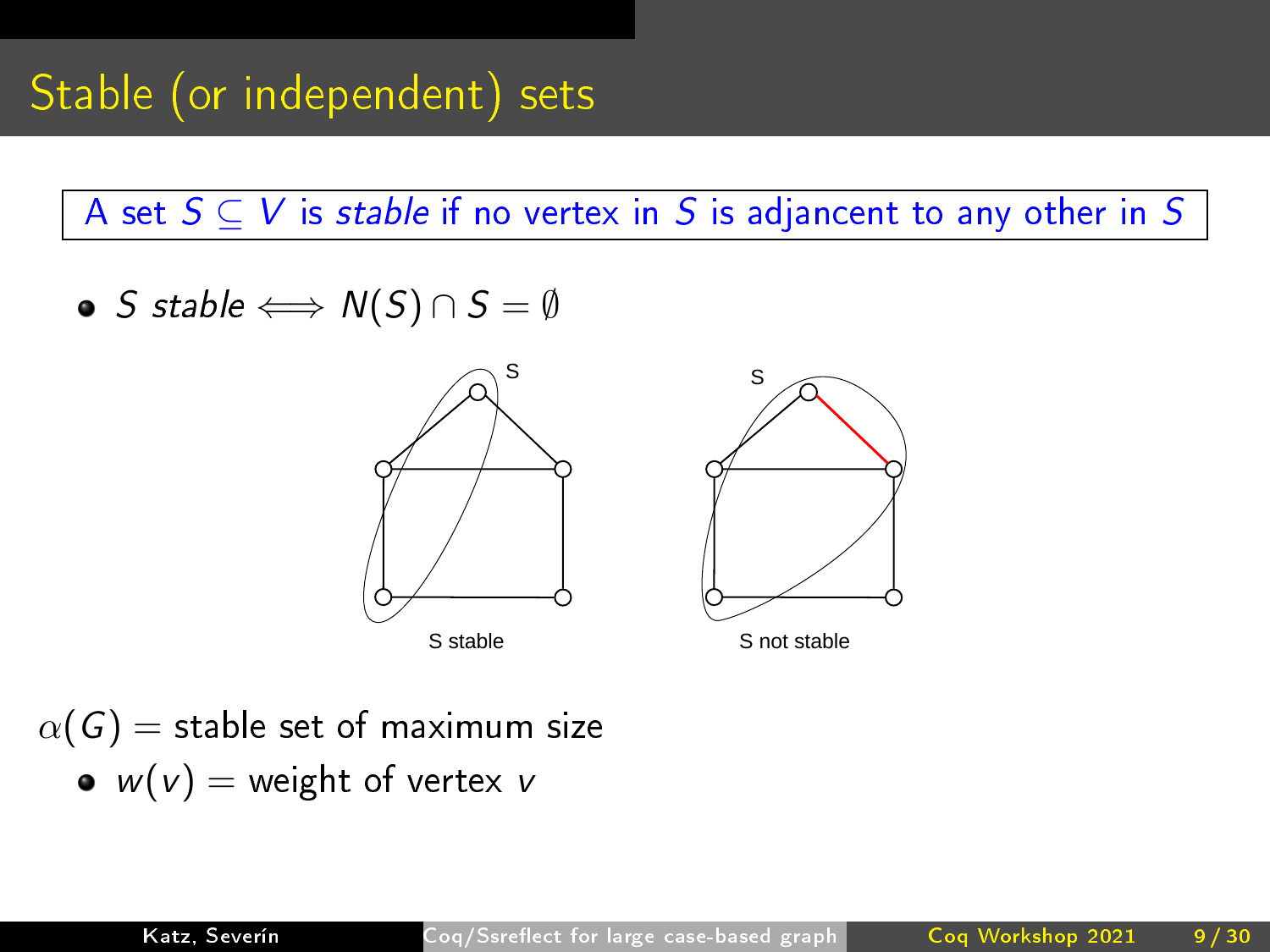# Stable (or independent) sets

A set $S \subseteq V$ is *stable* if no vertex in $S$ is adjancent to any other in $S$

- $S$ *stable* $\iff N(S) \cap S = \emptyset$

S stable

S not stable

$\alpha(G)$ = stable set of maximum size

- $w(v)$ = weight of vertex $v$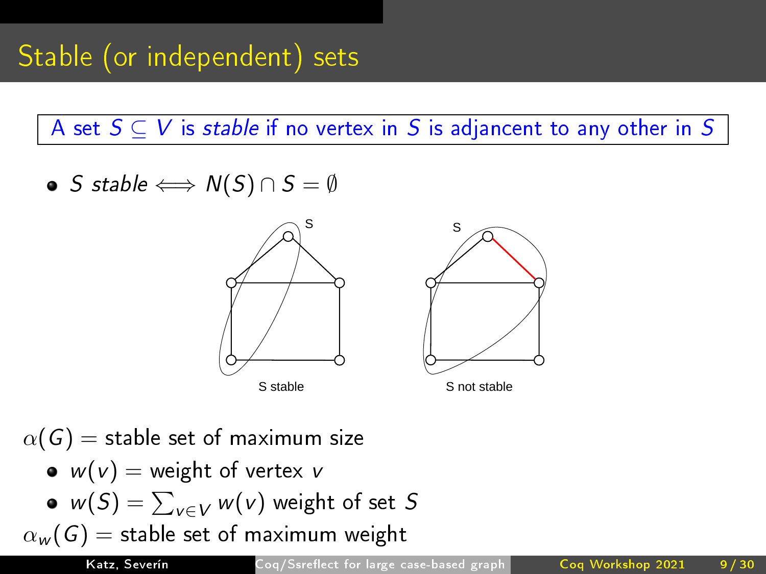# Stable (or independent) sets

A set $S \subseteq V$ is *stable* if no vertex in $S$ is adjancent to any other in $S$

- $S$ *stable* $\iff N(S) \cap S = \emptyset$

S stable

S not stable

$\alpha(G)$ = stable set of maximum size

- $w(v)$ = weight of vertex $v$
- $w(S) = \sum_{v \in V} w(v)$ weight of set $S$

$\alpha_w(G)$ = stable set of maximum weight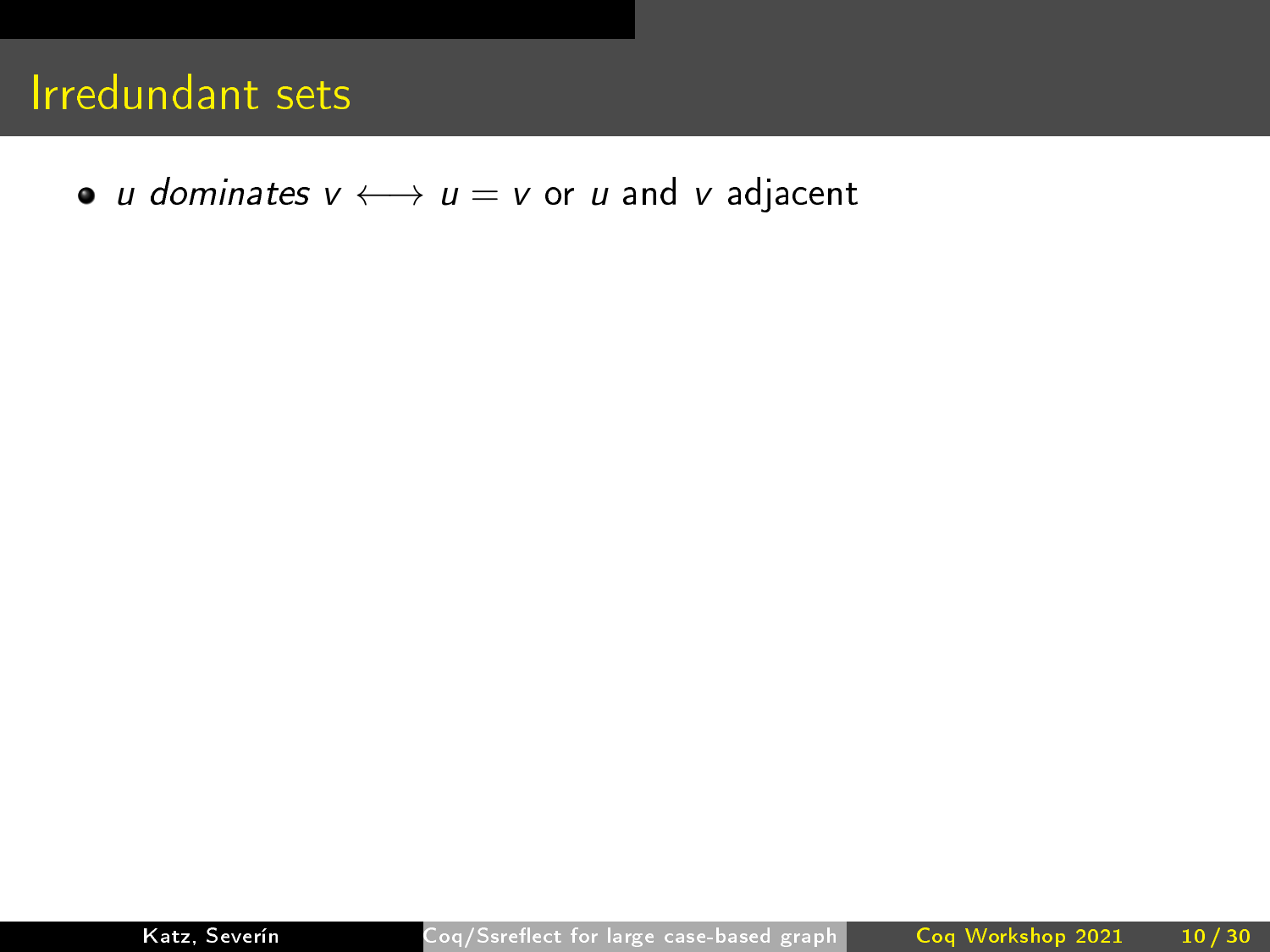# Irredundant sets

- $u$ *dominates* $v \longleftrightarrow u = v$ or $u$ and $v$ adjacent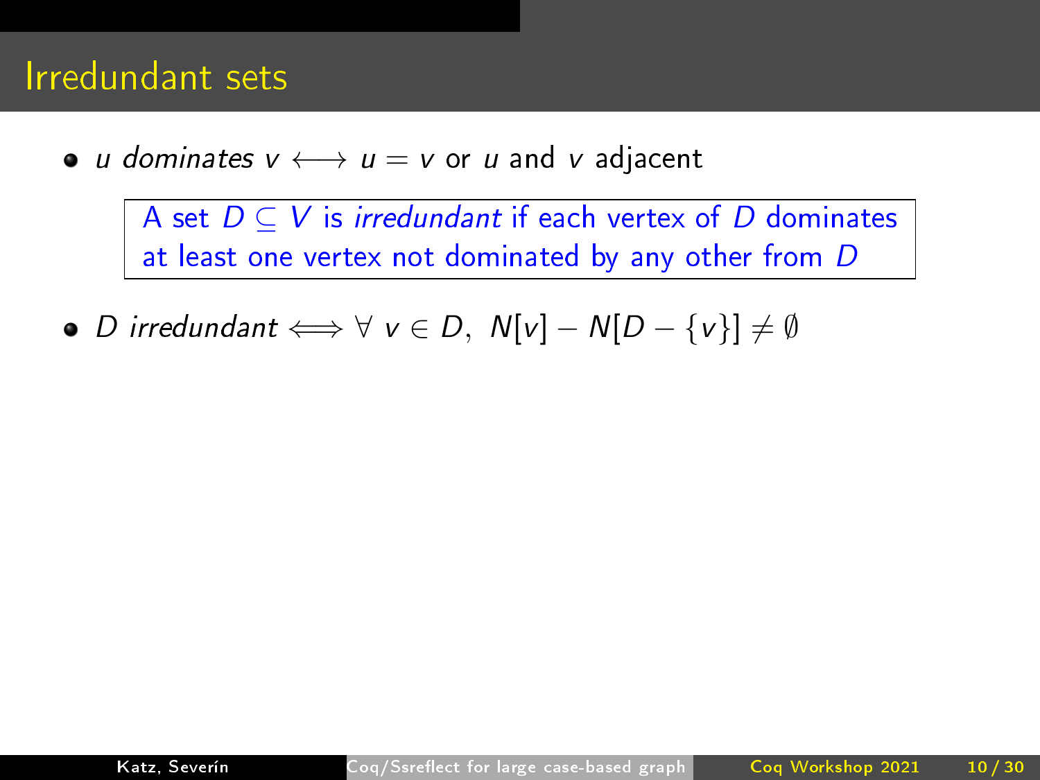# Irredundant sets

- *u dominates v* $\longleftrightarrow$ $u = v$ or $u$ and $v$ adjacent

> A set $D \subseteq V$ is *irredundant* if each vertex of $D$ dominates at least one vertex not dominated by any other from $D$

- $D$ *irredundant* $\Longleftrightarrow \forall\ v \in D,\ N[v] - N[D - \{v\}] \neq \emptyset$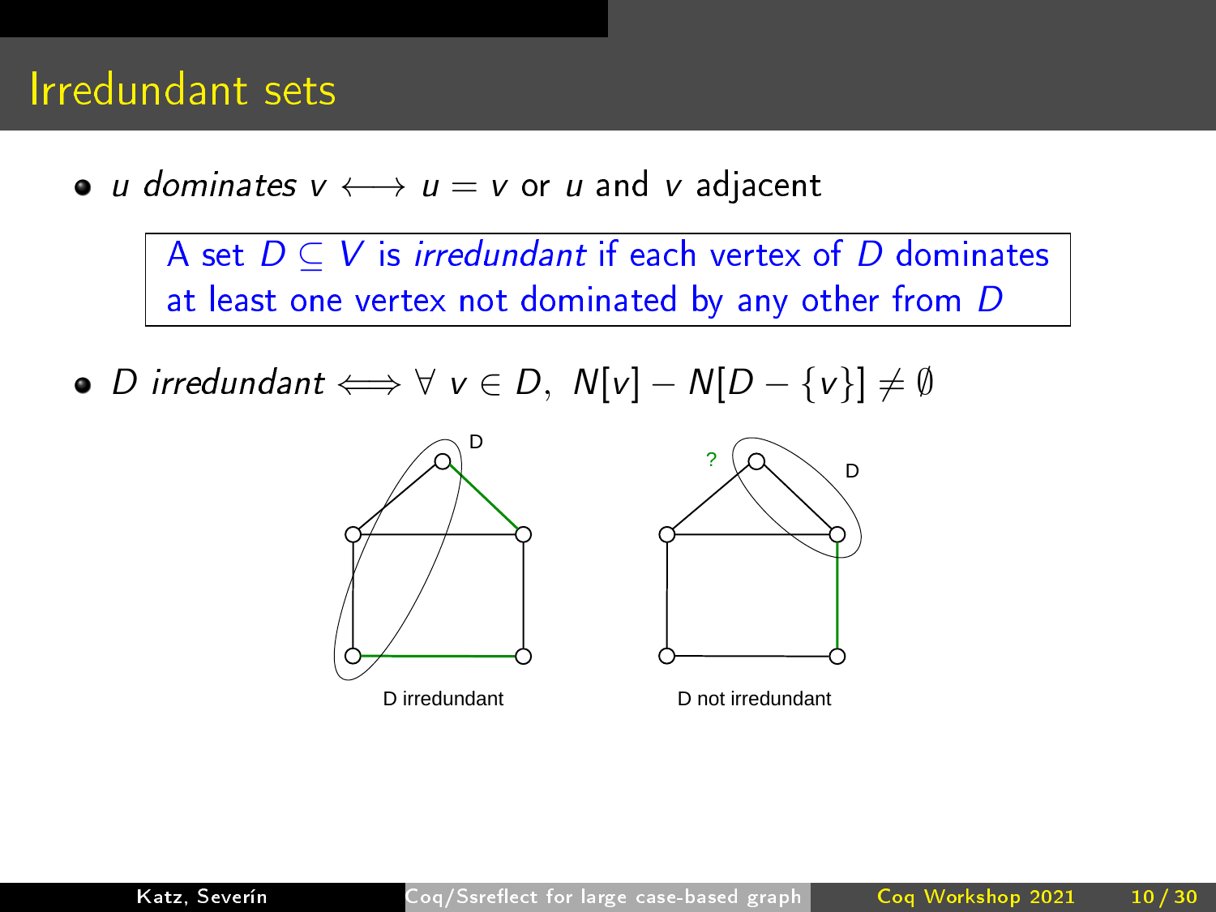# Irredundant sets

- *u dominates v* $\longleftrightarrow$ $u = v$ or $u$ and $v$ adjacent

> A set $D \subseteq V$ is *irredundant* if each vertex of $D$ dominates at least one vertex not dominated by any other from $D$

- *D irredundant* $\Longleftrightarrow \forall\ v \in D,\ N[v] - N[D - \{v\}] \neq \emptyset$

D irredundant

D not irredundant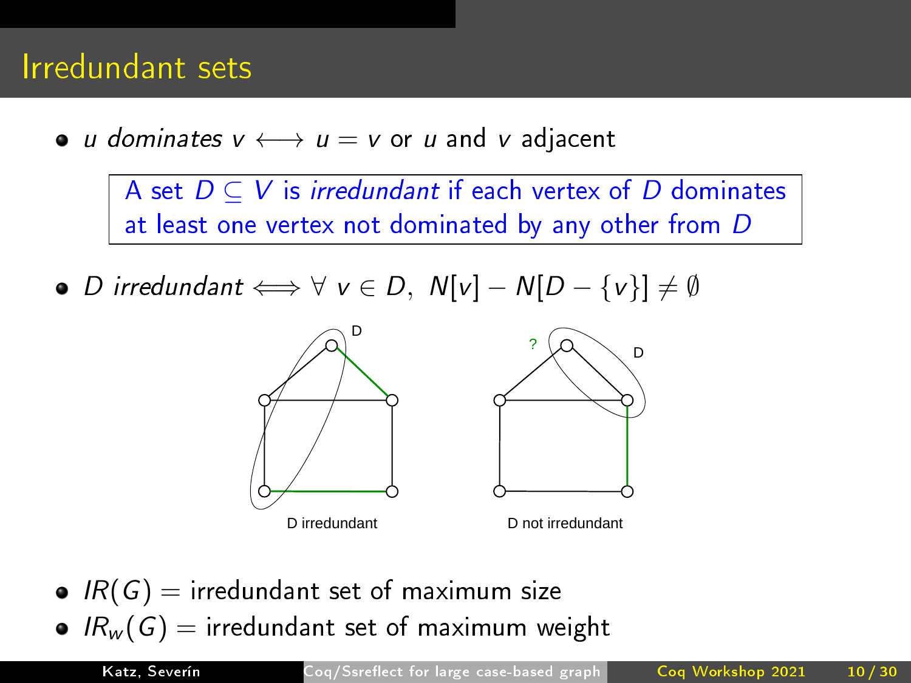# Irredundant sets

- *u dominates v* $\longleftrightarrow$ $u = v$ or $u$ and $v$ adjacent

> A set $D \subseteq V$ is *irredundant* if each vertex of $D$ dominates at least one vertex not dominated by any other from $D$

- *D irredundant* $\Longleftrightarrow \forall\, v \in D,\ N[v] - N[D - \{v\}] \neq \emptyset$

D irredundant

D not irredundant

- $IR(G)$ = irredundant set of maximum size
- $IR_w(G)$ = irredundant set of maximum weight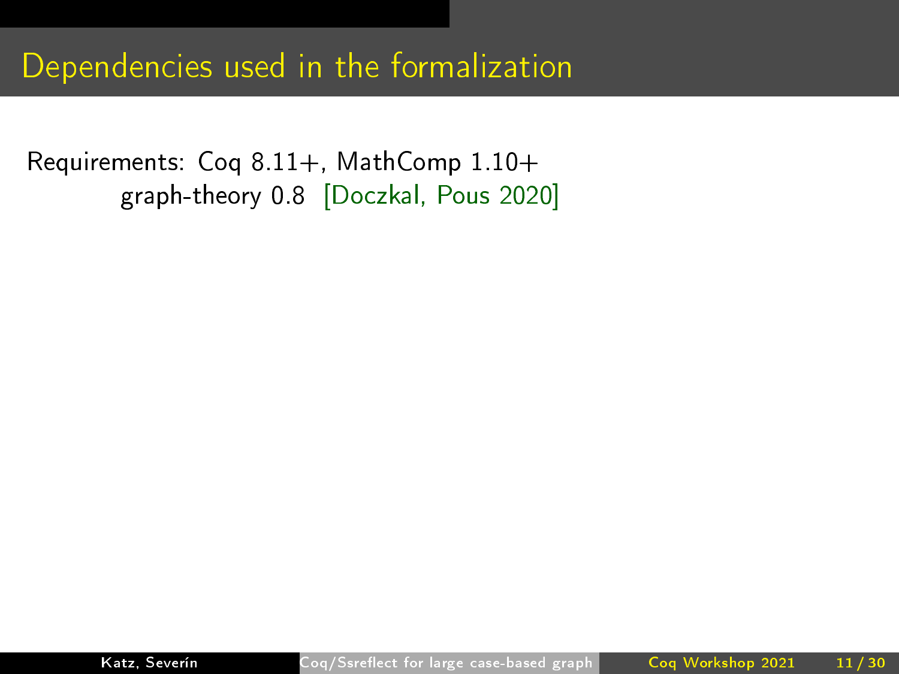# Dependencies used in the formalization

Requirements: Coq 8.11+, MathComp 1.10+
graph-theory 0.8 [Doczkal, Pous 2020]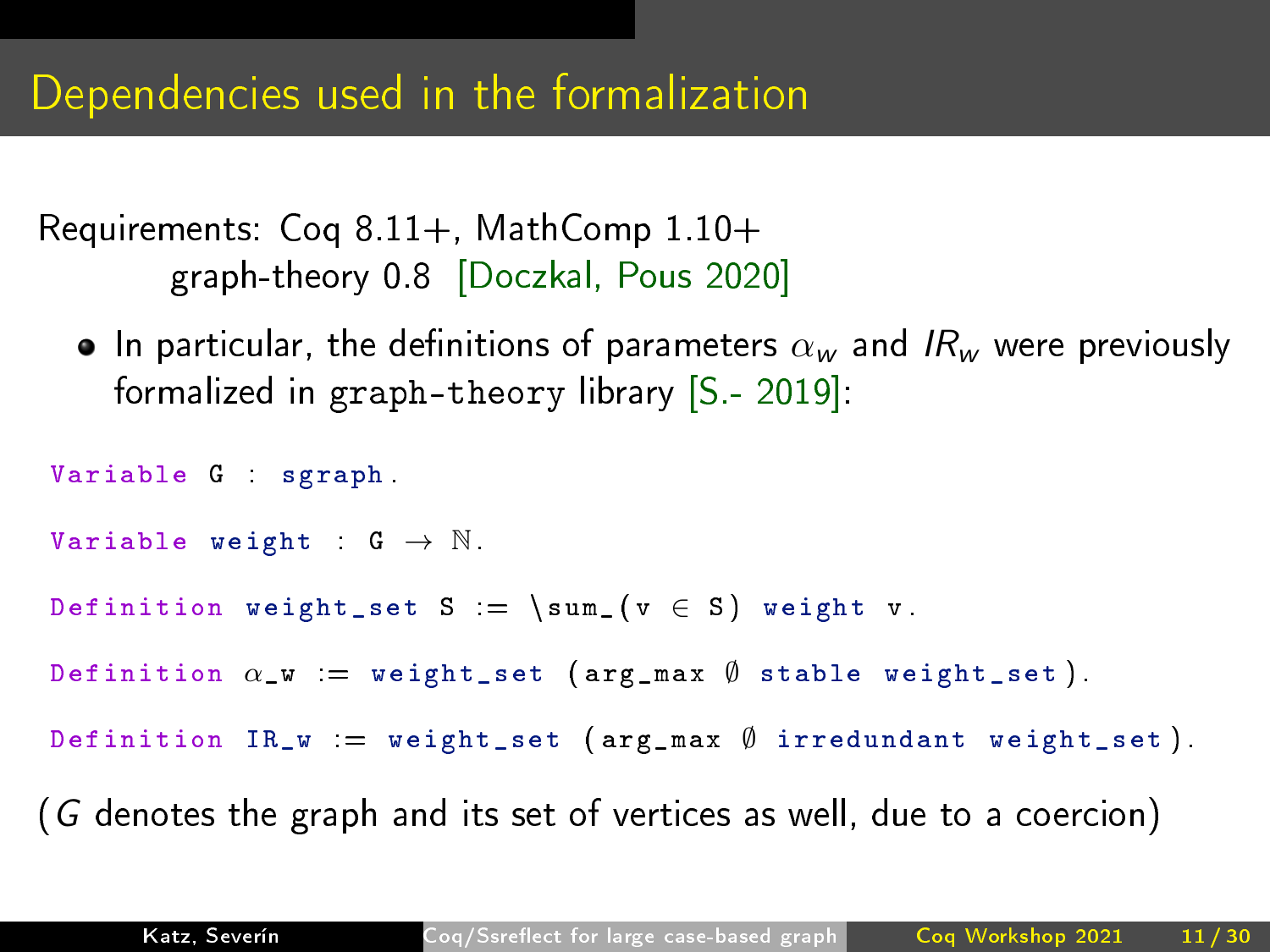# Dependencies used in the formalization

Requirements: Coq 8.11+, MathComp 1.10+
graph-theory 0.8 [Doczkal, Pous 2020]

- In particular, the definitions of parameters $\alpha_w$ and $IR_w$ were previously formalized in graph-theory library [S.- 2019]:

```
Variable G : sgraph.

Variable weight : G → ℕ.

Definition weight_set S := \sum_(v ∈ S) weight v.

Definition α_w := weight_set (arg_max ∅ stable weight_set).

Definition IR_w := weight_set (arg_max ∅ irredundant weight_set).
```

($G$ denotes the graph and its set of vertices as well, due to a coercion)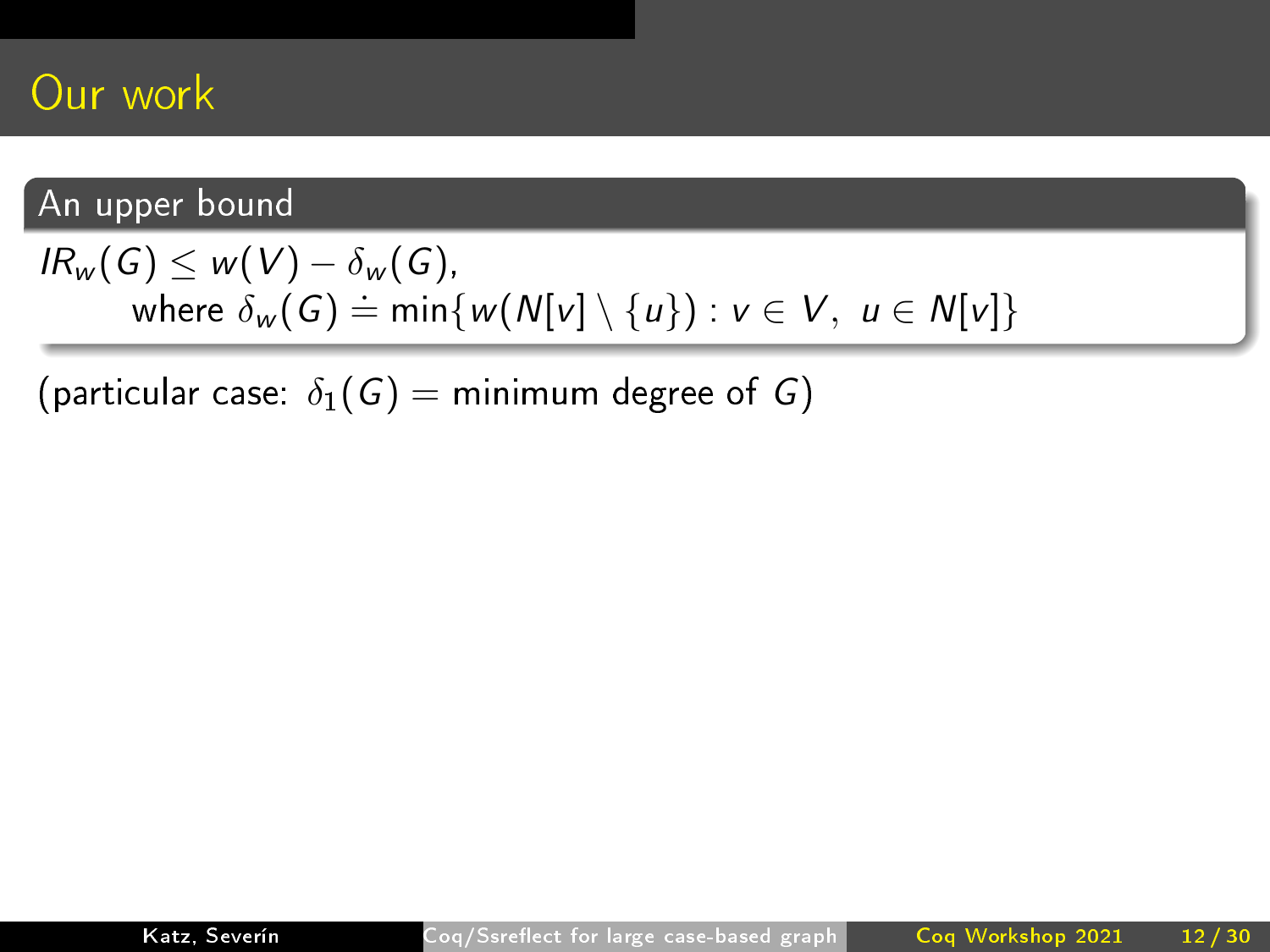# Our work

## An upper bound

$IR_w(G) \leq w(V) - \delta_w(G)$,

where $\delta_w(G) \doteq \min\{w(N[v] \setminus \{u\}) : v \in V,\ u \in N[v]\}$

(particular case: $\delta_1(G) =$ minimum degree of $G$)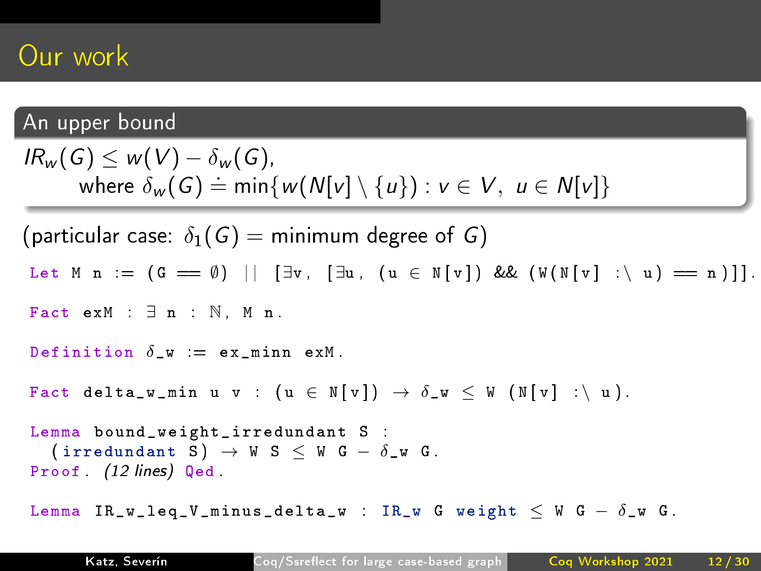# Our work

## An upper bound

$IR_w(G) \leq w(V) - \delta_w(G)$,

where $\delta_w(G) \doteq \min\{w(N[v] \setminus \{u\}) : v \in V,\ u \in N[v]\}$

(particular case: $\delta_1(G) =$ minimum degree of $G$)

```
Let M n := (G == ∅) || [∃v, [∃u, (u ∈ N[v]) && (W(N[v] :\ u) == n)]].

Fact exM : ∃ n : ℕ, M n.

Definition δ_w := ex_minn exM.

Fact delta_w_min u v : (u ∈ N[v]) → δ_w ≤ W (N[v] :\ u).

Lemma bound_weight_irredundant S :
  (irredundant S) → W S ≤ W G − δ_w G.
Proof. (12 lines) Qed.

Lemma IR_w_leq_V_minus_delta_w : IR_w G weight ≤ W G − δ_w G.
```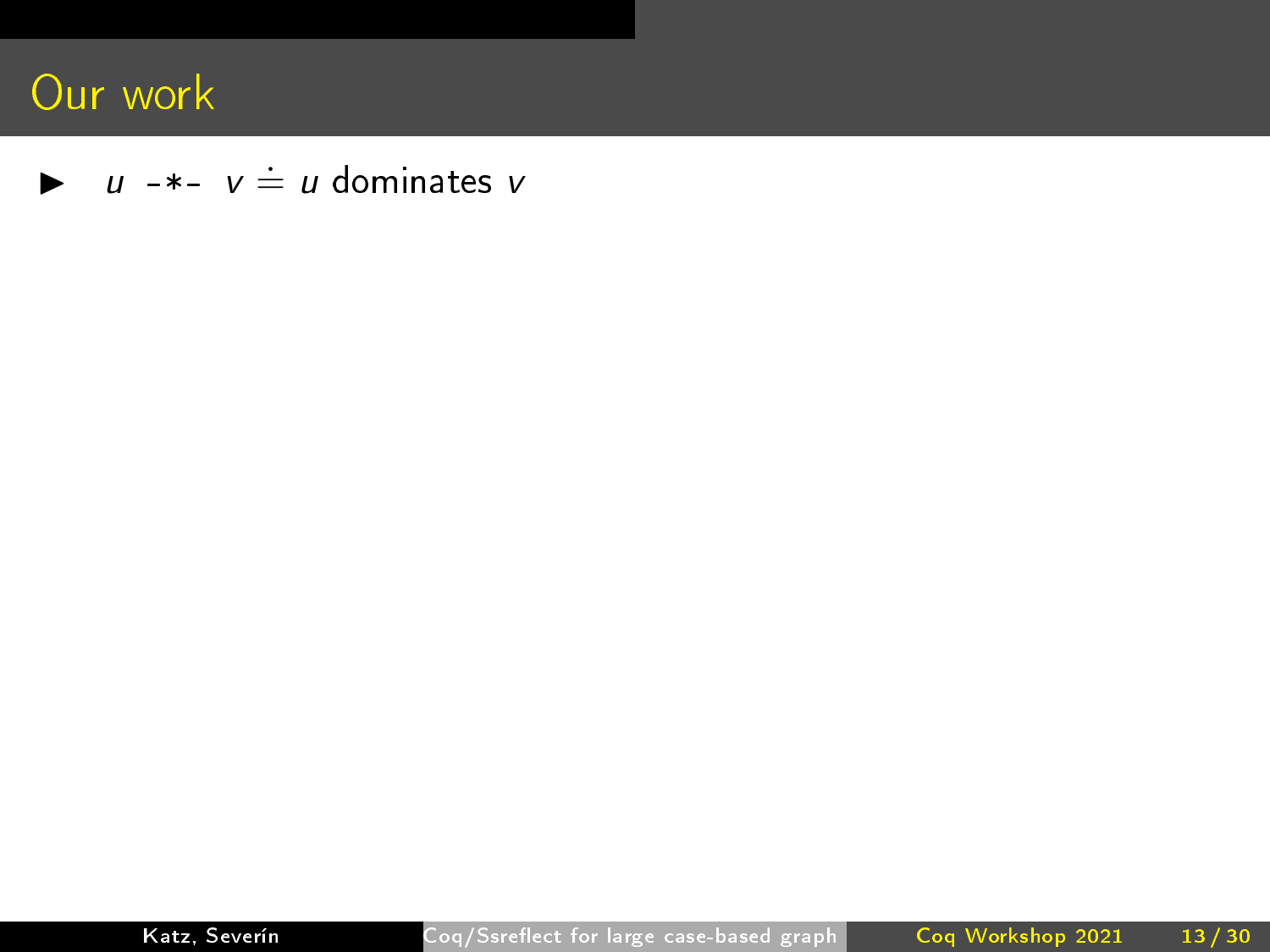# Our work

- $u$ `-*-` $v \doteq u$ dominates $v$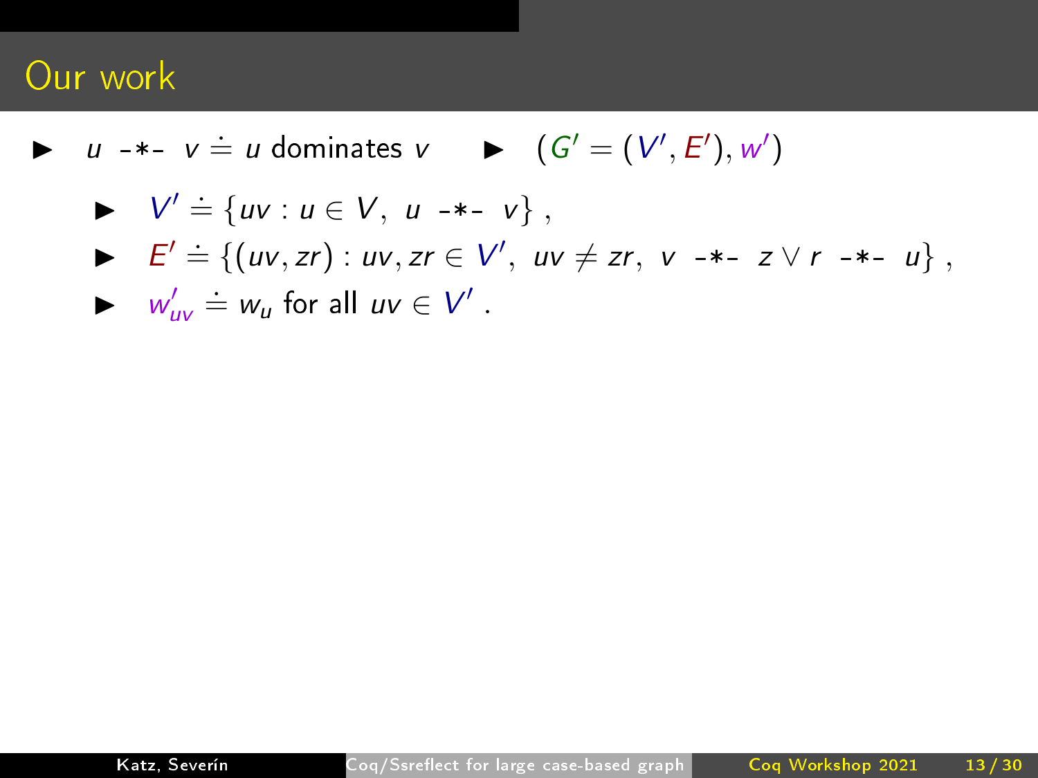# Our work

- $u$ `-*-` $v \doteq u$ dominates $v$
- $(G' = (V', E'), w')$
  - $V' \doteq \{uv : u \in V,\ u$ `-*-` $v\}$ ,
  - $E' \doteq \{(uv, zr) : uv, zr \in V',\ uv \neq zr,\ v$ `-*-` $z \vee r$ `-*-` $u\}$ ,
  - $w'_{uv} \doteq w_u$ for all $uv \in V'$ .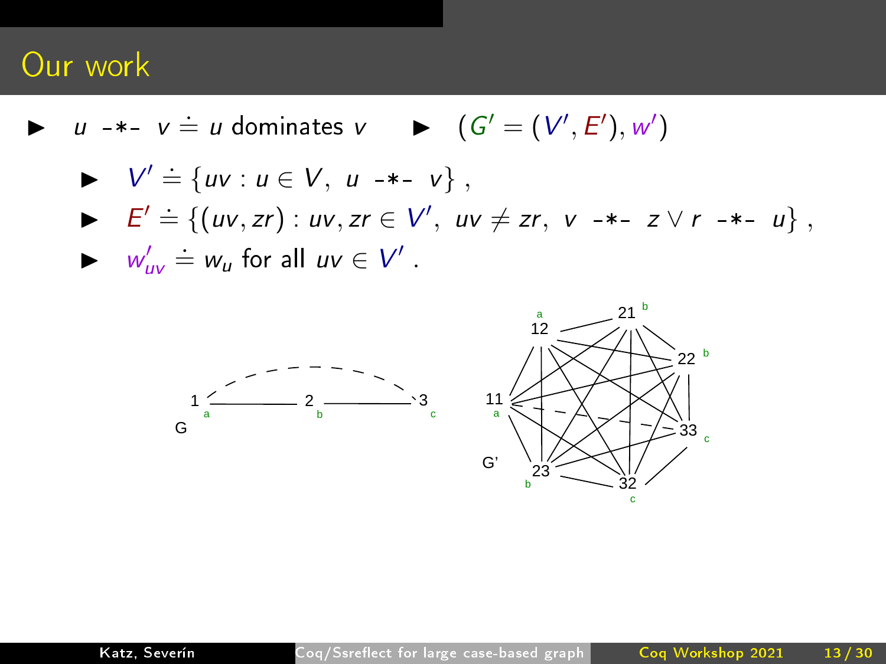## Our work

- $u$ -\*- $v \doteq u$ dominates $v$
- $(G' = (V', E'), w')$
  - $V' \doteq \{uv : u \in V,\ u \text{ -*- } v\}$ ,
  - $E' \doteq \{(uv, zr) : uv, zr \in V',\ uv \neq zr,\ v \text{ -*- } z \vee r \text{ -*- } u\}$ ,
  - $w'_{uv} \doteq w_u$ for all $uv \in V'$ .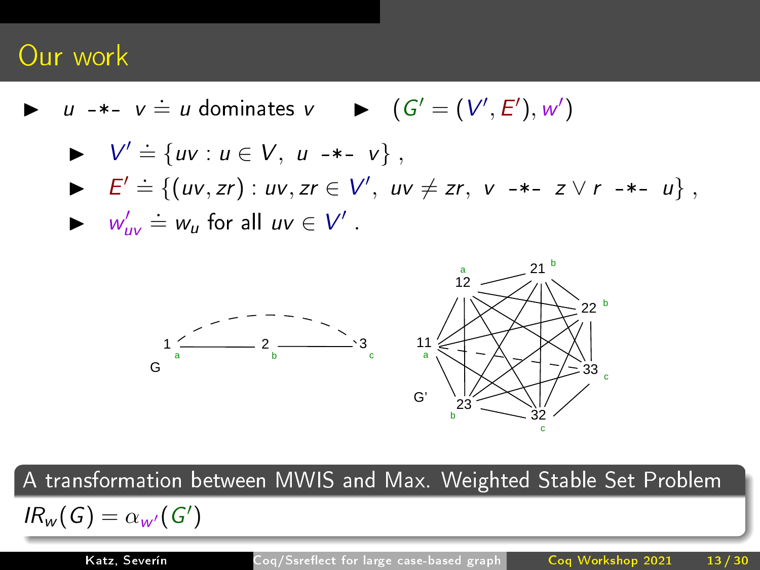# Our work

- $u$ -*- $v \doteq u$ dominates $v$
- $(G' = (V', E'), w')$
  - $V' \doteq \{uv : u \in V,\ u \text{ -*- } v\}$ ,
  - $E' \doteq \{(uv, zr) : uv, zr \in V',\ uv \neq zr,\ v \text{ -*- } z \vee r \text{ -*- } u\}$ ,
  - $w'_{uv} \doteq w_u$ for all $uv \in V'$ .

**A transformation between MWIS and Max. Weighted Stable Set Problem**

$IR_w(G) = \alpha_{w'}(G')$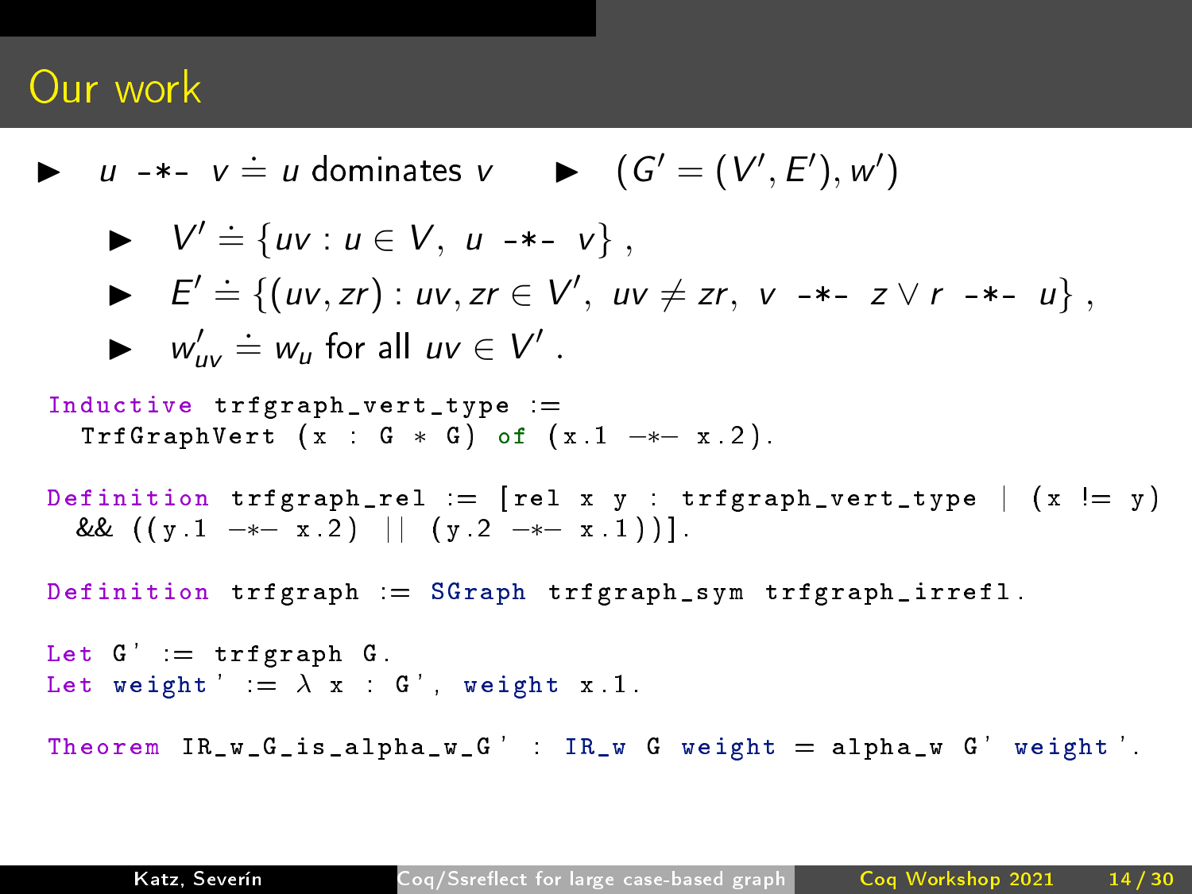# Our work

- $u$ -*- $v \doteq u$ dominates $v$
- $(G' = (V', E'), w')$
  - $V' \doteq \{uv : u \in V,\ u \text{ -*- } v\}$ ,
  - $E' \doteq \{(uv, zr) : uv, zr \in V',\ uv \neq zr,\ v \text{ -*- } z \vee r \text{ -*- } u\}$ ,
  - $w'_{uv} \doteq w_u$ for all $uv \in V'$ .

```
Inductive trfgraph_vert_type :=
  TrfGraphVert (x : G * G) of (x.1 -*- x.2).

Definition trfgraph_rel := [rel x y : trfgraph_vert_type | (x != y)
  && ((y.1 -*- x.2) || (y.2 -*- x.1))].

Definition trfgraph := SGraph trfgraph_sym trfgraph_irrefl.

Let G' := trfgraph G.
Let weight' := λ x : G', weight x.1.

Theorem IR_w_G_is_alpha_w_G' : IR_w G weight = alpha_w G' weight'.
```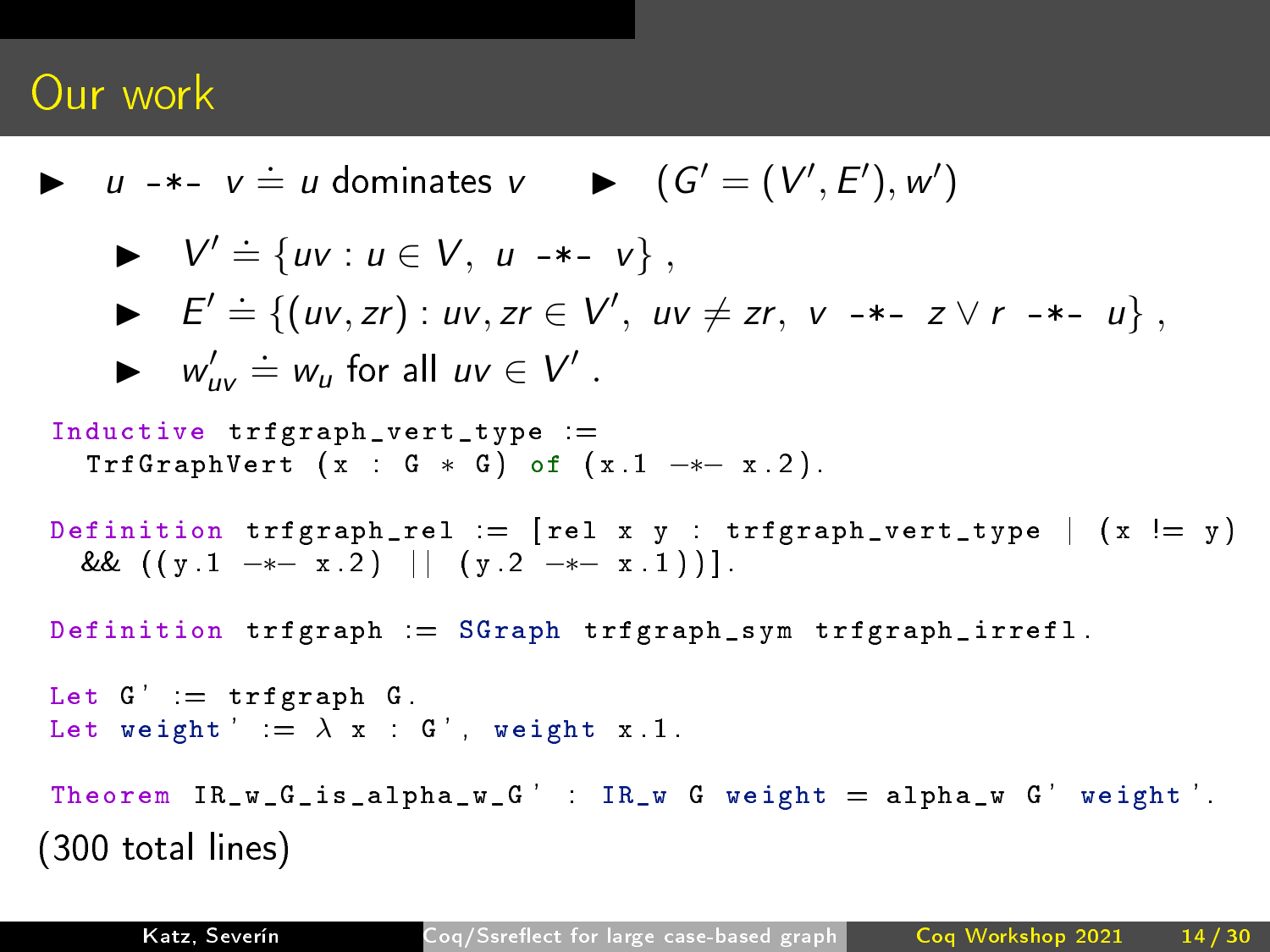# Our work

- $u$ -*- $v \doteq u$ dominates $v$
- $(G' = (V', E'), w')$
  - $V' \doteq \{uv : u \in V,\ u$ -*- $v\}$ ,
  - $E' \doteq \{(uv, zr) : uv, zr \in V',\ uv \neq zr,\ v$ -*- $z \vee r$ -*- $u\}$ ,
  - $w'_{uv} \doteq w_u$ for all $uv \in V'$ .

```
Inductive trfgraph_vert_type :=
  TrfGraphVert (x : G * G) of (x.1 -*- x.2).

Definition trfgraph_rel := [rel x y : trfgraph_vert_type | (x != y)
  && ((y.1 -*- x.2) || (y.2 -*- x.1))].

Definition trfgraph := SGraph trfgraph_sym trfgraph_irrefl.

Let G' := trfgraph G.
Let weight' := λ x : G', weight x.1.

Theorem IR_w_G_is_alpha_w_G' : IR_w G weight = alpha_w G' weight'.
```

(300 total lines)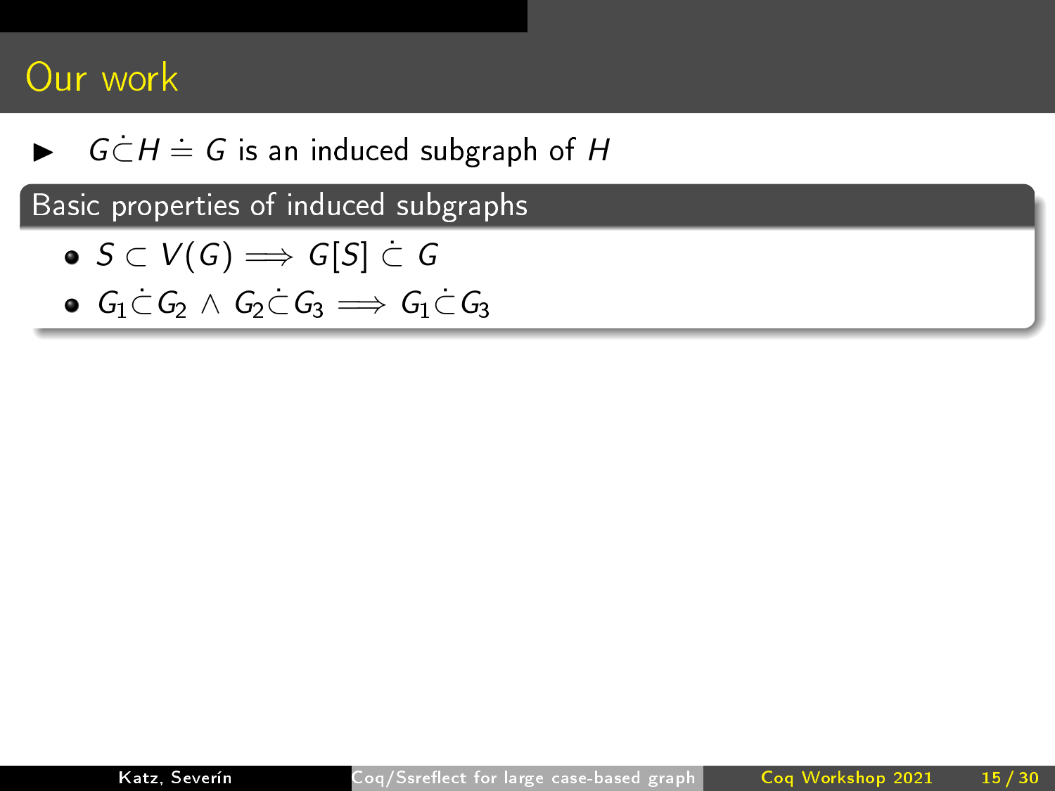# Our work

- $G \dot{\subset} H \doteq G$ is an induced subgraph of $H$

## Basic properties of induced subgraphs

- $S \subset V(G) \implies G[S] \dot{\subset} G$
- $G_1 \dot{\subset} G_2 \wedge G_2 \dot{\subset} G_3 \implies G_1 \dot{\subset} G_3$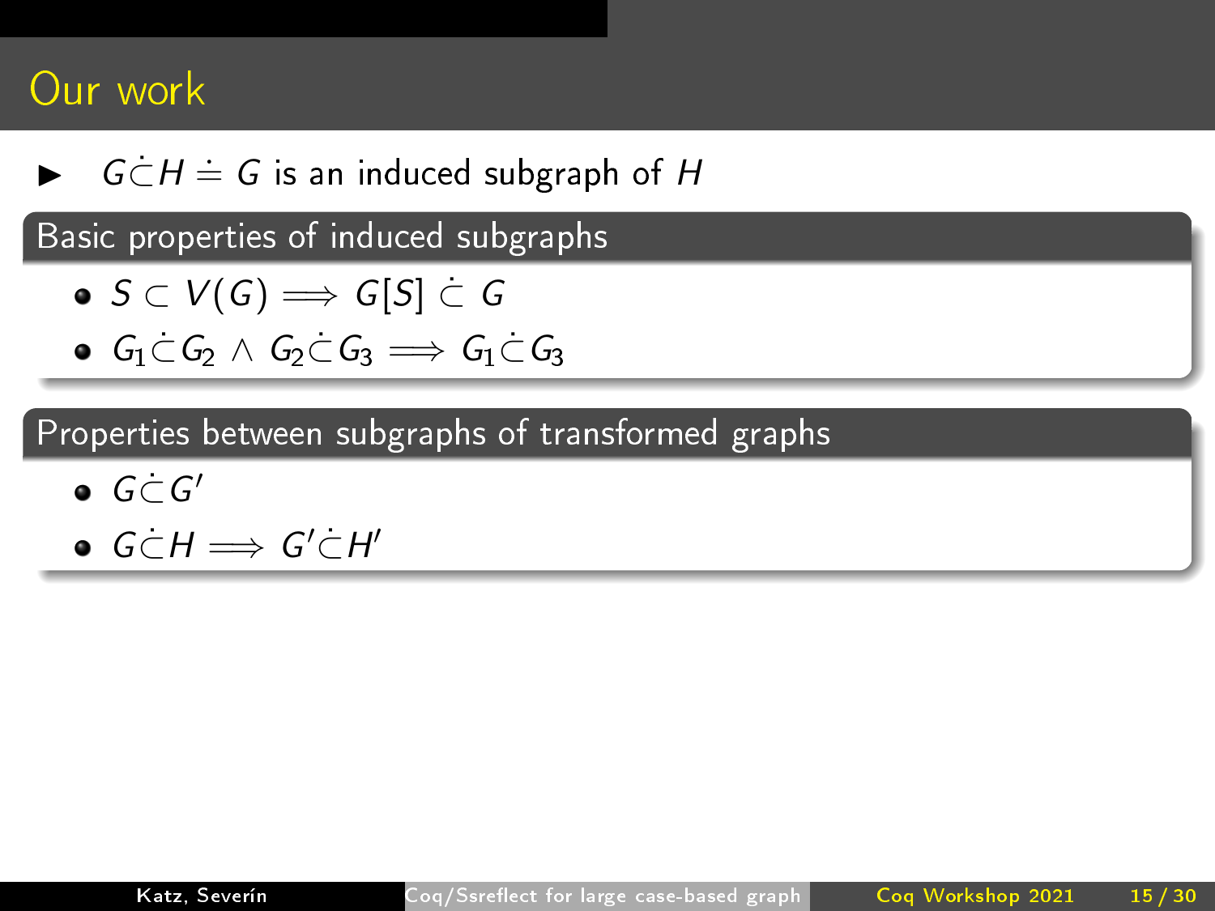# Our work

- $G \dot{\subset} H \doteq G$ is an induced subgraph of $H$

## Basic properties of induced subgraphs

- $S \subset V(G) \implies G[S] \dot{\subset} G$
- $G_1 \dot{\subset} G_2 \wedge G_2 \dot{\subset} G_3 \implies G_1 \dot{\subset} G_3$

## Properties between subgraphs of transformed graphs

- $G \dot{\subset} G'$
- $G \dot{\subset} H \implies G' \dot{\subset} H'$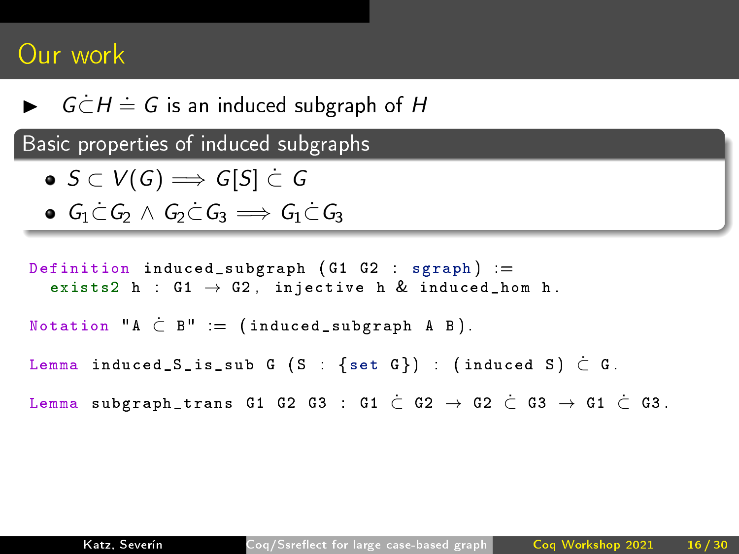# Our work

- $G \dot{\subset} H \doteq G$ is an induced subgraph of $H$

## Basic properties of induced subgraphs

- $S \subset V(G) \implies G[S] \dot{\subset} G$
- $G_1 \dot{\subset} G_2 \wedge G_2 \dot{\subset} G_3 \implies G_1 \dot{\subset} G_3$

```
Definition induced_subgraph (G1 G2 : sgraph) :=
  exists2 h : G1 → G2, injective h & induced_hom h.

Notation "A ⊂̇ B" := (induced_subgraph A B).

Lemma induced_S_is_sub G (S : {set G}) : (induced S) ⊂̇ G.

Lemma subgraph_trans G1 G2 G3 : G1 ⊂̇ G2 → G2 ⊂̇ G3 → G1 ⊂̇ G3.
```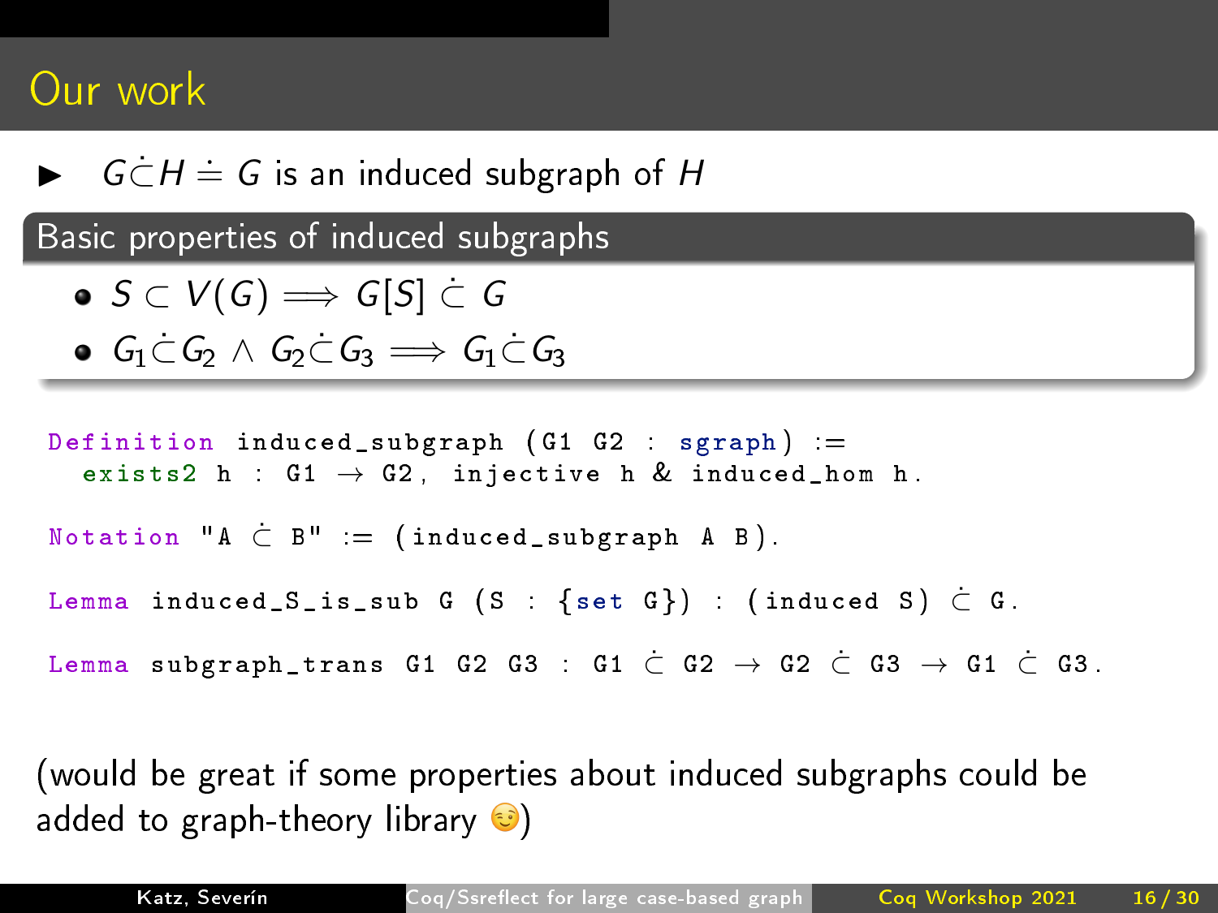# Our work

- $G \dot\subset H \doteq G$ is an induced subgraph of $H$

**Basic properties of induced subgraphs**

- $S \subset V(G) \implies G[S] \,\dot\subset\, G$
- $G_1 \dot\subset G_2 \wedge G_2 \dot\subset G_3 \implies G_1 \dot\subset G_3$

```
Definition induced_subgraph (G1 G2 : sgraph) :=
  exists2 h : G1 → G2, injective h & induced_hom h.

Notation "A ⊂̇ B" := (induced_subgraph A B).

Lemma induced_S_is_sub G (S : {set G}) : (induced S) ⊂̇ G.

Lemma subgraph_trans G1 G2 G3 : G1 ⊂̇ G2 → G2 ⊂̇ G3 → G1 ⊂̇ G3.
```

(would be great if some properties about induced subgraphs could be added to graph-theory library ☺)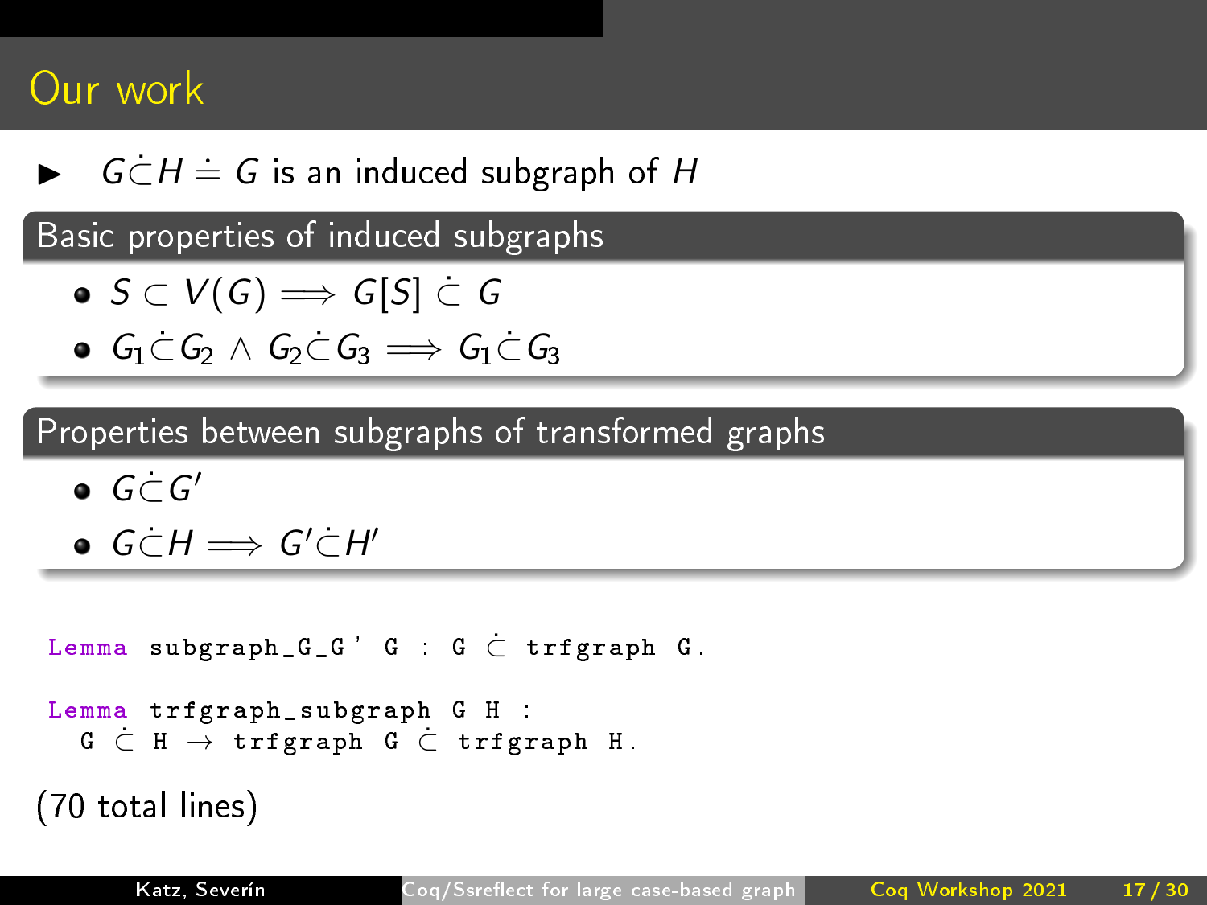# Our work

- $G \dot{\subset} H \doteq G$ is an induced subgraph of $H$

## Basic properties of induced subgraphs

- $S \subset V(G) \implies G[S] \dot{\subset} G$
- $G_1 \dot{\subset} G_2 \wedge G_2 \dot{\subset} G_3 \implies G_1 \dot{\subset} G_3$

## Properties between subgraphs of transformed graphs

- $G \dot{\subset} G'$
- $G \dot{\subset} H \implies G' \dot{\subset} H'$

```
Lemma subgraph_G_G' G : G ⊂̇ trfgraph G.

Lemma trfgraph_subgraph G H :
  G ⊂̇ H → trfgraph G ⊂̇ trfgraph H.
```

(70 total lines)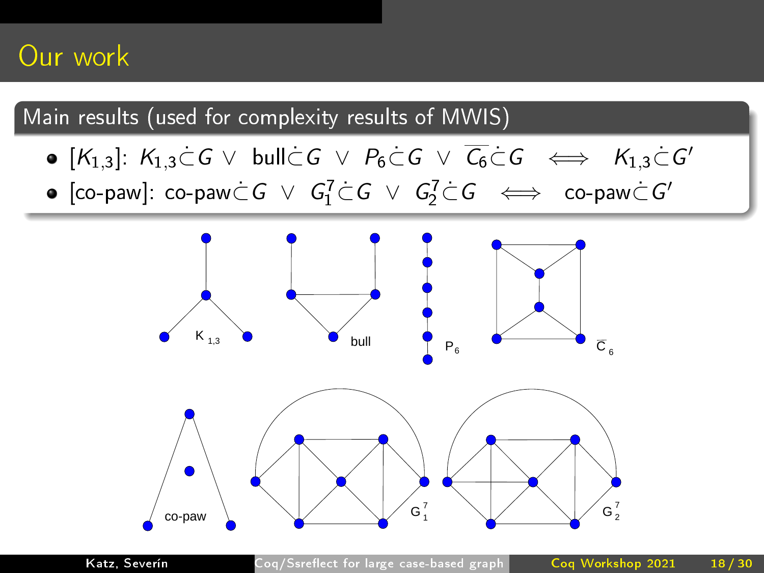# Our work

## Main results (used for complexity results of MWIS)

- $[K_{1,3}]$: $K_{1,3} \dot{\subset} G \lor \text{bull} \dot{\subset} G \lor P_6 \dot{\subset} G \lor \overline{C_6} \dot{\subset} G \iff K_{1,3} \dot{\subset} G'$
- [co-paw]: $\text{co-paw} \dot{\subset} G \lor G_1^7 \dot{\subset} G \lor G_2^7 \dot{\subset} G \iff \text{co-paw} \dot{\subset} G'$

$K_{1,3}$ bull $P_6$ $\overline{C}_6$

co-paw $G_1^7$ $G_2^7$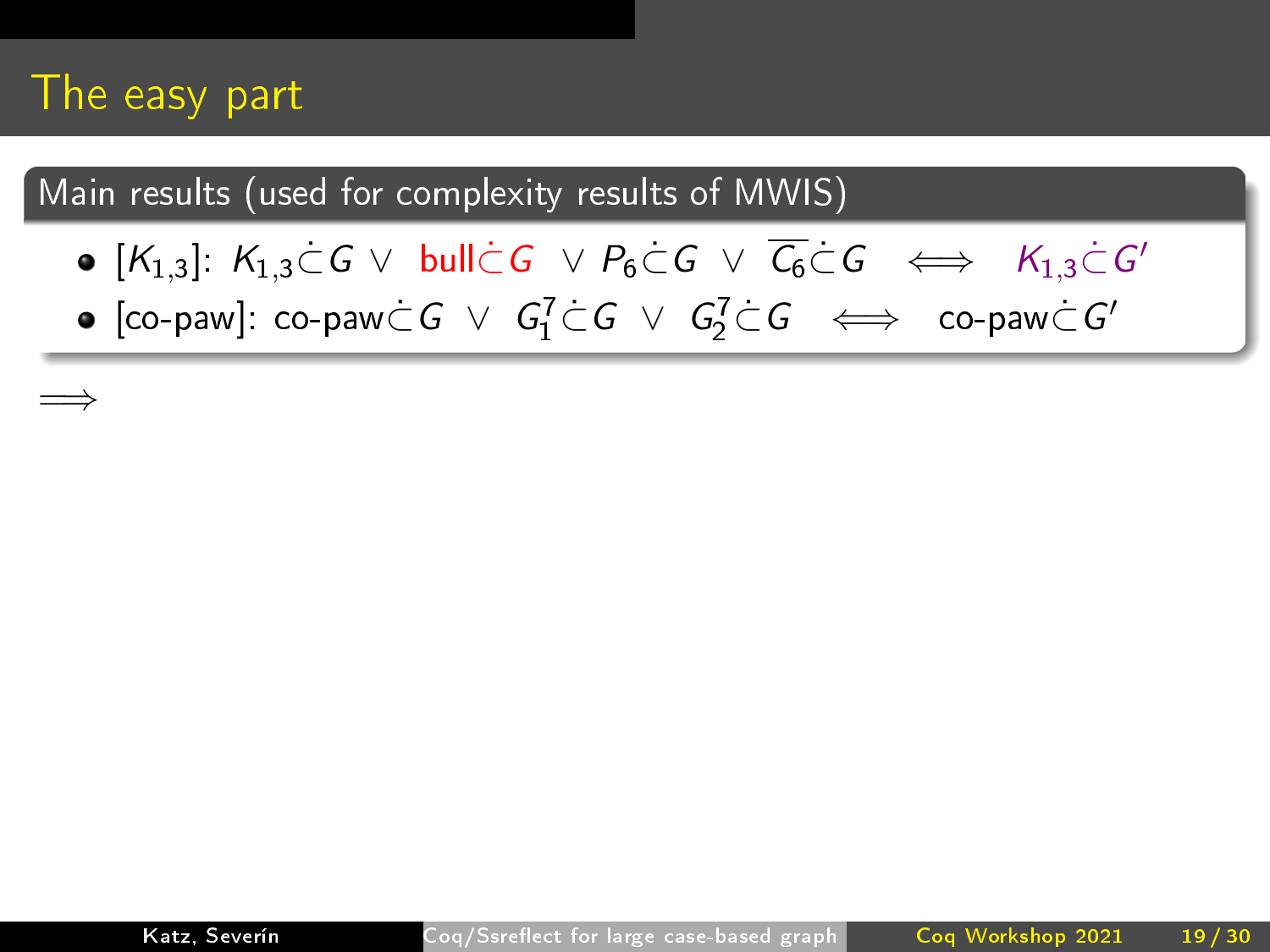# The easy part

**Main results (used for complexity results of MWIS)**

- $[K_{1,3}]$: $K_{1,3} \dot{\subset} G \lor \text{bull} \dot{\subset} G \lor P_6 \dot{\subset} G \lor \overline{C_6} \dot{\subset} G \iff K_{1,3} \dot{\subset} G'$
- [co-paw]: $\text{co-paw} \dot{\subset} G \lor G_1^7 \dot{\subset} G \lor G_2^7 \dot{\subset} G \iff \text{co-paw} \dot{\subset} G'$

$\Longrightarrow$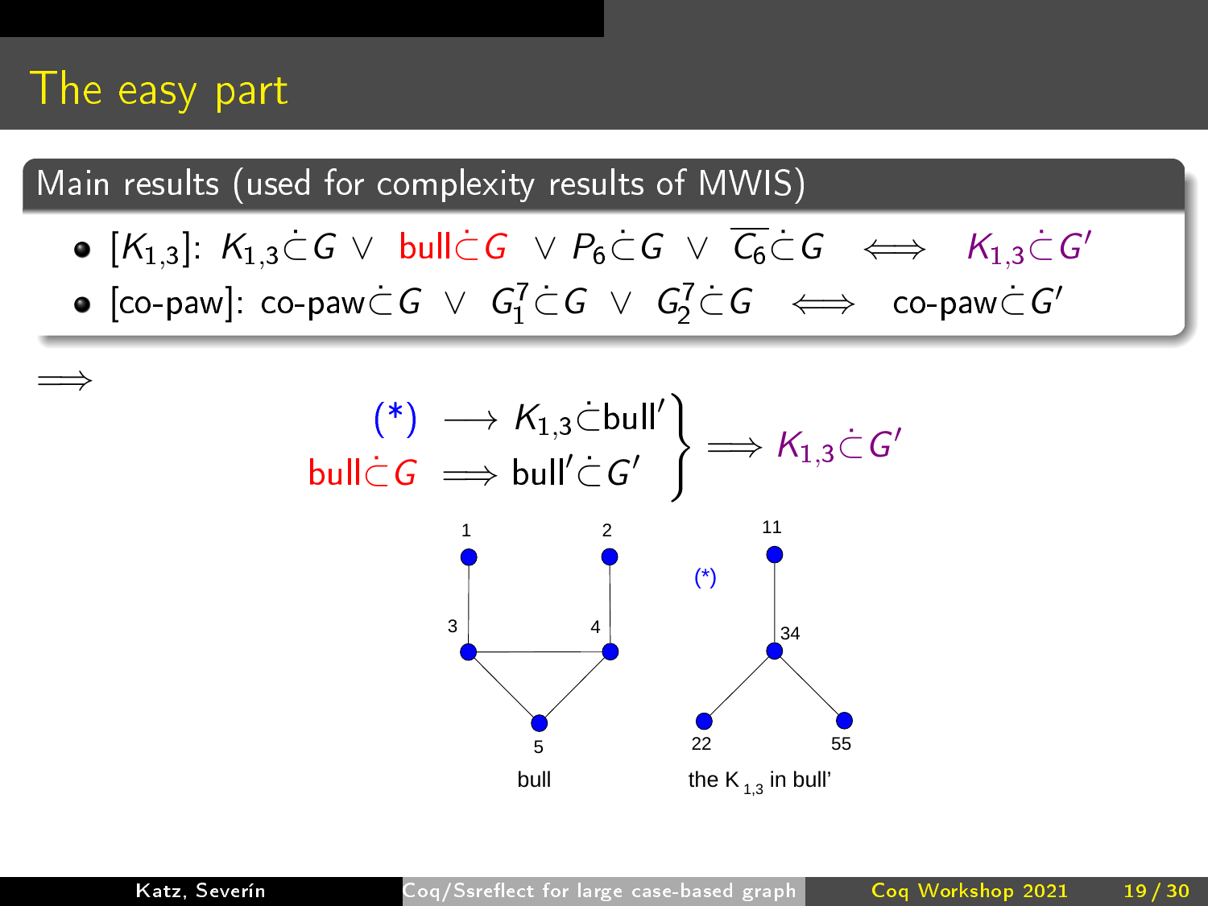# The easy part

## Main results (used for complexity results of MWIS)

- $[K_{1,3}]$: $K_{1,3} \dot{\subset} G \lor \text{bull} \dot{\subset} G \lor P_6 \dot{\subset} G \lor \overline{C_6} \dot{\subset} G \iff K_{1,3} \dot{\subset} G'$
- [co-paw]: $\text{co-paw} \dot{\subset} G \lor G_1^7 \dot{\subset} G \lor G_2^7 \dot{\subset} G \iff \text{co-paw} \dot{\subset} G'$

$\Longrightarrow$

$$\left.\begin{array}{rcl} (*) & \longrightarrow & K_{1,3} \dot{\subset} \text{bull}' \\ \text{bull} \dot{\subset} G & \Longrightarrow & \text{bull}' \dot{\subset} G' \end{array}\right\} \Longrightarrow K_{1,3} \dot{\subset} G'$$

bull

(*) the $K_{1,3}$ in bull'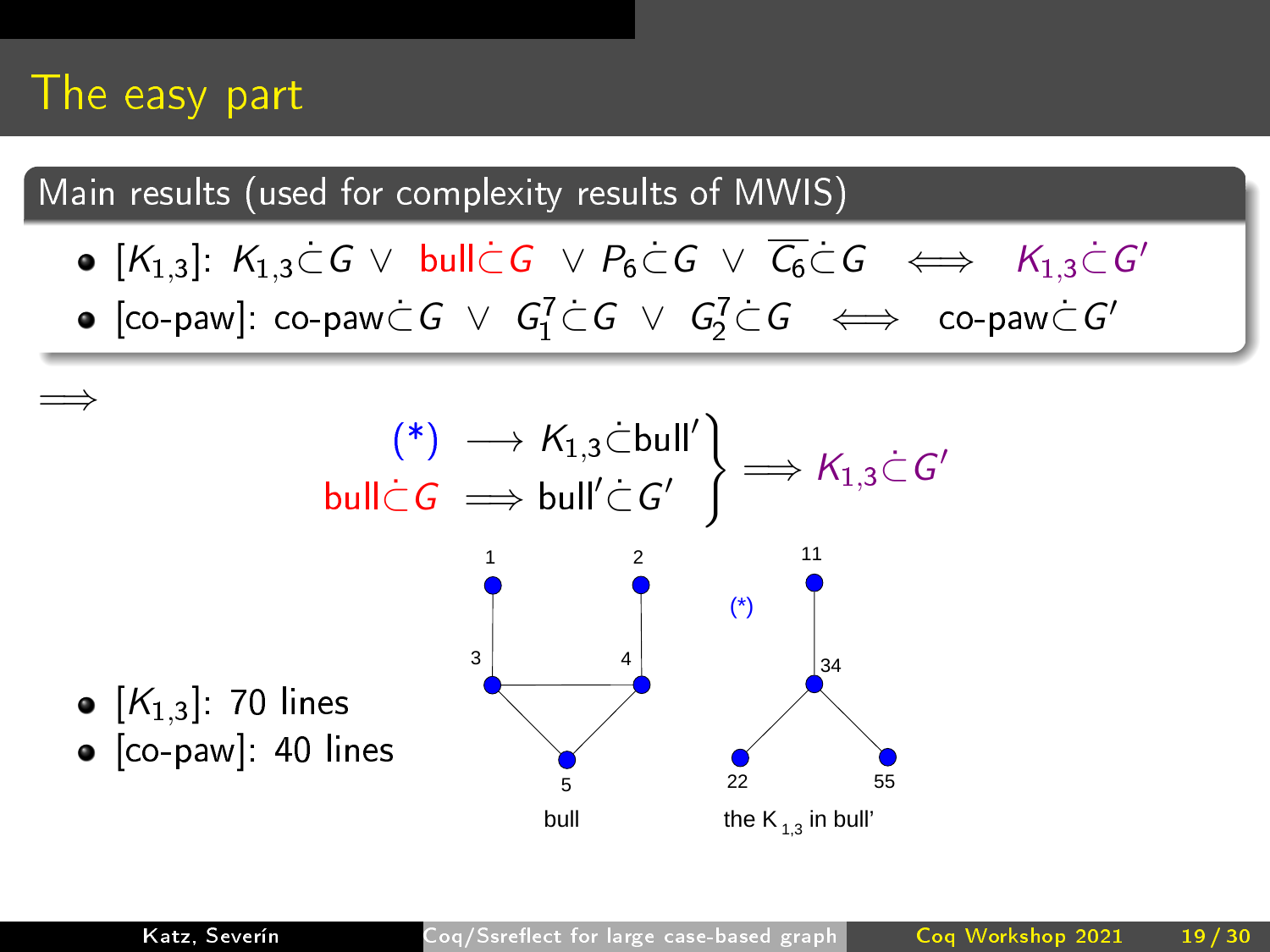# The easy part

## Main results (used for complexity results of MWIS)

- $[K_{1,3}]$: $K_{1,3} \dot\subset G \lor \text{bull} \dot\subset G \lor P_6 \dot\subset G \lor \overline{C_6} \dot\subset G \iff K_{1,3} \dot\subset G'$
- [co-paw]: $\text{co-paw} \dot\subset G \lor G_1^7 \dot\subset G \lor G_2^7 \dot\subset G \iff \text{co-paw} \dot\subset G'$

$\Longrightarrow$

$$\left.\begin{array}{rl} (*) & \longrightarrow K_{1,3} \dot\subset \text{bull}' \\ \text{bull} \dot\subset G & \Longrightarrow \text{bull}' \dot\subset G' \end{array}\right\} \Longrightarrow K_{1,3} \dot\subset G'$$

- $[K_{1,3}]$: 70 lines
- [co-paw]: 40 lines

1 2 3 4 5

bull

11 34 22 55 (*)

the $K_{1,3}$ in bull'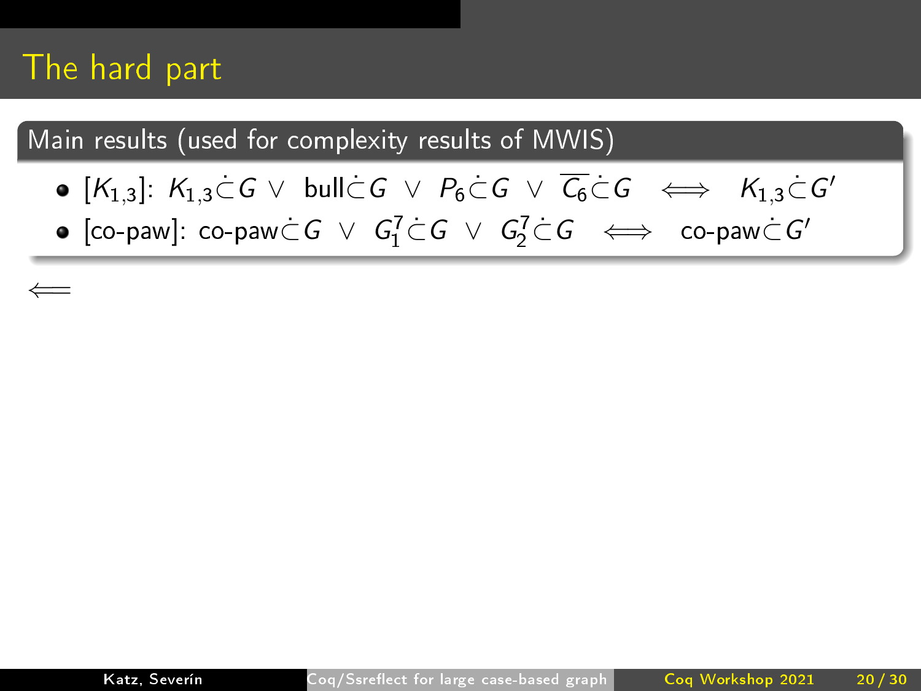# The hard part

## Main results (used for complexity results of MWIS)

- $[K_{1,3}]$: $K_{1,3} \dot{\subset} G \vee \text{bull} \dot{\subset} G \vee P_6 \dot{\subset} G \vee \overline{C_6} \dot{\subset} G \iff K_{1,3} \dot{\subset} G'$
- [co-paw]: $\text{co-paw} \dot{\subset} G \vee G_1^7 \dot{\subset} G \vee G_2^7 \dot{\subset} G \iff \text{co-paw} \dot{\subset} G'$

$\Longleftarrow$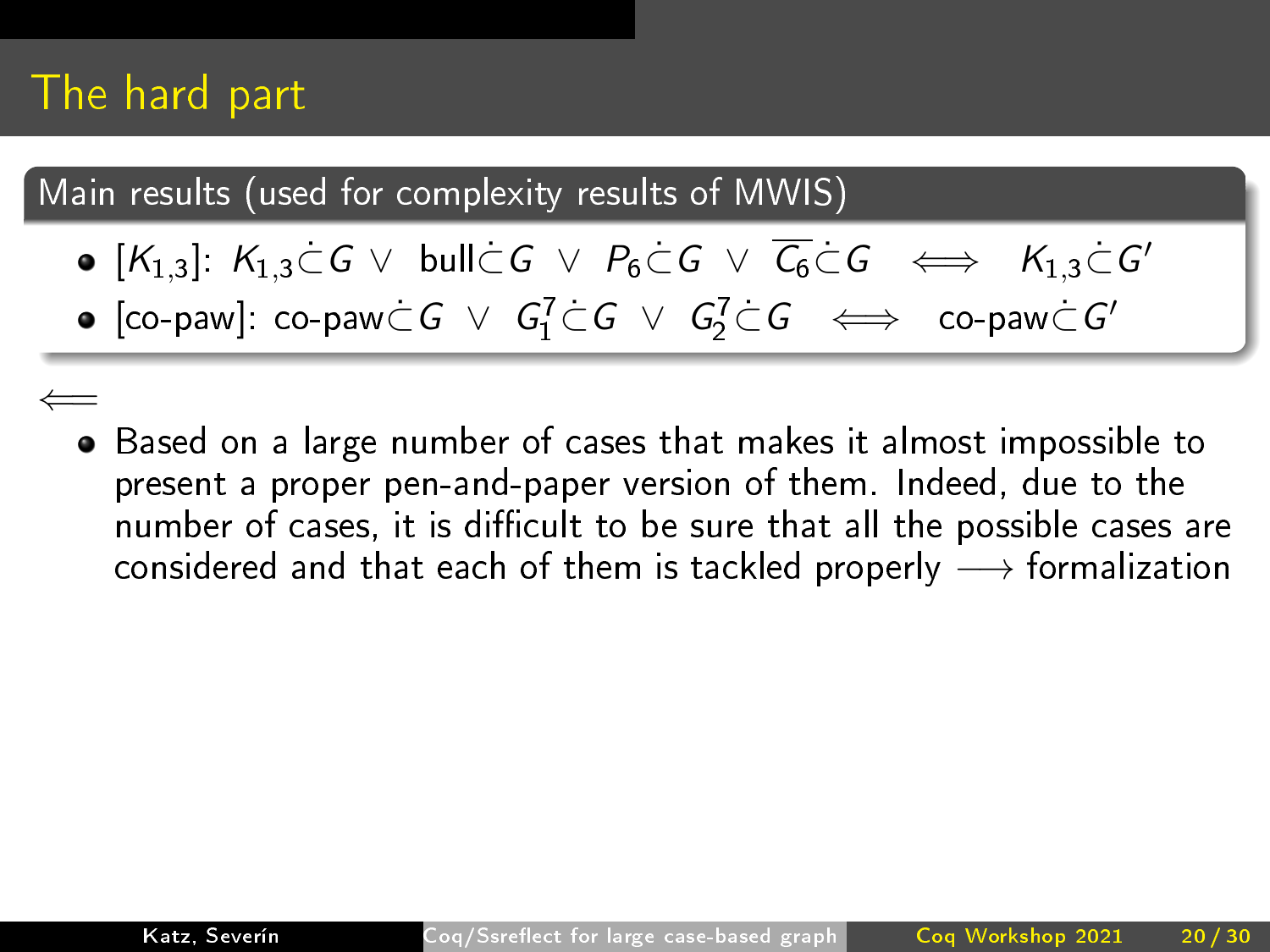# The hard part

## Main results (used for complexity results of MWIS)

- $[K_{1,3}]$: $K_{1,3} \dot{\subset} G \vee$ bull$\dot{\subset} G \vee P_6 \dot{\subset} G \vee \overline{C_6} \dot{\subset} G \iff K_{1,3} \dot{\subset} G'$
- [co-paw]: co-paw$\dot{\subset} G \vee G_1^7 \dot{\subset} G \vee G_2^7 \dot{\subset} G \iff$ co-paw$\dot{\subset} G'$

$\Longleftarrow$

- Based on a large number of cases that makes it almost impossible to present a proper pen-and-paper version of them. Indeed, due to the number of cases, it is difficult to be sure that all the possible cases are considered and that each of them is tackled properly $\longrightarrow$ formalization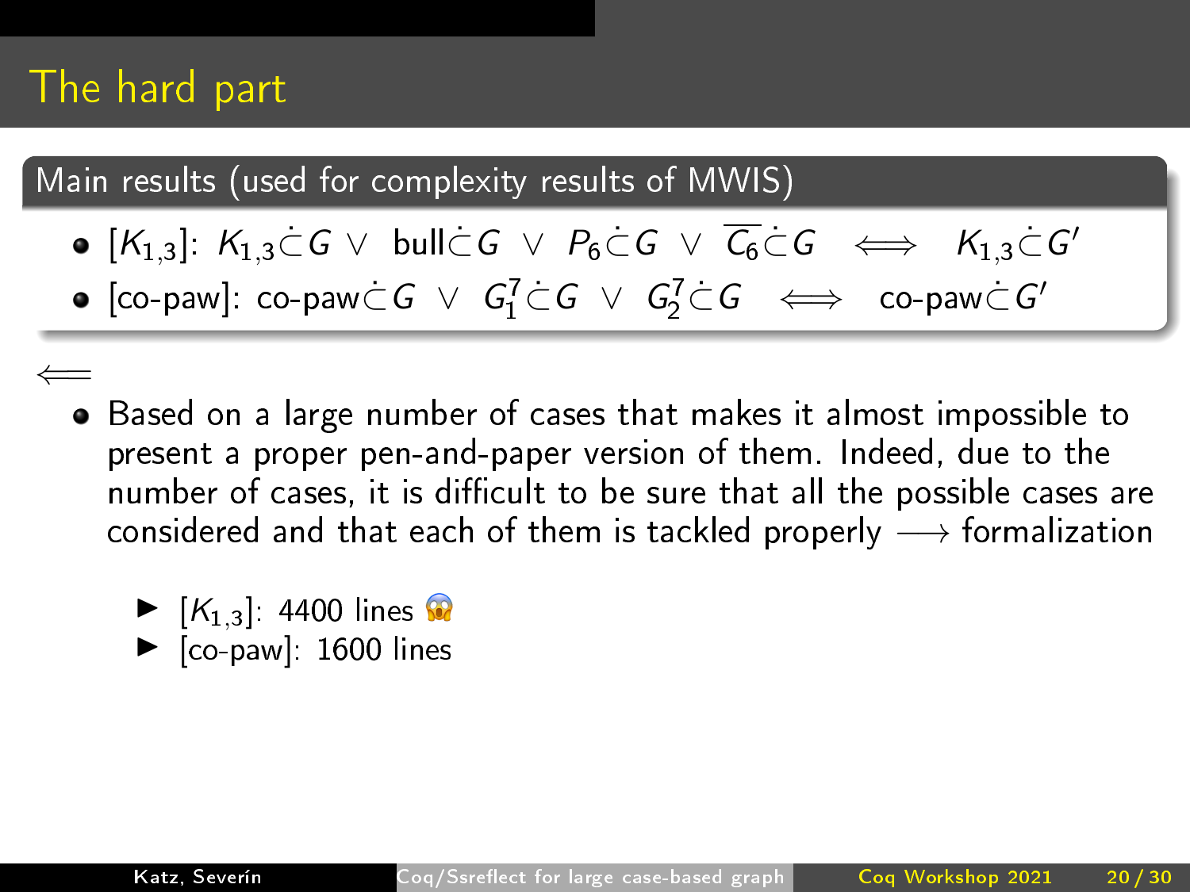# The hard part

## Main results (used for complexity results of MWIS)

- $[K_{1,3}]$: $K_{1,3} \dot{\subset} G \vee \text{bull} \dot{\subset} G \vee P_6 \dot{\subset} G \vee \overline{C_6} \dot{\subset} G \iff K_{1,3} \dot{\subset} G'$
- [co-paw]: $\text{co-paw} \dot{\subset} G \vee G^7_1 \dot{\subset} G \vee G^7_2 \dot{\subset} G \iff \text{co-paw} \dot{\subset} G'$

$\Longleftarrow$

- Based on a large number of cases that makes it almost impossible to present a proper pen-and-paper version of them. Indeed, due to the number of cases, it is difficult to be sure that all the possible cases are considered and that each of them is tackled properly $\longrightarrow$ formalization
  - $[K_{1,3}]$: 4400 lines 😱
  - [co-paw]: 1600 lines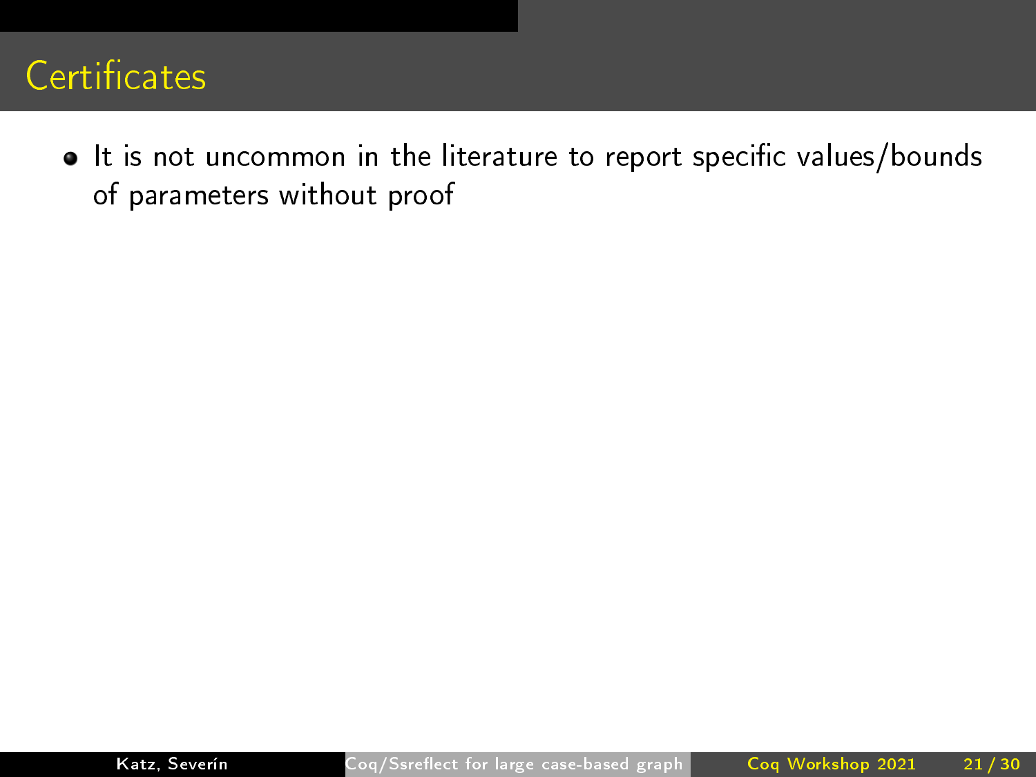# Certificates

- It is not uncommon in the literature to report specific values/bounds of parameters without proof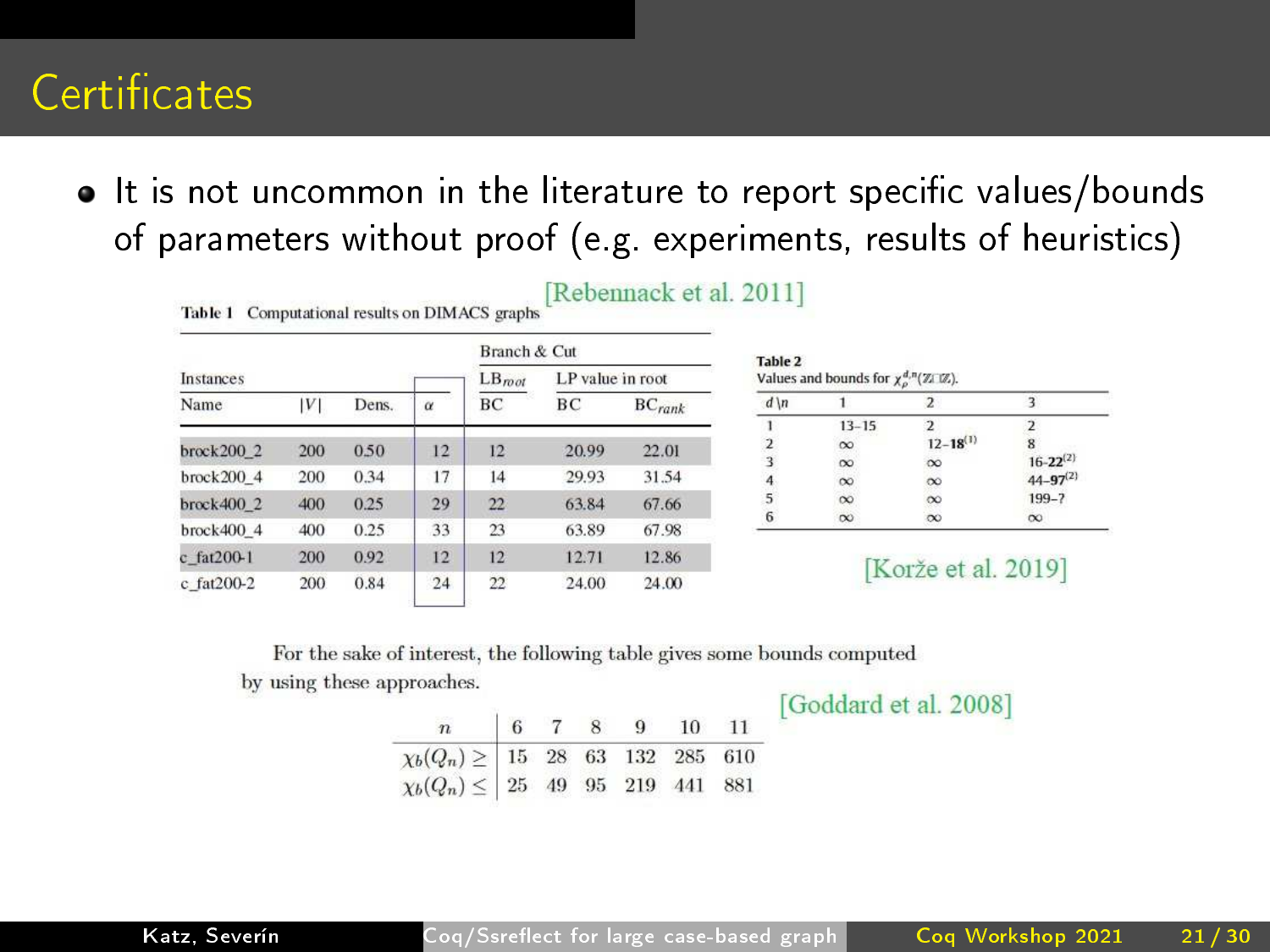# Certificates

- It is not uncommon in the literature to report specific values/bounds of parameters without proof (e.g. experiments, results of heuristics)

[Rebennack et al. 2011]

**Table 1** Computational results on DIMACS graphs

| Instances | | | | Branch & Cut | | |
|---|---|---|---|---|---|---|
| | | | | $LB_{root}$ | LP value in root | |
| Name | $\|V\|$ | Dens. | $\alpha$ | BC | BC | $BC_{rank}$ |
| brock200_2 | 200 | 0.50 | 12 | 12 | 20.99 | 22.01 |
| brock200_4 | 200 | 0.34 | 17 | 14 | 29.93 | 31.54 |
| brock400_2 | 400 | 0.25 | 29 | 22 | 63.84 | 67.66 |
| brock400_4 | 400 | 0.25 | 33 | 23 | 63.89 | 67.98 |
| c_fat200-1 | 200 | 0.92 | 12 | 12 | 12.71 | 12.86 |
| c_fat200-2 | 200 | 0.84 | 24 | 22 | 24.00 | 24.00 |

**Table 2**
Values and bounds for $\chi_\rho^{d,n}(\mathbb{Z}\square\mathbb{Z})$.

| $d \backslash n$ | 1 | 2 | 3 |
|---|---|---|---|
| 1 | 13–15 | 2 | 2 |
| 2 | $\infty$ | 12–**18**[1] | 8 |
| 3 | $\infty$ | $\infty$ | 16–**22**[2] |
| 4 | $\infty$ | $\infty$ | 44–**97**[2] |
| 5 | $\infty$ | $\infty$ | 199–? |
| 6 | $\infty$ | $\infty$ | $\infty$ |

[Korže et al. 2019]

For the sake of interest, the following table gives some bounds computed by using these approaches.

[Goddard et al. 2008]

| $n$ | 6 | 7 | 8 | 9 | 10 | 11 |
|---|---|---|---|---|---|---|
| $\chi_b(Q_n) \geq$ | 15 | 28 | 63 | 132 | 285 | 610 |
| $\chi_b(Q_n) \leq$ | 25 | 49 | 95 | 219 | 441 | 881 |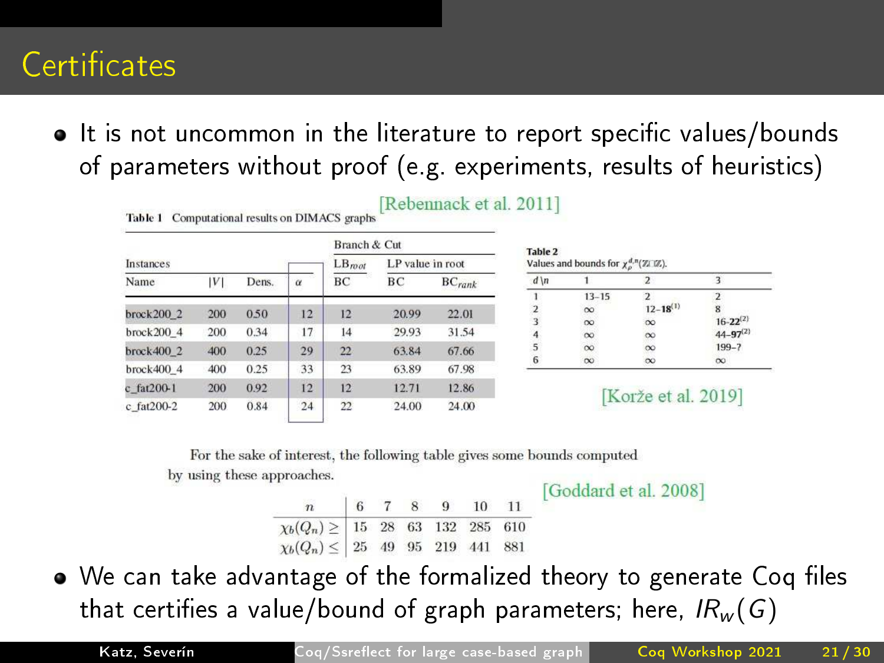# Certificates

- It is not uncommon in the literature to report specific values/bounds of parameters without proof (e.g. experiments, results of heuristics)

[Rebennack et al. 2011]

**Table 1** Computational results on DIMACS graphs

| Instances | | | | Branch & Cut | | |
|---|---|---|---|---|---|---|
| | | | | $LB_{root}$ | LP value in root | |
| Name | $\|V\|$ | Dens. | $\alpha$ | BC | BC | $BC_{rank}$ |
| brock200_2 | 200 | 0.50 | 12 | 12 | 20.99 | 22.01 |
| brock200_4 | 200 | 0.34 | 17 | 14 | 29.93 | 31.54 |
| brock400_2 | 400 | 0.25 | 29 | 22 | 63.84 | 67.66 |
| brock400_4 | 400 | 0.25 | 33 | 23 | 63.89 | 67.98 |
| c_fat200-1 | 200 | 0.92 | 12 | 12 | 12.71 | 12.86 |
| c_fat200-2 | 200 | 0.84 | 24 | 22 | 24.00 | 24.00 |

**Table 2**
Values and bounds for $\chi_\rho^{d,n}(\mathbb{Z}\square\mathbb{Z})$.

| $d \backslash n$ | 1 | 2 | 3 |
|---|---|---|---|
| 1 | 13–15 | 2 | 2 |
| 2 | $\infty$ | 12–**18**[1] | 8 |
| 3 | $\infty$ | $\infty$ | 16–**22**[2] |
| 4 | $\infty$ | $\infty$ | 44–**97**[2] |
| 5 | $\infty$ | $\infty$ | 199–? |
| 6 | $\infty$ | $\infty$ | $\infty$ |

[Korže et al. 2019]

For the sake of interest, the following table gives some bounds computed by using these approaches.

[Goddard et al. 2008]

| $n$ | 6 | 7 | 8 | 9 | 10 | 11 |
|---|---|---|---|---|---|---|
| $\chi_b(Q_n) \geq$ | 15 | 28 | 63 | 132 | 285 | 610 |
| $\chi_b(Q_n) \leq$ | 25 | 49 | 95 | 219 | 441 | 881 |

- We can take advantage of the formalized theory to generate Coq files that certifies a value/bound of graph parameters; here, $IR_w(G)$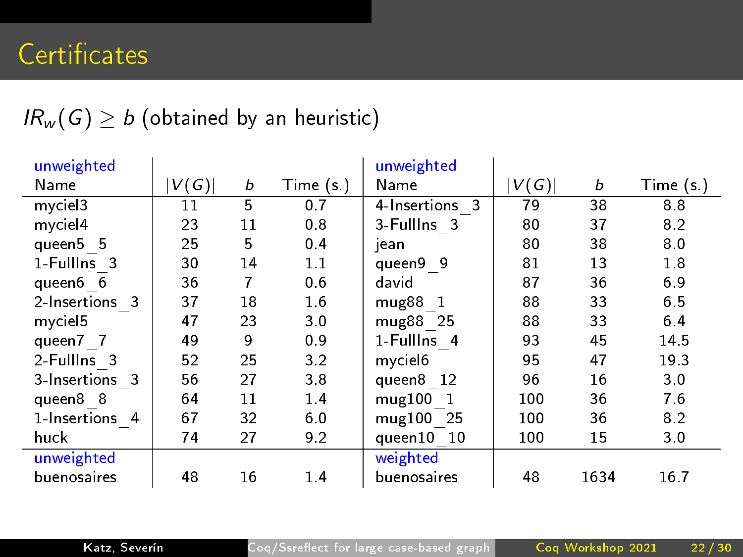# Certificates

$IR_w(G) \geq b$ (obtained by an heuristic)

| unweighted Name | $\|V(G)\|$ | $b$ | Time (s.) | unweighted Name | $\|V(G)\|$ | $b$ | Time (s.) |
|---|---|---|---|---|---|---|---|
| myciel3 | 11 | 5 | 0.7 | 4-Insertions_3 | 79 | 38 | 8.8 |
| myciel4 | 23 | 11 | 0.8 | 3-FullIns_3 | 80 | 37 | 8.2 |
| queen5_5 | 25 | 5 | 0.4 | jean | 80 | 38 | 8.0 |
| 1-FullIns_3 | 30 | 14 | 1.1 | queen9_9 | 81 | 13 | 1.8 |
| queen6_6 | 36 | 7 | 0.6 | david | 87 | 36 | 6.9 |
| 2-Insertions_3 | 37 | 18 | 1.6 | mug88_1 | 88 | 33 | 6.5 |
| myciel5 | 47 | 23 | 3.0 | mug88_25 | 88 | 33 | 6.4 |
| queen7_7 | 49 | 9 | 0.9 | 1-FullIns_4 | 93 | 45 | 14.5 |
| 2-FullIns_3 | 52 | 25 | 3.2 | myciel6 | 95 | 47 | 19.3 |
| 3-Insertions_3 | 56 | 27 | 3.8 | queen8_12 | 96 | 16 | 3.0 |
| queen8_8 | 64 | 11 | 1.4 | mug100_1 | 100 | 36 | 7.6 |
| 1-Insertions_4 | 67 | 32 | 6.0 | mug100_25 | 100 | 36 | 8.2 |
| huck | 74 | 27 | 9.2 | queen10_10 | 100 | 15 | 3.0 |
| **unweighted** | | | | **weighted** | | | |
| buenosaires | 48 | 16 | 1.4 | buenosaires | 48 | 1634 | 16.7 |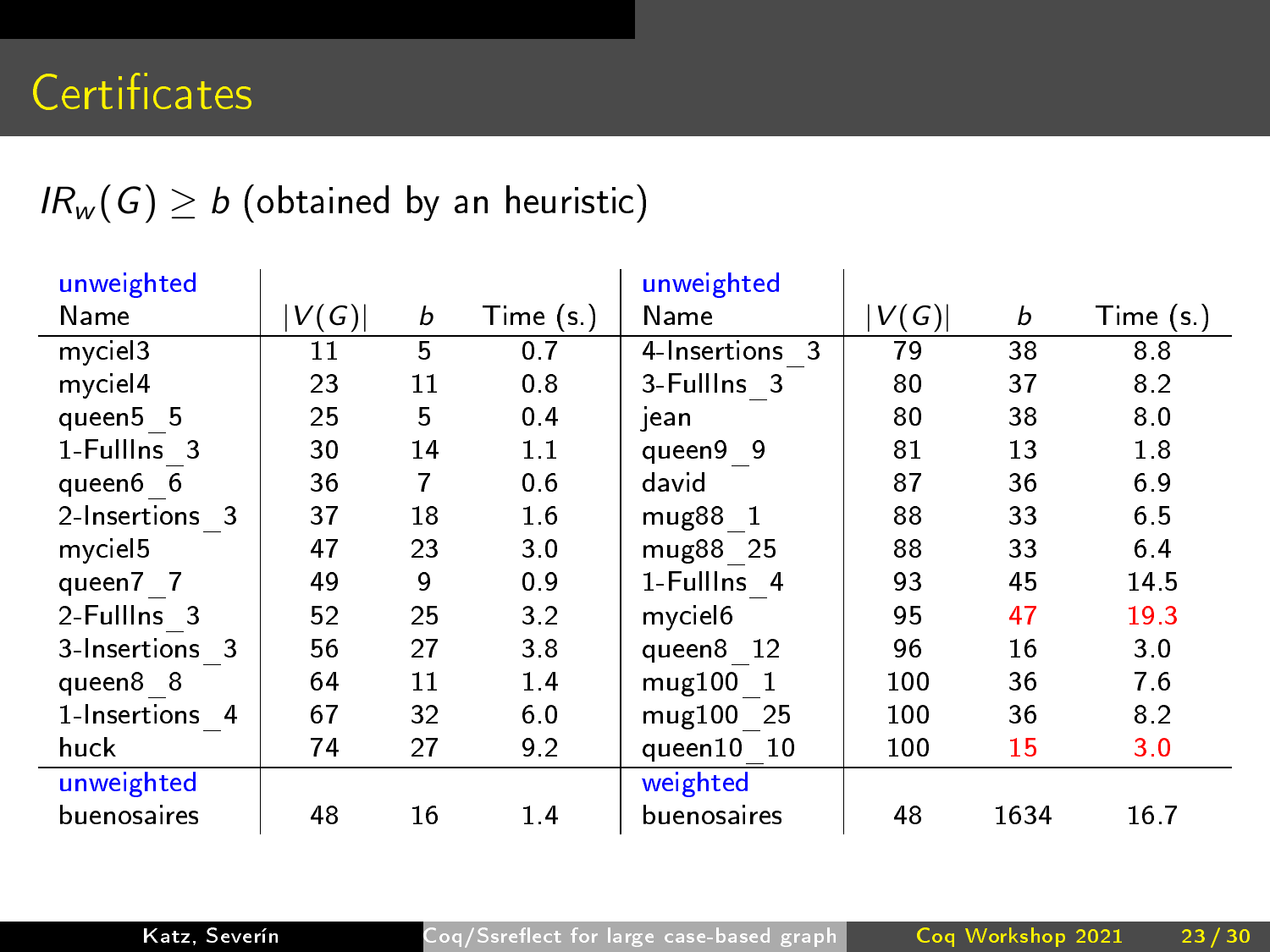# Certificates

$IR_w(G) \geq b$ (obtained by an heuristic)

| unweighted Name | $\|V(G)\|$ | $b$ | Time (s.) | unweighted Name | $\|V(G)\|$ | $b$ | Time (s.) |
|---|---|---|---|---|---|---|---|
| myciel3 | 11 | 5 | 0.7 | 4-Insertions_3 | 79 | 38 | 8.8 |
| myciel4 | 23 | 11 | 0.8 | 3-FullIns_3 | 80 | 37 | 8.2 |
| queen5_5 | 25 | 5 | 0.4 | jean | 80 | 38 | 8.0 |
| 1-FullIns_3 | 30 | 14 | 1.1 | queen9_9 | 81 | 13 | 1.8 |
| queen6_6 | 36 | 7 | 0.6 | david | 87 | 36 | 6.9 |
| 2-Insertions_3 | 37 | 18 | 1.6 | mug88_1 | 88 | 33 | 6.5 |
| myciel5 | 47 | 23 | 3.0 | mug88_25 | 88 | 33 | 6.4 |
| queen7_7 | 49 | 9 | 0.9 | 1-FullIns_4 | 93 | 45 | 14.5 |
| 2-FullIns_3 | 52 | 25 | 3.2 | myciel6 | 95 | 47 | 19.3 |
| 3-Insertions_3 | 56 | 27 | 3.8 | queen8_12 | 96 | 16 | 3.0 |
| queen8_8 | 64 | 11 | 1.4 | mug100_1 | 100 | 36 | 7.6 |
| 1-Insertions_4 | 67 | 32 | 6.0 | mug100_25 | 100 | 36 | 8.2 |
| huck | 74 | 27 | 9.2 | queen10_10 | 100 | 15 | 3.0 |
| **unweighted** | | | | **weighted** | | | |
| buenosaires | 48 | 16 | 1.4 | buenosaires | 48 | 1634 | 16.7 |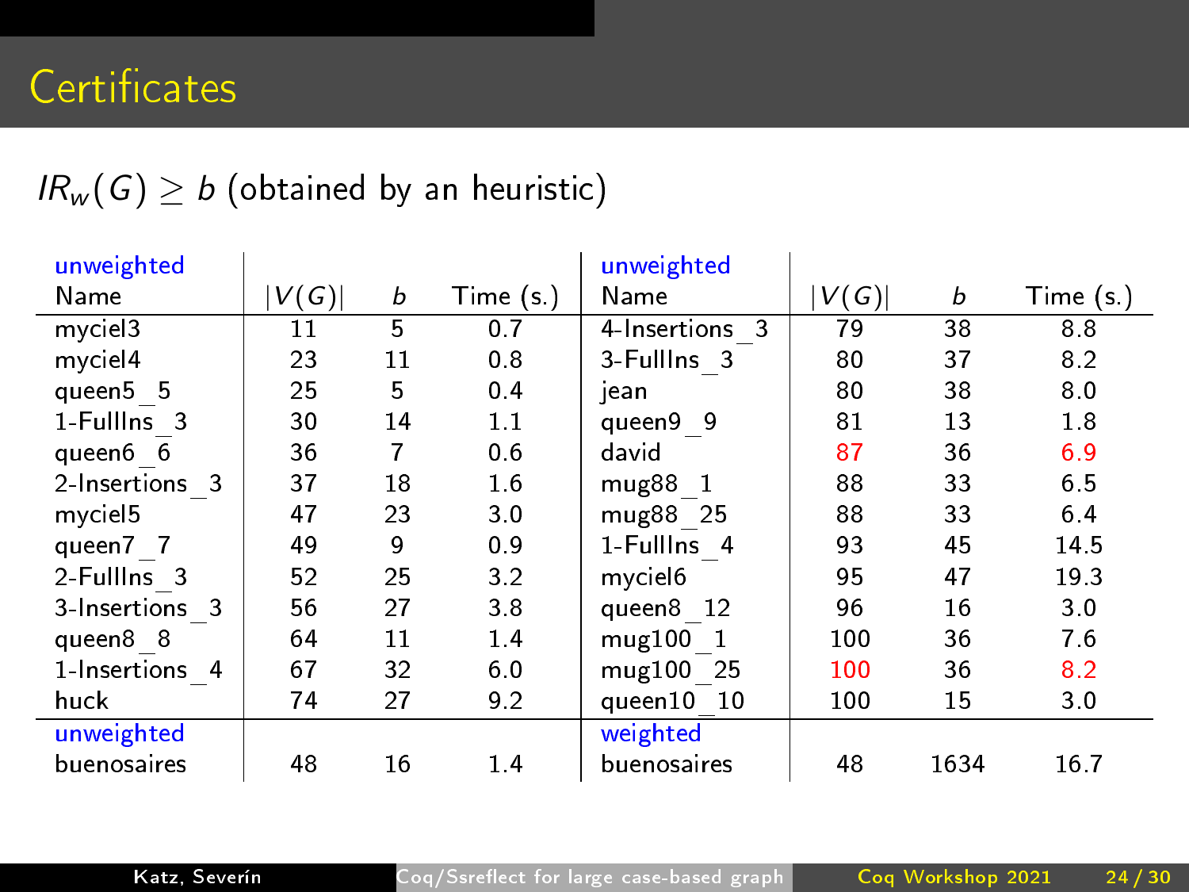# Certificates

$IR_w(G) \geq b$ (obtained by an heuristic)

| unweighted Name | $\|V(G)\|$ | $b$ | Time (s.) | unweighted Name | $\|V(G)\|$ | $b$ | Time (s.) |
|---|---|---|---|---|---|---|---|
| myciel3 | 11 | 5 | 0.7 | 4-Insertions_3 | 79 | 38 | 8.8 |
| myciel4 | 23 | 11 | 0.8 | 3-FullIns_3 | 80 | 37 | 8.2 |
| queen5_5 | 25 | 5 | 0.4 | jean | 80 | 38 | 8.0 |
| 1-FullIns_3 | 30 | 14 | 1.1 | queen9_9 | 81 | 13 | 1.8 |
| queen6_6 | 36 | 7 | 0.6 | david | 87 | 36 | 6.9 |
| 2-Insertions_3 | 37 | 18 | 1.6 | mug88_1 | 88 | 33 | 6.5 |
| myciel5 | 47 | 23 | 3.0 | mug88_25 | 88 | 33 | 6.4 |
| queen7_7 | 49 | 9 | 0.9 | 1-FullIns_4 | 93 | 45 | 14.5 |
| 2-FullIns_3 | 52 | 25 | 3.2 | myciel6 | 95 | 47 | 19.3 |
| 3-Insertions_3 | 56 | 27 | 3.8 | queen8_12 | 96 | 16 | 3.0 |
| queen8_8 | 64 | 11 | 1.4 | mug100_1 | 100 | 36 | 7.6 |
| 1-Insertions_4 | 67 | 32 | 6.0 | mug100_25 | 100 | 36 | 8.2 |
| huck | 74 | 27 | 9.2 | queen10_10 | 100 | 15 | 3.0 |
| **unweighted** | | | | **weighted** | | | |
| buenosaires | 48 | 16 | 1.4 | buenosaires | 48 | 1634 | 16.7 |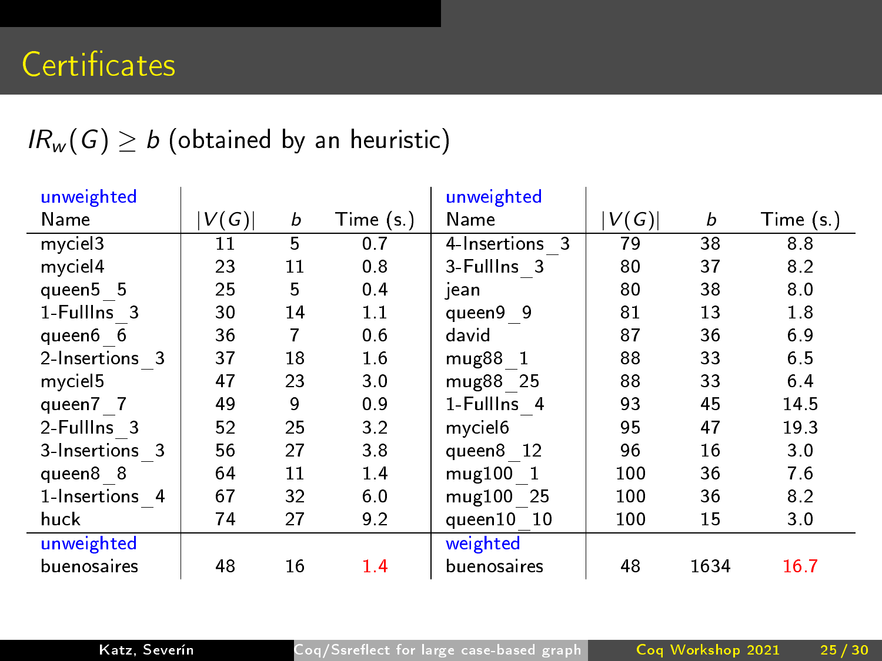# Certificates

$IR_w(G) \geq b$ (obtained by an heuristic)

| unweighted Name | $\|V(G)\|$ | $b$ | Time (s.) | unweighted Name | $\|V(G)\|$ | $b$ | Time (s.) |
|---|---|---|---|---|---|---|---|
| myciel3 | 11 | 5 | 0.7 | 4-Insertions_3 | 79 | 38 | 8.8 |
| myciel4 | 23 | 11 | 0.8 | 3-FullIns_3 | 80 | 37 | 8.2 |
| queen5_5 | 25 | 5 | 0.4 | jean | 80 | 38 | 8.0 |
| 1-FullIns_3 | 30 | 14 | 1.1 | queen9_9 | 81 | 13 | 1.8 |
| queen6_6 | 36 | 7 | 0.6 | david | 87 | 36 | 6.9 |
| 2-Insertions_3 | 37 | 18 | 1.6 | mug88_1 | 88 | 33 | 6.5 |
| myciel5 | 47 | 23 | 3.0 | mug88_25 | 88 | 33 | 6.4 |
| queen7_7 | 49 | 9 | 0.9 | 1-FullIns_4 | 93 | 45 | 14.5 |
| 2-FullIns_3 | 52 | 25 | 3.2 | myciel6 | 95 | 47 | 19.3 |
| 3-Insertions_3 | 56 | 27 | 3.8 | queen8_12 | 96 | 16 | 3.0 |
| queen8_8 | 64 | 11 | 1.4 | mug100_1 | 100 | 36 | 7.6 |
| 1-Insertions_4 | 67 | 32 | 6.0 | mug100_25 | 100 | 36 | 8.2 |
| huck | 74 | 27 | 9.2 | queen10_10 | 100 | 15 | 3.0 |
| unweighted | | | | weighted | | | |
| buenosaires | 48 | 16 | 1.4 | buenosaires | 48 | 1634 | 16.7 |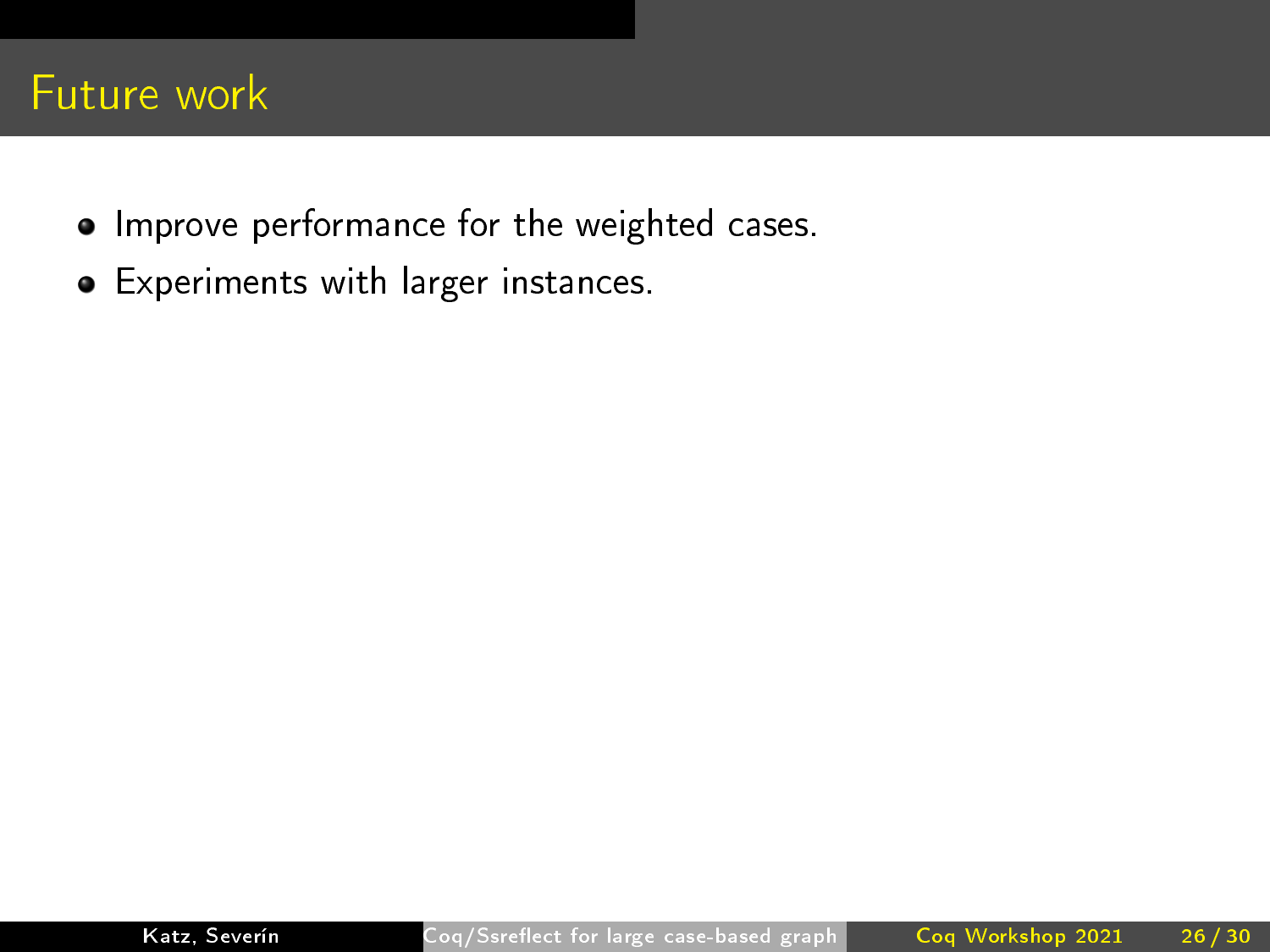# Future work

- Improve performance for the weighted cases.
- Experiments with larger instances.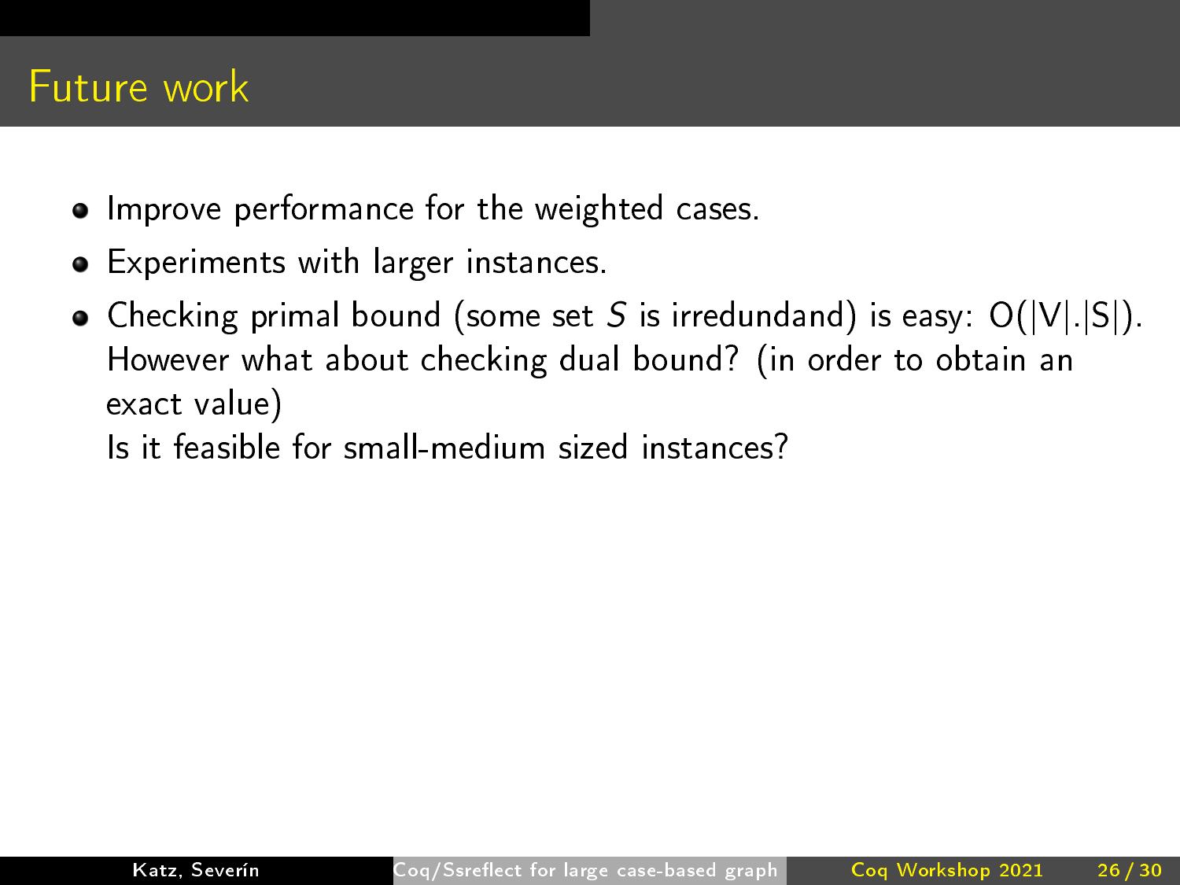# Future work

- Improve performance for the weighted cases.
- Experiments with larger instances.
- Checking primal bound (some set $S$ is irredundand) is easy: $O(|V|.|S|)$.
  However what about checking dual bound? (in order to obtain an exact value)
  Is it feasible for small-medium sized instances?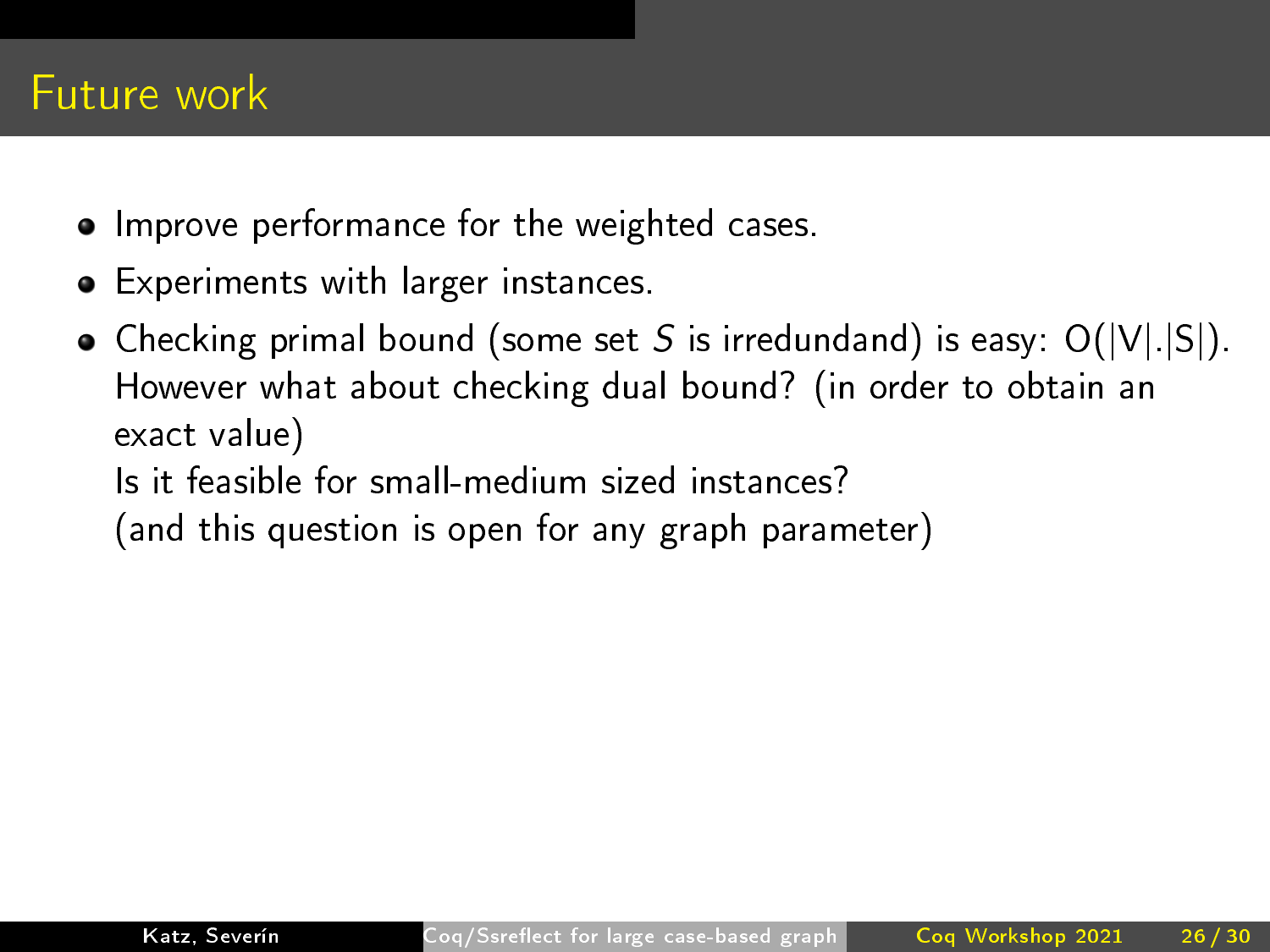# Future work

- Improve performance for the weighted cases.
- Experiments with larger instances.
- Checking primal bound (some set $S$ is irredundand) is easy: $O(|V|.|S|)$.
  However what about checking dual bound? (in order to obtain an exact value)
  Is it feasible for small-medium sized instances?
  (and this question is open for any graph parameter)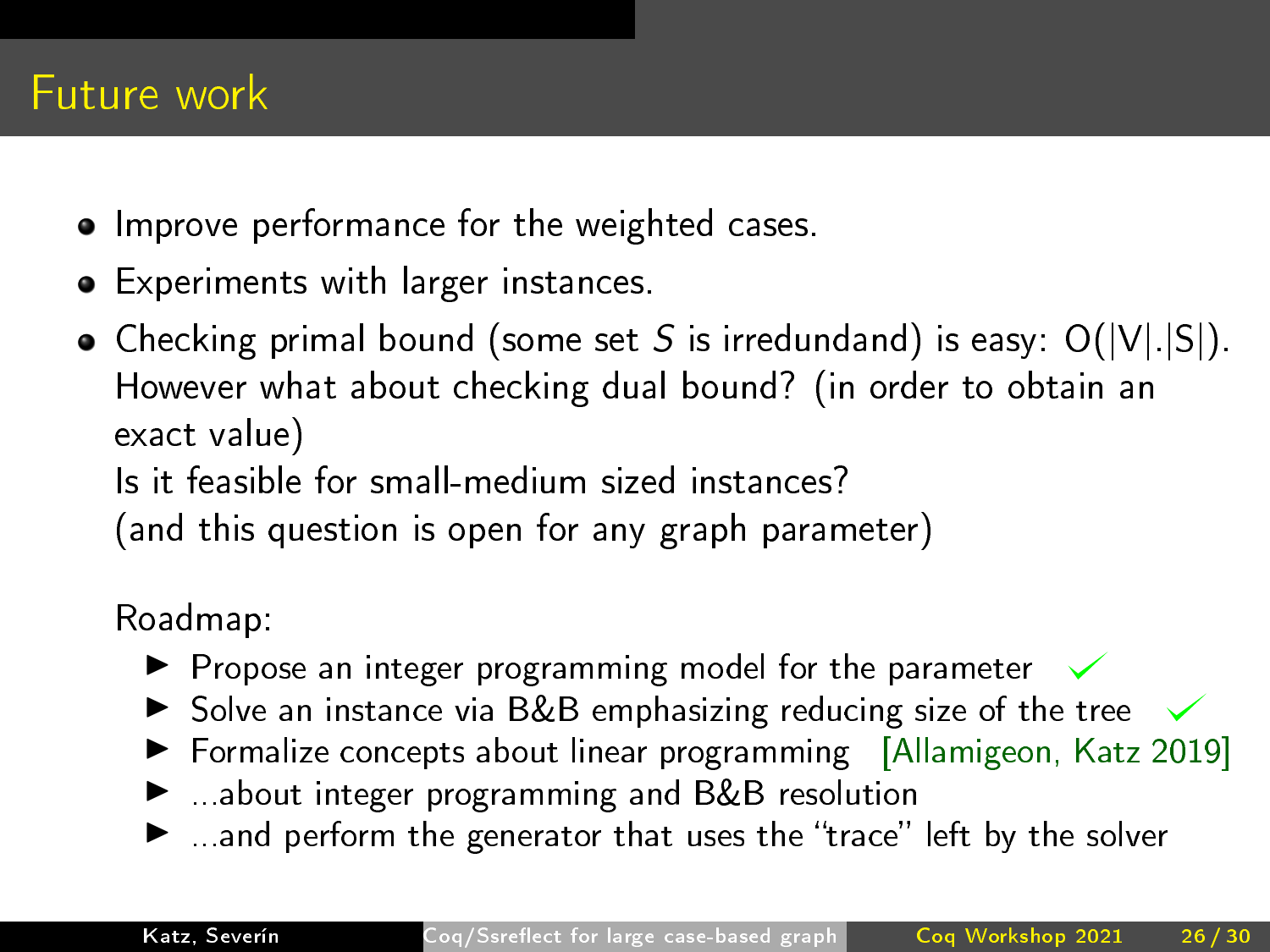# Future work

- Improve performance for the weighted cases.
- Experiments with larger instances.
- Checking primal bound (some set $S$ is irredundand) is easy: $O(|V|.|S|)$.
  However what about checking dual bound? (in order to obtain an exact value)
  Is it feasible for small-medium sized instances?
  (and this question is open for any graph parameter)

  Roadmap:
  - Propose an integer programming model for the parameter ✓
  - Solve an instance via B&B emphasizing reducing size of the tree ✓
  - Formalize concepts about linear programming [Allamigeon, Katz 2019]
  - ...about integer programming and B&B resolution
  - ...and perform the generator that uses the "trace" left by the solver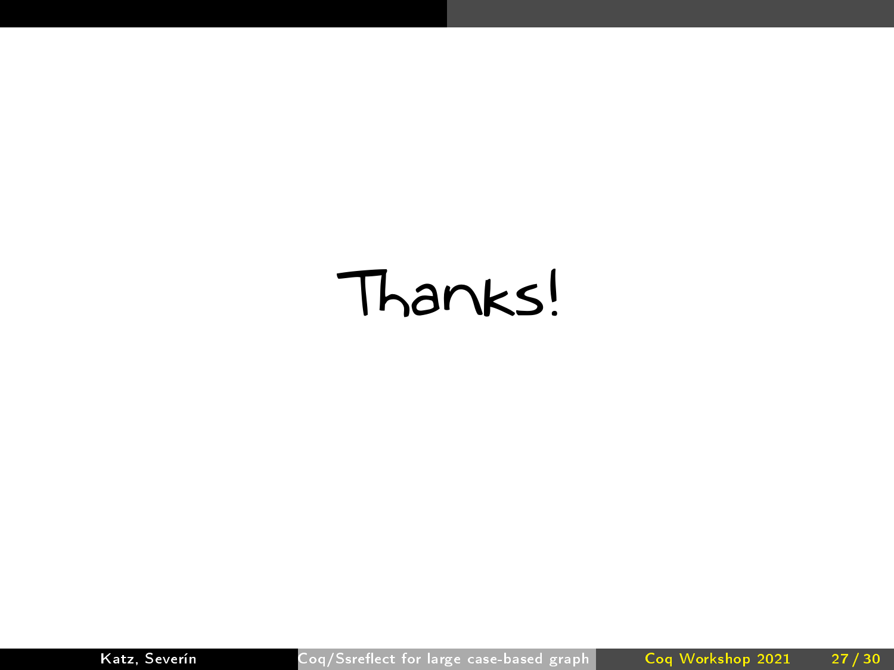Thanks!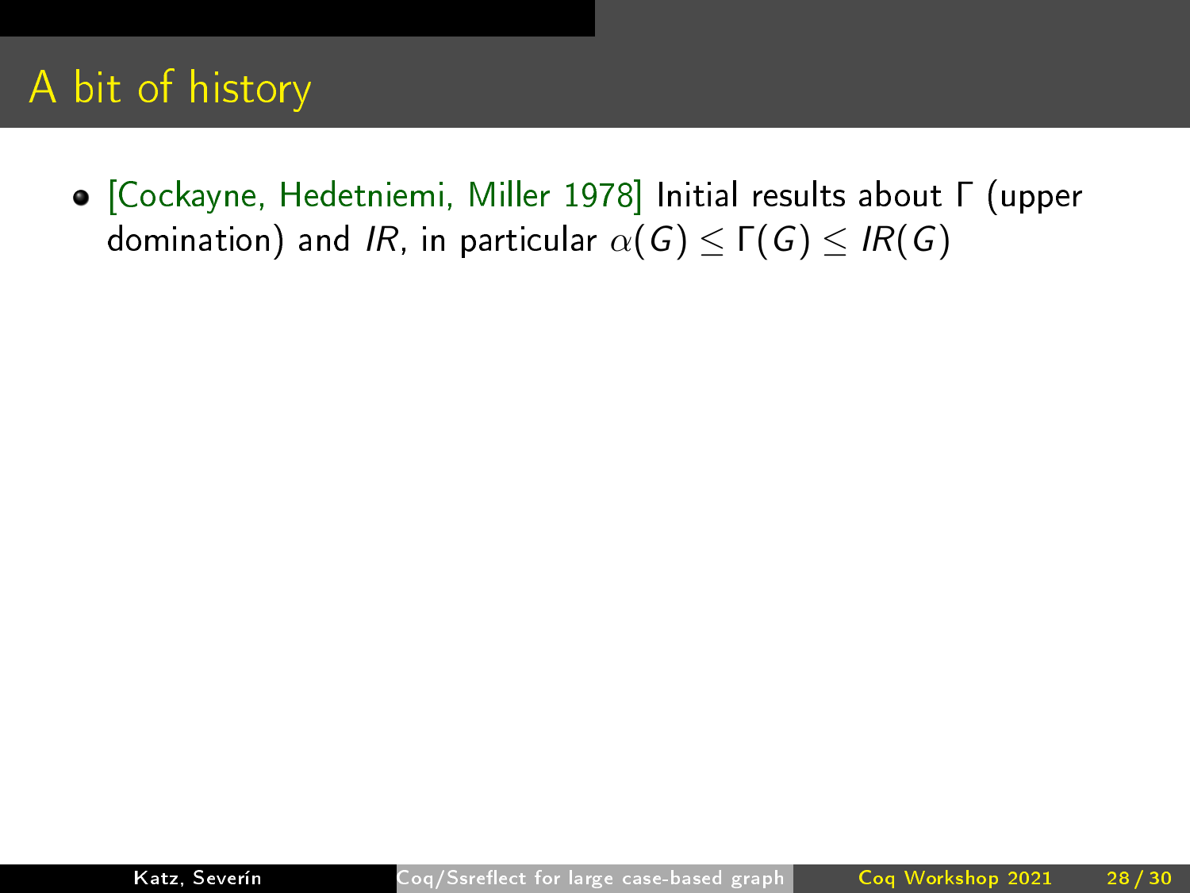# A bit of history

- [Cockayne, Hedetniemi, Miller 1978] Initial results about $\Gamma$ (upper domination) and $IR$, in particular $\alpha(G) \leq \Gamma(G) \leq IR(G)$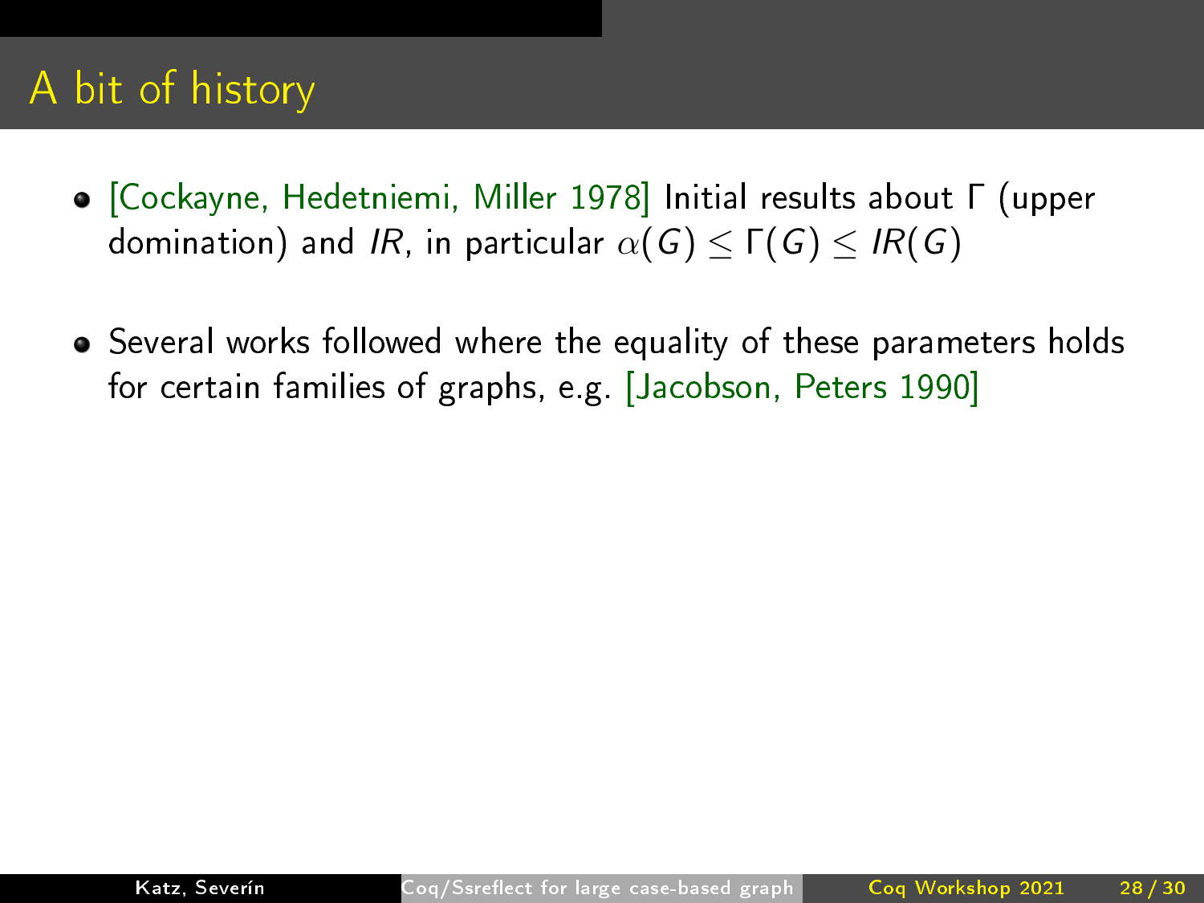# A bit of history

- [Cockayne, Hedetniemi, Miller 1978] Initial results about $\Gamma$ (upper domination) and $IR$, in particular $\alpha(G) \leq \Gamma(G) \leq IR(G)$
- Several works followed where the equality of these parameters holds for certain families of graphs, e.g. [Jacobson, Peters 1990]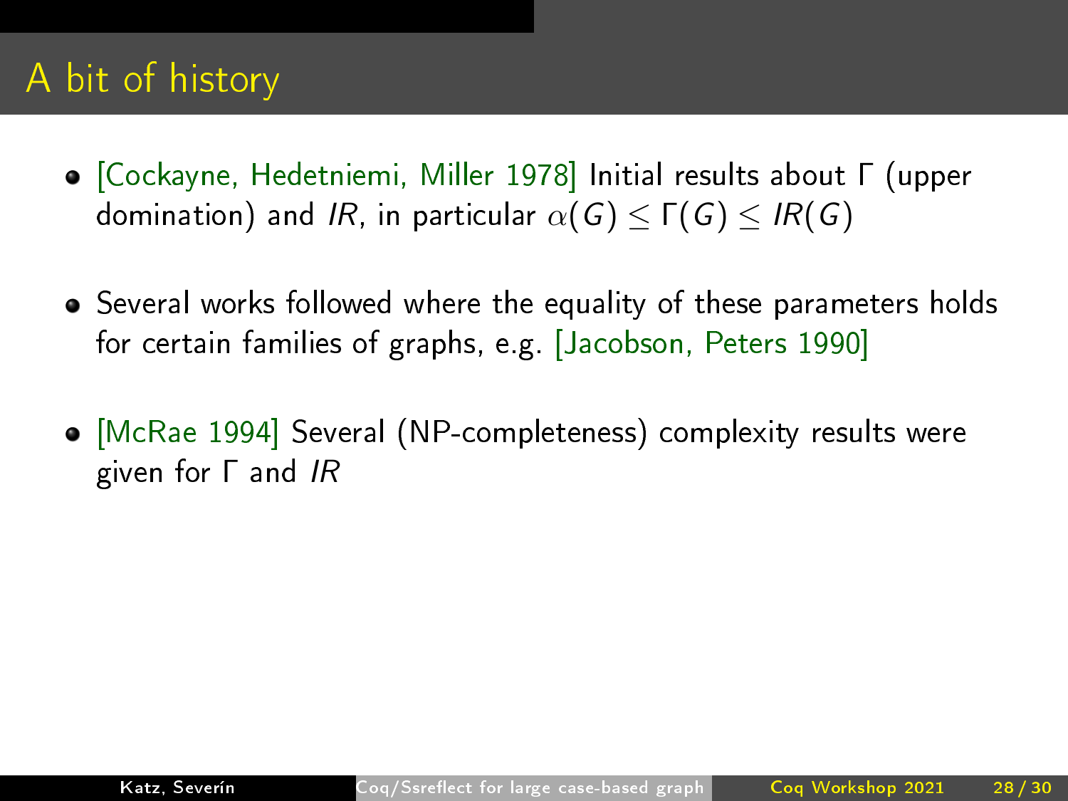# A bit of history

- [Cockayne, Hedetniemi, Miller 1978] Initial results about $\Gamma$ (upper domination) and $IR$, in particular $\alpha(G) \leq \Gamma(G) \leq IR(G)$
- Several works followed where the equality of these parameters holds for certain families of graphs, e.g. [Jacobson, Peters 1990]
- [McRae 1994] Several (NP-completeness) complexity results were given for $\Gamma$ and $IR$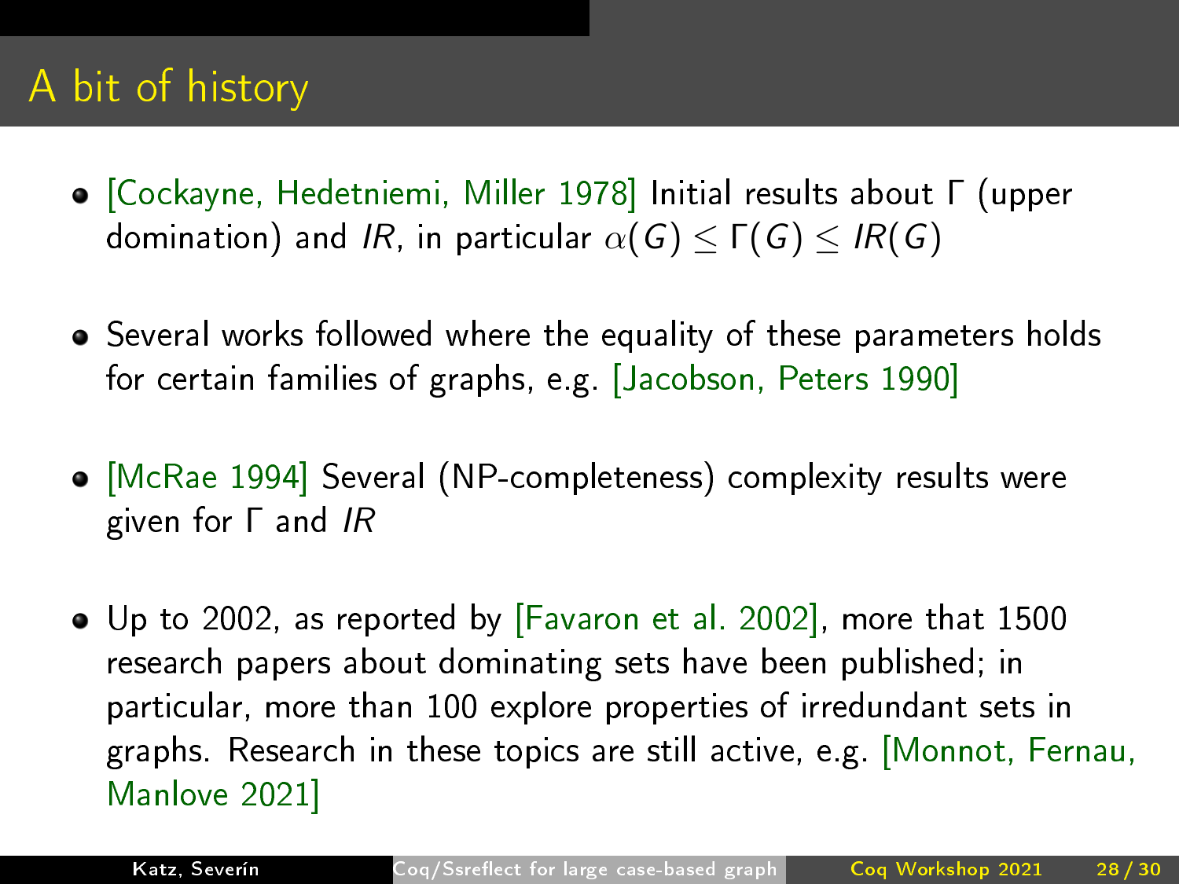# A bit of history

- [Cockayne, Hedetniemi, Miller 1978] Initial results about $\Gamma$ (upper domination) and $IR$, in particular $\alpha(G) \leq \Gamma(G) \leq IR(G)$
- Several works followed where the equality of these parameters holds for certain families of graphs, e.g. [Jacobson, Peters 1990]
- [McRae 1994] Several (NP-completeness) complexity results were given for $\Gamma$ and $IR$
- Up to 2002, as reported by [Favaron et al. 2002], more that 1500 research papers about dominating sets have been published; in particular, more than 100 explore properties of irredundant sets in graphs. Research in these topics are still active, e.g. [Monnot, Fernau, Manlove 2021]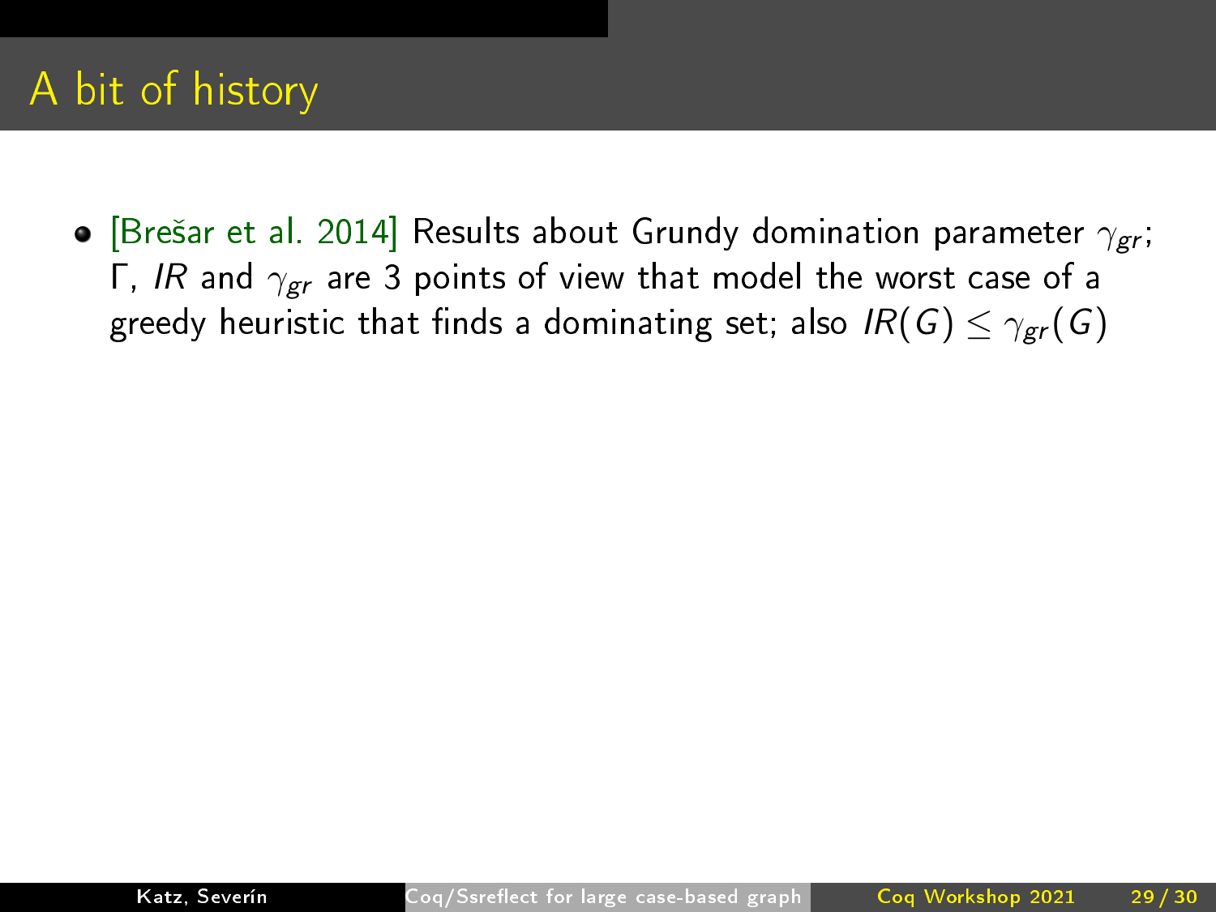# A bit of history

- [Brešar et al. 2014] Results about Grundy domination parameter $\gamma_{gr}$; $\Gamma$, $IR$ and $\gamma_{gr}$ are 3 points of view that model the worst case of a greedy heuristic that finds a dominating set; also $IR(G) \leq \gamma_{gr}(G)$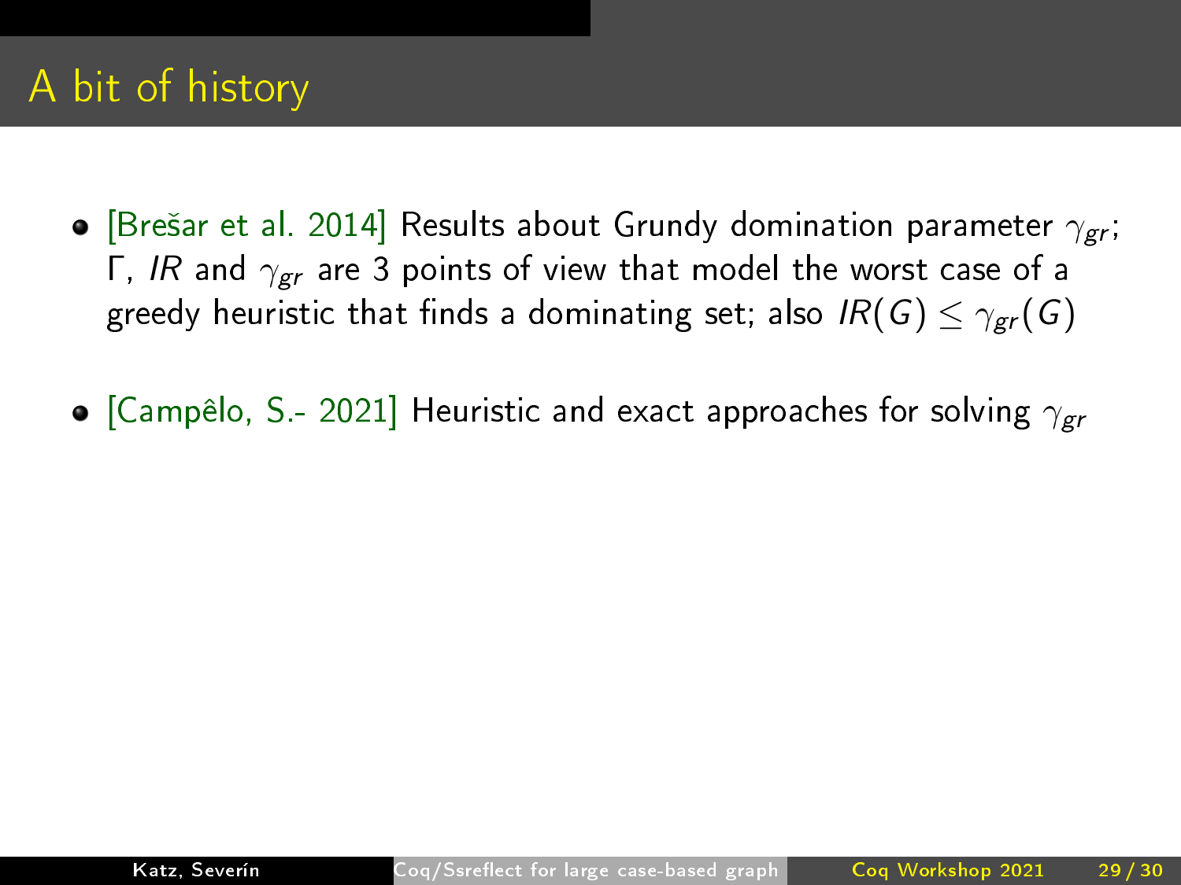# A bit of history

- [Brešar et al. 2014] Results about Grundy domination parameter $\gamma_{gr}$; $\Gamma$, $IR$ and $\gamma_{gr}$ are 3 points of view that model the worst case of a greedy heuristic that finds a dominating set; also $IR(G) \leq \gamma_{gr}(G)$
- [Campêlo, S.- 2021] Heuristic and exact approaches for solving $\gamma_{gr}$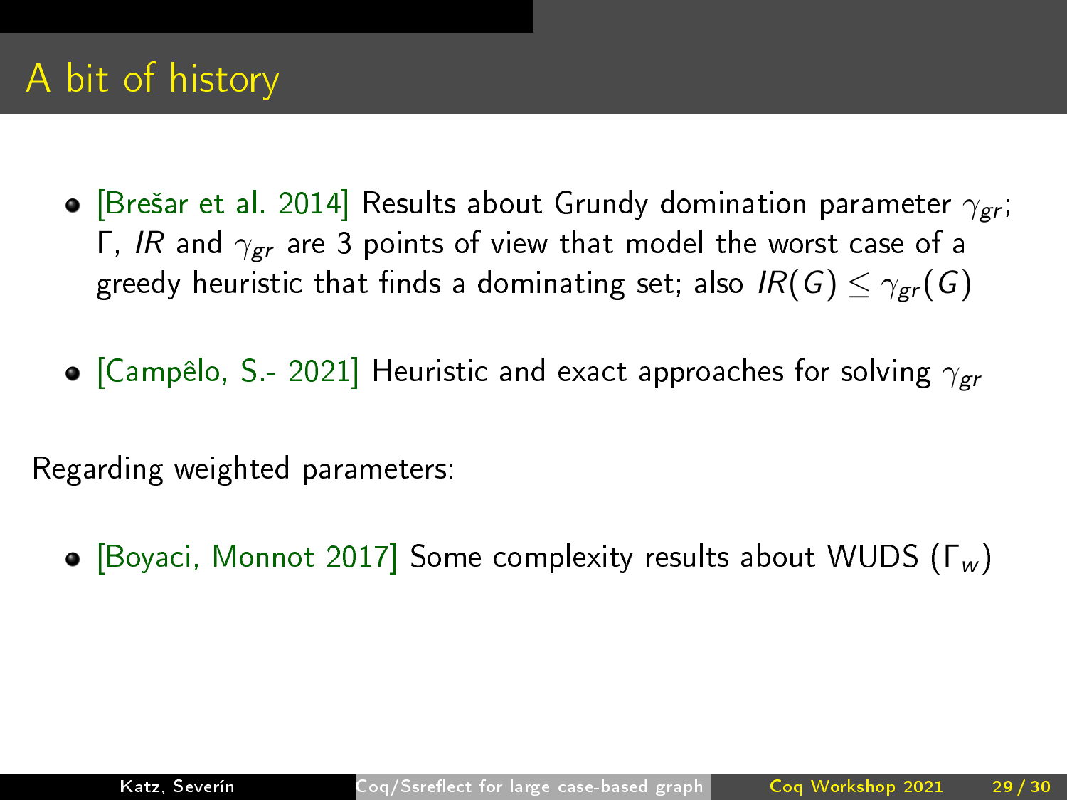# A bit of history

- [Brešar et al. 2014] Results about Grundy domination parameter $\gamma_{gr}$; $\Gamma$, $IR$ and $\gamma_{gr}$ are 3 points of view that model the worst case of a greedy heuristic that finds a dominating set; also $IR(G) \leq \gamma_{gr}(G)$

- [Campêlo, S.- 2021] Heuristic and exact approaches for solving $\gamma_{gr}$

Regarding weighted parameters:

- [Boyaci, Monnot 2017] Some complexity results about WUDS ($\Gamma_w$)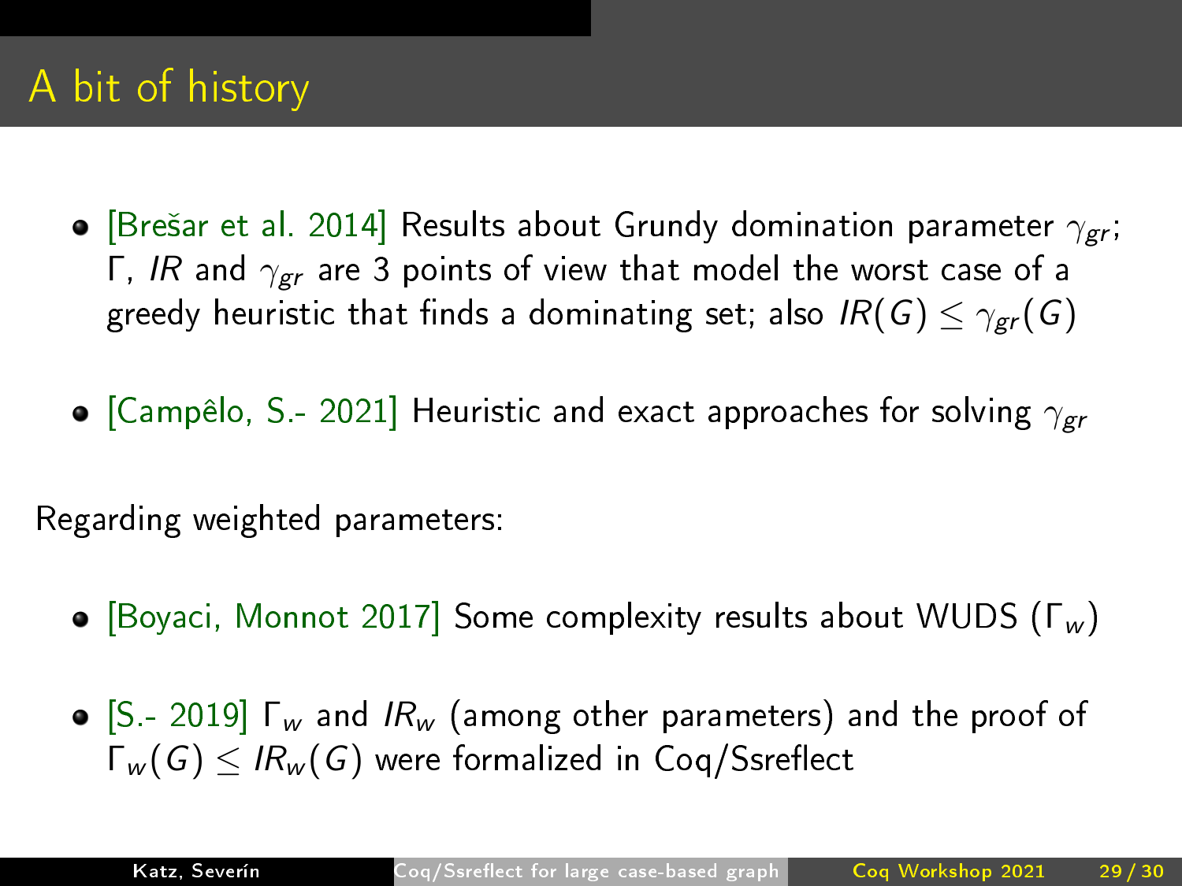# A bit of history

- [Brešar et al. 2014] Results about Grundy domination parameter $\gamma_{gr}$; $\Gamma$, $IR$ and $\gamma_{gr}$ are 3 points of view that model the worst case of a greedy heuristic that finds a dominating set; also $IR(G) \leq \gamma_{gr}(G)$
- [Campêlo, S.- 2021] Heuristic and exact approaches for solving $\gamma_{gr}$

Regarding weighted parameters:

- [Boyaci, Monnot 2017] Some complexity results about WUDS ($\Gamma_w$)
- [S.- 2019] $\Gamma_w$ and $IR_w$ (among other parameters) and the proof of $\Gamma_w(G) \leq IR_w(G)$ were formalized in Coq/Ssreflect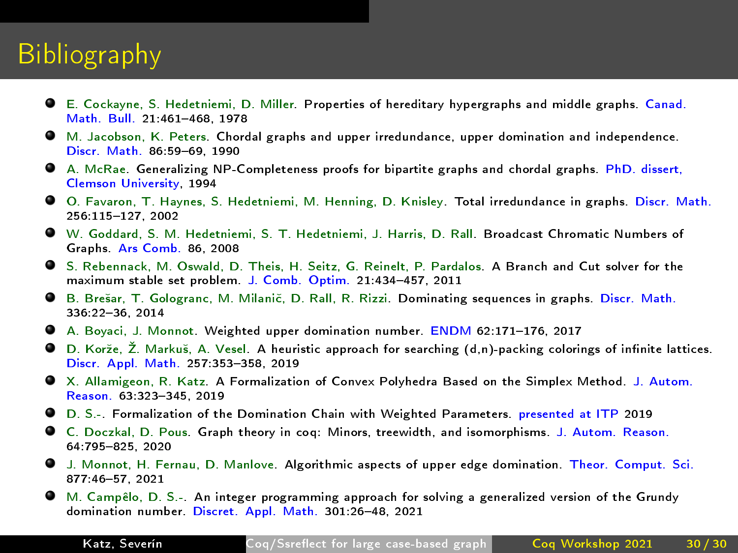# Bibliography

- E. Cockayne, S. Hedetniemi, D. Miller. Properties of hereditary hypergraphs and middle graphs. Canad. Math. Bull. 21:461–468, 1978
- M. Jacobson, K. Peters. Chordal graphs and upper irredundance, upper domination and independence. Discr. Math. 86:59–69, 1990
- A. McRae. Generalizing NP-Completeness proofs for bipartite graphs and chordal graphs. PhD. dissert, Clemson University, 1994
- O. Favaron, T. Haynes, S. Hedetniemi, M. Henning, D. Knisley. Total irredundance in graphs. Discr. Math. 256:115–127, 2002
- W. Goddard, S. M. Hedetniemi, S. T. Hedetniemi, J. Harris, D. Rall. Broadcast Chromatic Numbers of Graphs. Ars Comb. 86, 2008
- S. Rebennack, M. Oswald, D. Theis, H. Seitz, G. Reinelt, P. Pardalos. A Branch and Cut solver for the maximum stable set problem. J. Comb. Optim. 21:434–457, 2011
- B. Brešar, T. Gologranc, M. Milanič, D. Rall, R. Rizzi. Dominating sequences in graphs. Discr. Math. 336:22–36, 2014
- A. Boyaci, J. Monnot. Weighted upper domination number. ENDM 62:171–176, 2017
- D. Korže, Ž. Markuš, A. Vesel. A heuristic approach for searching (d,n)-packing colorings of infinite lattices. Discr. Appl. Math. 257:353–358, 2019
- X. Allamigeon, R. Katz. A Formalization of Convex Polyhedra Based on the Simplex Method. J. Autom. Reason. 63:323–345, 2019
- D. S.-. Formalization of the Domination Chain with Weighted Parameters. presented at ITP 2019
- C. Doczkal, D. Pous. Graph theory in coq: Minors, treewidth, and isomorphisms. J. Autom. Reason. 64:795–825, 2020
- J. Monnot, H. Fernau, D. Manlove. Algorithmic aspects of upper edge domination. Theor. Comput. Sci. 877:46–57, 2021
- M. Campêlo, D. S.-. An integer programming approach for solving a generalized version of the Grundy domination number. Discret. Appl. Math. 301:26–48, 2021